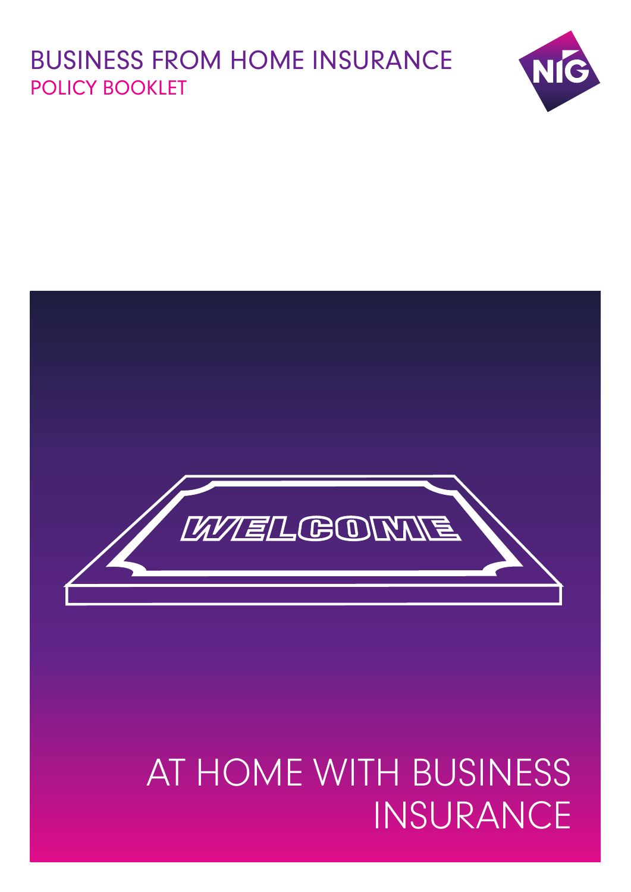# BUSINESS FROM HOME INSURANCE

## POLICY BOOKLET

WELCOME

AT HOME WITH BUSINESS INSURANCE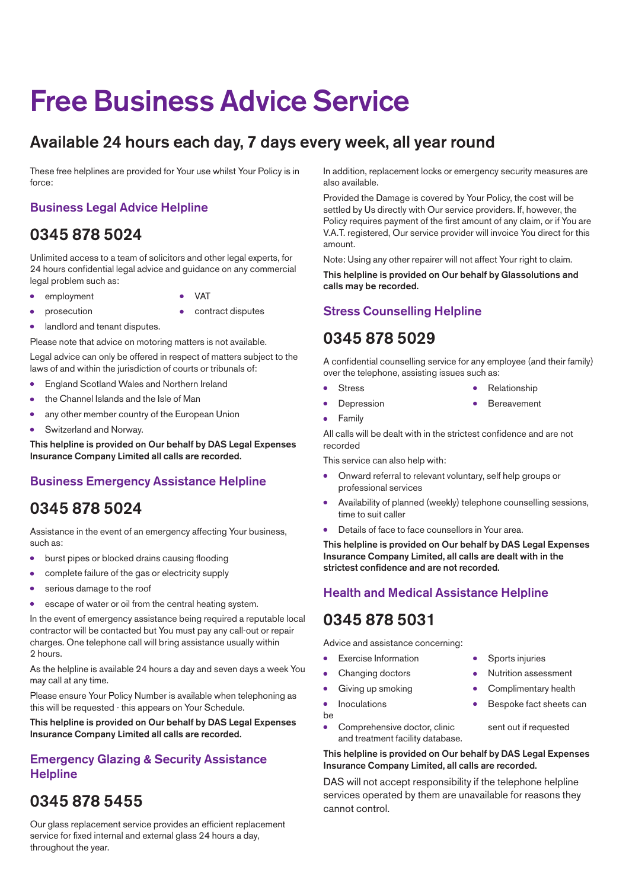# Free Business Advice Service

## Available 24 hours each day, 7 days every week, all year round

These free helplines are provided for Your use whilst Your Policy is in force:

### Business Legal Advice Helpline

## 0345 878 5024

Unlimited access to a team of solicitors and other legal experts, for 24 hours confidential legal advice and guidance on any commercial legal problem such as:

- employment
- VAT
- prosecution
- contract disputes
- landlord and tenant disputes.

Please note that advice on motoring matters is not available.

Legal advice can only be offered in respect of matters subject to the laws of and within the jurisdiction of courts or tribunals of:

- England Scotland Wales and Northern Ireland
- the Channel Islands and the Isle of Man
- any other member country of the European Union
- Switzerland and Norway.

**This helpline is provided on Our behalf by DAS Legal Expenses Insurance Company Limited all calls are recorded.**

### Business Emergency Assistance Helpline

## 0345 878 5024

Assistance in the event of an emergency affecting Your business, such as:

- burst pipes or blocked drains causing flooding
- complete failure of the gas or electricity supply
- serious damage to the roof
- escape of water or oil from the central heating system.

In the event of emergency assistance being required a reputable local contractor will be contacted but You must pay any call-out or repair charges. One telephone call will bring assistance usually within 2 hours.

As the helpline is available 24 hours a day and seven days a week You may call at any time.

Please ensure Your Policy Number is available when telephoning as this will be requested - this appears on Your Schedule.

**This helpline is provided on Our behalf by DAS Legal Expenses Insurance Company Limited all calls are recorded.**

### Emergency Glazing & Security Assistance Helpline

## 0345 878 5455

Our glass replacement service provides an efficient replacement service for fixed internal and external glass 24 hours a day, throughout the year.

In addition, replacement locks or emergency security measures are also available.

Provided the Damage is covered by Your Policy, the cost will be settled by Us directly with Our service providers. If, however, the Policy requires payment of the first amount of any claim, or if You are V.A.T. registered, Our service provider will invoice You direct for this amount.

Note: Using any other repairer will not affect Your right to claim.

**This helpline is provided on Our behalf by Glassolutions and calls may be recorded.**

### Stress Counselling Helpline

## 0345 878 5029

A confidential counselling service for any employee (and their family) over the telephone, assisting issues such as:

- Stress
- Relationship
- Depression
- Bereavement
- Family

All calls will be dealt with in the strictest confidence and are not recorded

This service can also help with:

- Onward referral to relevant voluntary, self help groups or professional services
- Availability of planned (weekly) telephone counselling sessions, time to suit caller
- Details of face to face counsellors in Your area.

**This helpline is provided on Our behalf by DAS Legal Expenses Insurance Company Limited, all calls are dealt with in the strictest confidence and are not recorded.**

### Health and Medical Assistance Helpline

## 0345 878 5031

Advice and assistance concerning:

- Exercise Information
- Sports injuries
- Changing doctors
- Nutrition assessment
- Giving up smoking
- Complimentary health
- Inoculations
- Bespoke fact sheets can be sent out if requested
- Comprehensive doctor, clinic and treatment facility database.

**This helpline is provided on Our behalf by DAS Legal Expenses Insurance Company Limited, all calls are recorded.**

DAS will not accept responsibility if the telephone helpline services operated by them are unavailable for reasons they cannot control.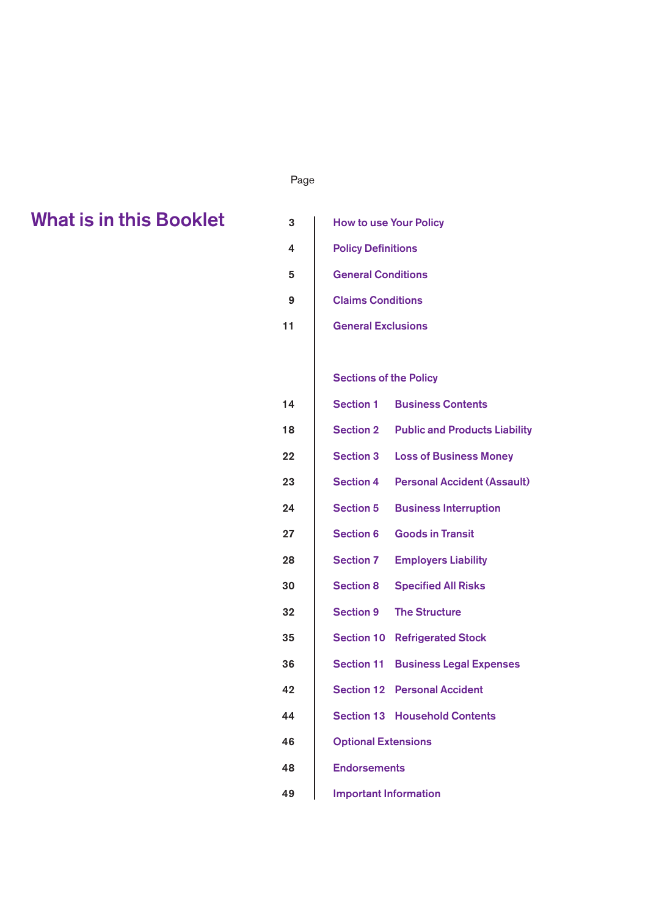# What is in this Booklet

| Page | | |
|---|---|---|
| 3 | How to use Your Policy | |
| 4 | Policy Definitions | |
| 5 | General Conditions | |
| 9 | Claims Conditions | |
| 11 | General Exclusions | |
| | **Sections of the Policy** | |
| 14 | Section 1 | Business Contents |
| 18 | Section 2 | Public and Products Liability |
| 22 | Section 3 | Loss of Business Money |
| 23 | Section 4 | Personal Accident (Assault) |
| 24 | Section 5 | Business Interruption |
| 27 | Section 6 | Goods in Transit |
| 28 | Section 7 | Employers Liability |
| 30 | Section 8 | Specified All Risks |
| 32 | Section 9 | The Structure |
| 35 | Section 10 | Refrigerated Stock |
| 36 | Section 11 | Business Legal Expenses |
| 42 | Section 12 | Personal Accident |
| 44 | Section 13 | Household Contents |
| 46 | Optional Extensions | |
| 48 | Endorsements | |
| 49 | Important Information | |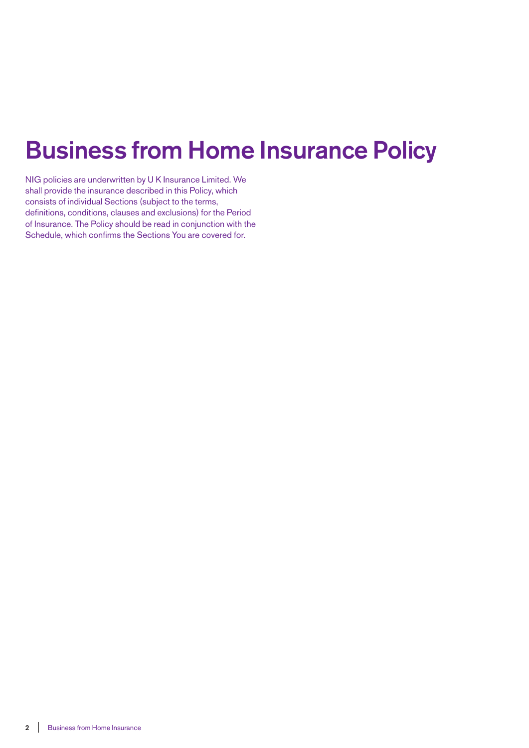# Business from Home Insurance Policy

NIG policies are underwritten by U K Insurance Limited. We shall provide the insurance described in this Policy, which consists of individual Sections (subject to the terms, definitions, conditions, clauses and exclusions) for the Period of Insurance. The Policy should be read in conjunction with the Schedule, which confirms the Sections You are covered for.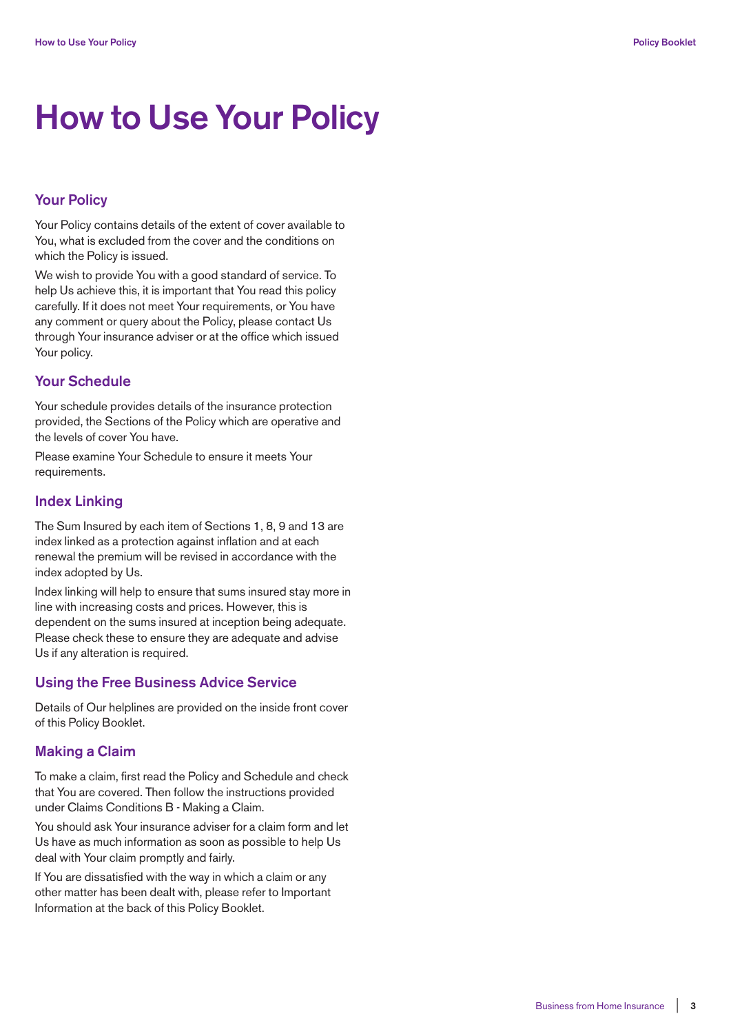# How to Use Your Policy

## Your Policy

Your Policy contains details of the extent of cover available to You, what is excluded from the cover and the conditions on which the Policy is issued.

We wish to provide You with a good standard of service. To help Us achieve this, it is important that You read this policy carefully. If it does not meet Your requirements, or You have any comment or query about the Policy, please contact Us through Your insurance adviser or at the office which issued Your policy.

## Your Schedule

Your schedule provides details of the insurance protection provided, the Sections of the Policy which are operative and the levels of cover You have.

Please examine Your Schedule to ensure it meets Your requirements.

## Index Linking

The Sum Insured by each item of Sections 1, 8, 9 and 13 are index linked as a protection against inflation and at each renewal the premium will be revised in accordance with the index adopted by Us.

Index linking will help to ensure that sums insured stay more in line with increasing costs and prices. However, this is dependent on the sums insured at inception being adequate. Please check these to ensure they are adequate and advise Us if any alteration is required.

## Using the Free Business Advice Service

Details of Our helplines are provided on the inside front cover of this Policy Booklet.

## Making a Claim

To make a claim, first read the Policy and Schedule and check that You are covered. Then follow the instructions provided under Claims Conditions B - Making a Claim.

You should ask Your insurance adviser for a claim form and let Us have as much information as soon as possible to help Us deal with Your claim promptly and fairly.

If You are dissatisfied with the way in which a claim or any other matter has been dealt with, please refer to Important Information at the back of this Policy Booklet.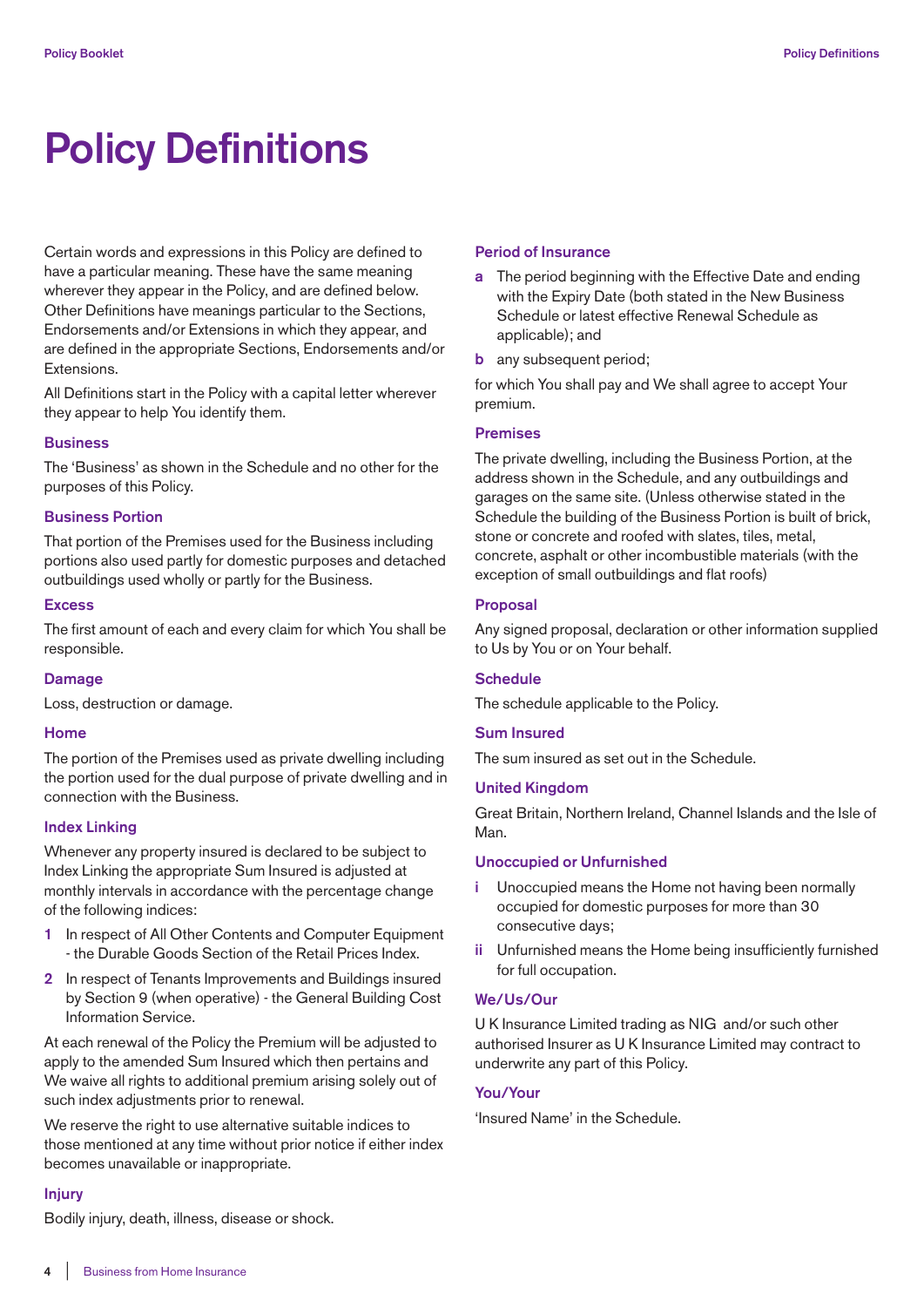# Policy Definitions

Certain words and expressions in this Policy are defined to have a particular meaning. These have the same meaning wherever they appear in the Policy, and are defined below. Other Definitions have meanings particular to the Sections, Endorsements and/or Extensions in which they appear, and are defined in the appropriate Sections, Endorsements and/or Extensions.

All Definitions start in the Policy with a capital letter wherever they appear to help You identify them.

### Business

The 'Business' as shown in the Schedule and no other for the purposes of this Policy.

### Business Portion

That portion of the Premises used for the Business including portions also used partly for domestic purposes and detached outbuildings used wholly or partly for the Business.

### Excess

The first amount of each and every claim for which You shall be responsible.

### Damage

Loss, destruction or damage.

### Home

The portion of the Premises used as private dwelling including the portion used for the dual purpose of private dwelling and in connection with the Business.

### Index Linking

Whenever any property insured is declared to be subject to Index Linking the appropriate Sum Insured is adjusted at monthly intervals in accordance with the percentage change of the following indices:

1. In respect of All Other Contents and Computer Equipment - the Durable Goods Section of the Retail Prices Index.
2. In respect of Tenants Improvements and Buildings insured by Section 9 (when operative) - the General Building Cost Information Service.

At each renewal of the Policy the Premium will be adjusted to apply to the amended Sum Insured which then pertains and We waive all rights to additional premium arising solely out of such index adjustments prior to renewal.

We reserve the right to use alternative suitable indices to those mentioned at any time without prior notice if either index becomes unavailable or inappropriate.

### Injury

Bodily injury, death, illness, disease or shock.

### Period of Insurance

**a** The period beginning with the Effective Date and ending with the Expiry Date (both stated in the New Business Schedule or latest effective Renewal Schedule as applicable); and

**b** any subsequent period;

for which You shall pay and We shall agree to accept Your premium.

### Premises

The private dwelling, including the Business Portion, at the address shown in the Schedule, and any outbuildings and garages on the same site. (Unless otherwise stated in the Schedule the building of the Business Portion is built of brick, stone or concrete and roofed with slates, tiles, metal, concrete, asphalt or other incombustible materials (with the exception of small outbuildings and flat roofs)

### Proposal

Any signed proposal, declaration or other information supplied to Us by You or on Your behalf.

### Schedule

The schedule applicable to the Policy.

### Sum Insured

The sum insured as set out in the Schedule.

### United Kingdom

Great Britain, Northern Ireland, Channel Islands and the Isle of Man.

### Unoccupied or Unfurnished

**i** Unoccupied means the Home not having been normally occupied for domestic purposes for more than 30 consecutive days;

**ii** Unfurnished means the Home being insufficiently furnished for full occupation.

### We/Us/Our

U K Insurance Limited trading as NIG and/or such other authorised Insurer as U K Insurance Limited may contract to underwrite any part of this Policy.

### You/Your

'Insured Name' in the Schedule.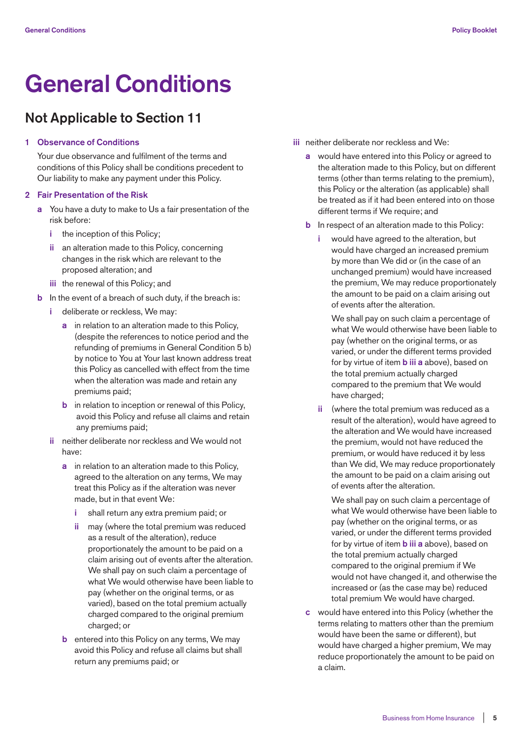# General Conditions

## Not Applicable to Section 11

**1 Observance of Conditions**

Your due observance and fulfilment of the terms and conditions of this Policy shall be conditions precedent to Our liability to make any payment under this Policy.

**2 Fair Presentation of the Risk**

- **a** You have a duty to make to Us a fair presentation of the risk before:
  - **i** the inception of this Policy;
  - **ii** an alteration made to this Policy, concerning changes in the risk which are relevant to the proposed alteration; and
  - **iii** the renewal of this Policy; and
- **b** In the event of a breach of such duty, if the breach is:
  - **i** deliberate or reckless, We may:
    - **a** in relation to an alteration made to this Policy, (despite the references to notice period and the refunding of premiums in General Condition 5 b) by notice to You at Your last known address treat this Policy as cancelled with effect from the time when the alteration was made and retain any premiums paid;
    - **b** in relation to inception or renewal of this Policy, avoid this Policy and refuse all claims and retain any premiums paid;
  - **ii** neither deliberate nor reckless and We would not have:
    - **a** in relation to an alteration made to this Policy, agreed to the alteration on any terms, We may treat this Policy as if the alteration was never made, but in that event We:
      - **i** shall return any extra premium paid; or
      - **ii** may (where the total premium was reduced as a result of the alteration), reduce proportionately the amount to be paid on a claim arising out of events after the alteration. We shall pay on such claim a percentage of what We would otherwise have been liable to pay (whether on the original terms, or as varied), based on the total premium actually charged compared to the original premium charged; or
    - **b** entered into this Policy on any terms, We may avoid this Policy and refuse all claims but shall return any premiums paid; or
  - **iii** neither deliberate nor reckless and We:
    - **a** would have entered into this Policy or agreed to the alteration made to this Policy, but on different terms (other than terms relating to the premium), this Policy or the alteration (as applicable) shall be treated as if it had been entered into on those different terms if We require; and
    - **b** In respect of an alteration made to this Policy:
      - **i** would have agreed to the alteration, but would have charged an increased premium by more than We did or (in the case of an unchanged premium) would have increased the premium, We may reduce proportionately the amount to be paid on a claim arising out of events after the alteration.

        We shall pay on such claim a percentage of what We would otherwise have been liable to pay (whether on the original terms, or as varied, or under the different terms provided for by virtue of item **b iii a** above), based on the total premium actually charged compared to the premium that We would have charged;
      - **ii** (where the total premium was reduced as a result of the alteration), would have agreed to the alteration and We would have increased the premium, would not have reduced the premium, or would have reduced it by less than We did, We may reduce proportionately the amount to be paid on a claim arising out of events after the alteration.

        We shall pay on such claim a percentage of what We would otherwise have been liable to pay (whether on the original terms, or as varied, or under the different terms provided for by virtue of item **b iii a** above), based on the total premium actually charged compared to the original premium if We would not have changed it, and otherwise the increased or (as the case may be) reduced total premium We would have charged.
    - **c** would have entered into this Policy (whether the terms relating to matters other than the premium would have been the same or different), but would have charged a higher premium, We may reduce proportionately the amount to be paid on a claim.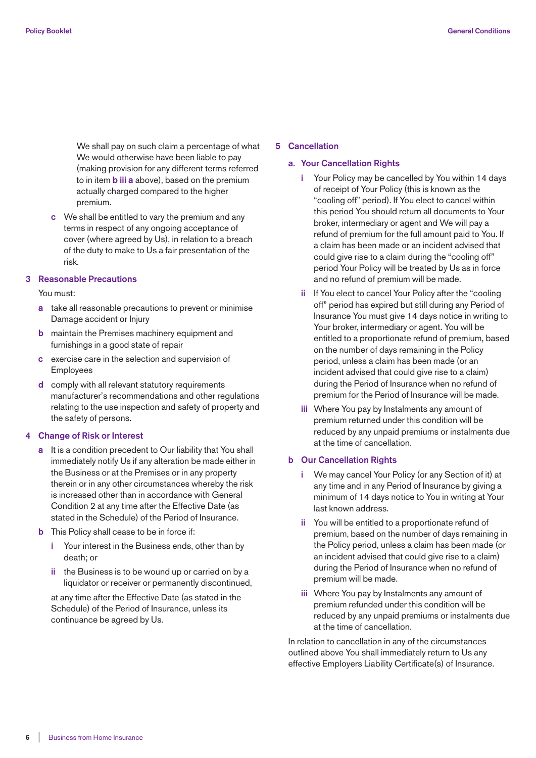We shall pay on such claim a percentage of what We would otherwise have been liable to pay (making provision for any different terms referred to in item **b iii a** above), based on the premium actually charged compared to the higher premium.

- **c** We shall be entitled to vary the premium and any terms in respect of any ongoing acceptance of cover (where agreed by Us), in relation to a breach of the duty to make to Us a fair presentation of the risk.

## 3 Reasonable Precautions

You must:

- **a** take all reasonable precautions to prevent or minimise Damage accident or Injury
- **b** maintain the Premises machinery equipment and furnishings in a good state of repair
- **c** exercise care in the selection and supervision of Employees
- **d** comply with all relevant statutory requirements manufacturer's recommendations and other regulations relating to the use inspection and safety of property and the safety of persons.

## 4 Change of Risk or Interest

- **a** It is a condition precedent to Our liability that You shall immediately notify Us if any alteration be made either in the Business or at the Premises or in any property therein or in any other circumstances whereby the risk is increased other than in accordance with General Condition 2 at any time after the Effective Date (as stated in the Schedule) of the Period of Insurance.
- **b** This Policy shall cease to be in force if:
  - **i** Your interest in the Business ends, other than by death; or
  - **ii** the Business is to be wound up or carried on by a liquidator or receiver or permanently discontinued,

  at any time after the Effective Date (as stated in the Schedule) of the Period of Insurance, unless its continuance be agreed by Us.

## 5 Cancellation

### a. Your Cancellation Rights

- **i** Your Policy may be cancelled by You within 14 days of receipt of Your Policy (this is known as the "cooling off" period). If You elect to cancel within this period You should return all documents to Your broker, intermediary or agent and We will pay a refund of premium for the full amount paid to You. If a claim has been made or an incident advised that could give rise to a claim during the "cooling off" period Your Policy will be treated by Us as in force and no refund of premium will be made.
- **ii** If You elect to cancel Your Policy after the "cooling off" period has expired but still during any Period of Insurance You must give 14 days notice in writing to Your broker, intermediary or agent. You will be entitled to a proportionate refund of premium, based on the number of days remaining in the Policy period, unless a claim has been made (or an incident advised that could give rise to a claim) during the Period of Insurance when no refund of premium for the Period of Insurance will be made.
- **iii** Where You pay by Instalments any amount of premium returned under this condition will be reduced by any unpaid premiums or instalments due at the time of cancellation.

### b Our Cancellation Rights

- **i** We may cancel Your Policy (or any Section of it) at any time and in any Period of Insurance by giving a minimum of 14 days notice to You in writing at Your last known address.
- **ii** You will be entitled to a proportionate refund of premium, based on the number of days remaining in the Policy period, unless a claim has been made (or an incident advised that could give rise to a claim) during the Period of Insurance when no refund of premium will be made.
- **iii** Where You pay by Instalments any amount of premium refunded under this condition will be reduced by any unpaid premiums or instalments due at the time of cancellation.

In relation to cancellation in any of the circumstances outlined above You shall immediately return to Us any effective Employers Liability Certificate(s) of Insurance.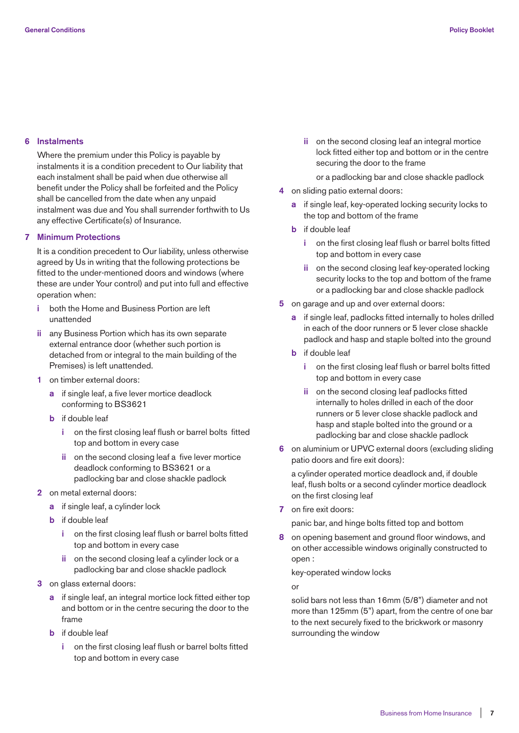## 6 Instalments

Where the premium under this Policy is payable by instalments it is a condition precedent to Our liability that each instalment shall be paid when due otherwise all benefit under the Policy shall be forfeited and the Policy shall be cancelled from the date when any unpaid instalment was due and You shall surrender forthwith to Us any effective Certificate(s) of Insurance.

## 7 Minimum Protections

It is a condition precedent to Our liability, unless otherwise agreed by Us in writing that the following protections be fitted to the under-mentioned doors and windows (where these are under Your control) and put into full and effective operation when:

- i both the Home and Business Portion are left unattended
- ii any Business Portion which has its own separate external entrance door (whether such portion is detached from or integral to the main building of the Premises) is left unattended.

1 on timber external doors:
- a if single leaf, a five lever mortice deadlock conforming to BS3621
- b if double leaf
  - i on the first closing leaf flush or barrel bolts fitted top and bottom in every case
  - ii on the second closing leaf a five lever mortice deadlock conforming to BS3621 or a padlocking bar and close shackle padlock

2 on metal external doors:
- a if single leaf, a cylinder lock
- b if double leaf
  - i on the first closing leaf flush or barrel bolts fitted top and bottom in every case
  - ii on the second closing leaf a cylinder lock or a padlocking bar and close shackle padlock

3 on glass external doors:
- a if single leaf, an integral mortice lock fitted either top and bottom or in the centre securing the door to the frame
- b if double leaf
  - i on the first closing leaf flush or barrel bolts fitted top and bottom in every case
  - ii on the second closing leaf an integral mortice lock fitted either top and bottom or in the centre securing the door to the frame

    or a padlocking bar and close shackle padlock

4 on sliding patio external doors:
- a if single leaf, key-operated locking security locks to the top and bottom of the frame
- b if double leaf
  - i on the first closing leaf flush or barrel bolts fitted top and bottom in every case
  - ii on the second closing leaf key-operated locking security locks to the top and bottom of the frame or a padlocking bar and close shackle padlock

5 on garage and up and over external doors:
- a if single leaf, padlocks fitted internally to holes drilled in each of the door runners or 5 lever close shackle padlock and hasp and staple bolted into the ground
- b if double leaf
  - i on the first closing leaf flush or barrel bolts fitted top and bottom in every case
  - ii on the second closing leaf padlocks fitted internally to holes drilled in each of the door runners or 5 lever close shackle padlock and hasp and staple bolted into the ground or a padlocking bar and close shackle padlock

6 on aluminium or UPVC external doors (excluding sliding patio doors and fire exit doors):

a cylinder operated mortice deadlock and, if double leaf, flush bolts or a second cylinder mortice deadlock on the first closing leaf

7 on fire exit doors:

panic bar, and hinge bolts fitted top and bottom

8 on opening basement and ground floor windows, and on other accessible windows originally constructed to open :

key-operated window locks

or

solid bars not less than 16mm (5/8") diameter and not more than 125mm (5") apart, from the centre of one bar to the next securely fixed to the brickwork or masonry surrounding the window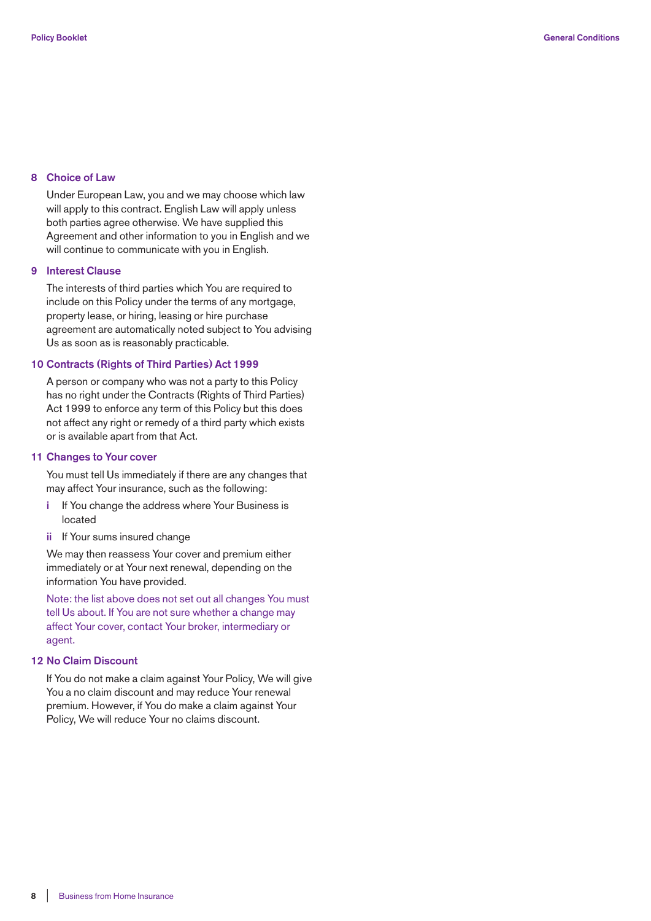## 8 Choice of Law

Under European Law, you and we may choose which law will apply to this contract. English Law will apply unless both parties agree otherwise. We have supplied this Agreement and other information to you in English and we will continue to communicate with you in English.

## 9 Interest Clause

The interests of third parties which You are required to include on this Policy under the terms of any mortgage, property lease, or hiring, leasing or hire purchase agreement are automatically noted subject to You advising Us as soon as is reasonably practicable.

## 10 Contracts (Rights of Third Parties) Act 1999

A person or company who was not a party to this Policy has no right under the Contracts (Rights of Third Parties) Act 1999 to enforce any term of this Policy but this does not affect any right or remedy of a third party which exists or is available apart from that Act.

## 11 Changes to Your cover

You must tell Us immediately if there are any changes that may affect Your insurance, such as the following:

- **i** If You change the address where Your Business is located
- **ii** If Your sums insured change

We may then reassess Your cover and premium either immediately or at Your next renewal, depending on the information You have provided.

Note: the list above does not set out all changes You must tell Us about. If You are not sure whether a change may affect Your cover, contact Your broker, intermediary or agent.

## 12 No Claim Discount

If You do not make a claim against Your Policy, We will give You a no claim discount and may reduce Your renewal premium. However, if You do make a claim against Your Policy, We will reduce Your no claims discount.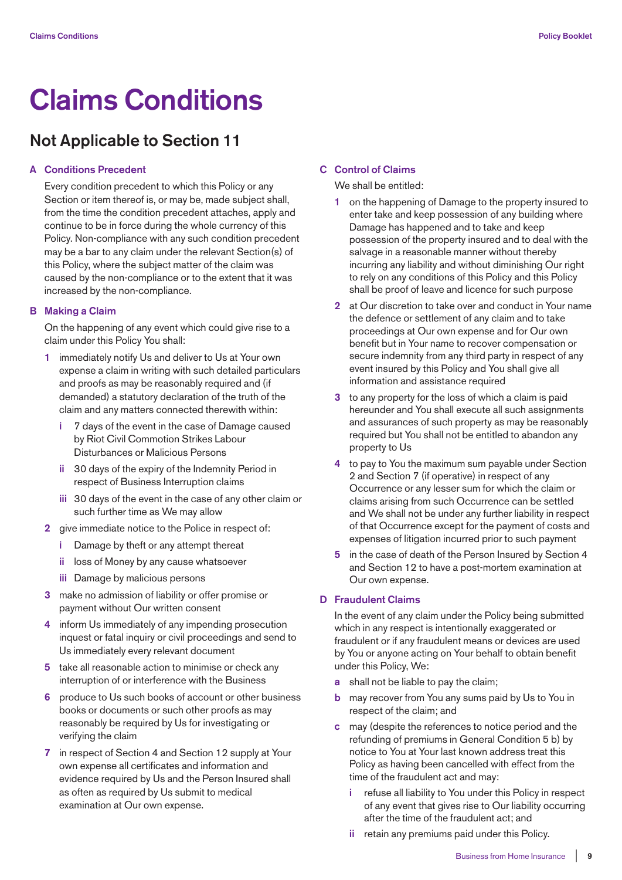# Claims Conditions

## Not Applicable to Section 11

### A Conditions Precedent

Every condition precedent to which this Policy or any Section or item thereof is, or may be, made subject shall, from the time the condition precedent attaches, apply and continue to be in force during the whole currency of this Policy. Non-compliance with any such condition precedent may be a bar to any claim under the relevant Section(s) of this Policy, where the subject matter of the claim was caused by the non-compliance or to the extent that it was increased by the non-compliance.

### B Making a Claim

On the happening of any event which could give rise to a claim under this Policy You shall:

1. immediately notify Us and deliver to Us at Your own expense a claim in writing with such detailed particulars and proofs as may be reasonably required and (if demanded) a statutory declaration of the truth of the claim and any matters connected therewith within:
   - i 7 days of the event in the case of Damage caused by Riot Civil Commotion Strikes Labour Disturbances or Malicious Persons
   - ii 30 days of the expiry of the Indemnity Period in respect of Business Interruption claims
   - iii 30 days of the event in the case of any other claim or such further time as We may allow
2. give immediate notice to the Police in respect of:
   - i Damage by theft or any attempt thereat
   - ii loss of Money by any cause whatsoever
   - iii Damage by malicious persons
3. make no admission of liability or offer promise or payment without Our written consent
4. inform Us immediately of any impending prosecution inquest or fatal inquiry or civil proceedings and send to Us immediately every relevant document
5. take all reasonable action to minimise or check any interruption of or interference with the Business
6. produce to Us such books of account or other business books or documents or such other proofs as may reasonably be required by Us for investigating or verifying the claim
7. in respect of Section 4 and Section 12 supply at Your own expense all certificates and information and evidence required by Us and the Person Insured shall as often as required by Us submit to medical examination at Our own expense.

### C Control of Claims

We shall be entitled:

1. on the happening of Damage to the property insured to enter take and keep possession of any building where Damage has happened and to take and keep possession of the property insured and to deal with the salvage in a reasonable manner without thereby incurring any liability and without diminishing Our right to rely on any conditions of this Policy and this Policy shall be proof of leave and licence for such purpose
2. at Our discretion to take over and conduct in Your name the defence or settlement of any claim and to take proceedings at Our own expense and for Our own benefit but in Your name to recover compensation or secure indemnity from any third party in respect of any event insured by this Policy and You shall give all information and assistance required
3. to any property for the loss of which a claim is paid hereunder and You shall execute all such assignments and assurances of such property as may be reasonably required but You shall not be entitled to abandon any property to Us
4. to pay to You the maximum sum payable under Section 2 and Section 7 (if operative) in respect of any Occurrence or any lesser sum for which the claim or claims arising from such Occurrence can be settled and We shall not be under any further liability in respect of that Occurrence except for the payment of costs and expenses of litigation incurred prior to such payment
5. in the case of death of the Person Insured by Section 4 and Section 12 to have a post-mortem examination at Our own expense.

### D Fraudulent Claims

In the event of any claim under the Policy being submitted which in any respect is intentionally exaggerated or fraudulent or if any fraudulent means or devices are used by You or anyone acting on Your behalf to obtain benefit under this Policy, We:

- a shall not be liable to pay the claim;
- b may recover from You any sums paid by Us to You in respect of the claim; and
- c may (despite the references to notice period and the refunding of premiums in General Condition 5 b) by notice to You at Your last known address treat this Policy as having been cancelled with effect from the time of the fraudulent act and may:
  - i refuse all liability to You under this Policy in respect of any event that gives rise to Our liability occurring after the time of the fraudulent act; and
  - ii retain any premiums paid under this Policy.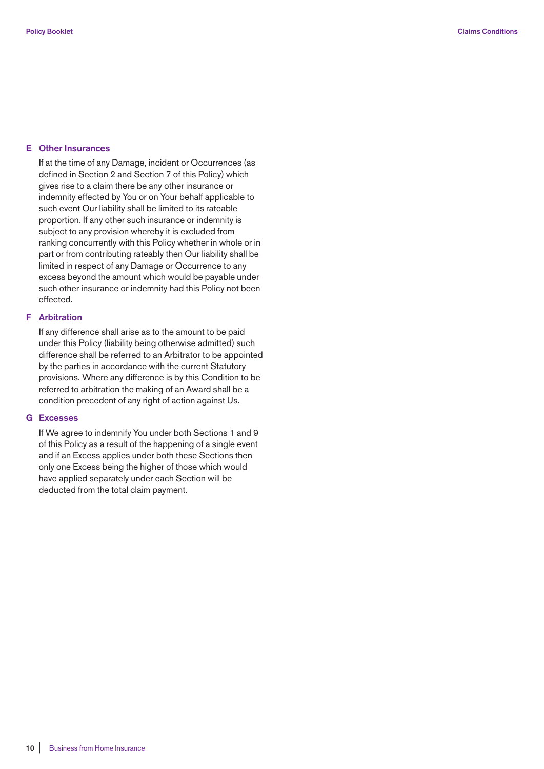## E Other Insurances

If at the time of any Damage, incident or Occurrences (as defined in Section 2 and Section 7 of this Policy) which gives rise to a claim there be any other insurance or indemnity effected by You or on Your behalf applicable to such event Our liability shall be limited to its rateable proportion. If any other such insurance or indemnity is subject to any provision whereby it is excluded from ranking concurrently with this Policy whether in whole or in part or from contributing rateably then Our liability shall be limited in respect of any Damage or Occurrence to any excess beyond the amount which would be payable under such other insurance or indemnity had this Policy not been effected.

## F Arbitration

If any difference shall arise as to the amount to be paid under this Policy (liability being otherwise admitted) such difference shall be referred to an Arbitrator to be appointed by the parties in accordance with the current Statutory provisions. Where any difference is by this Condition to be referred to arbitration the making of an Award shall be a condition precedent of any right of action against Us.

## G Excesses

If We agree to indemnify You under both Sections 1 and 9 of this Policy as a result of the happening of a single event and if an Excess applies under both these Sections then only one Excess being the higher of those which would have applied separately under each Section will be deducted from the total claim payment.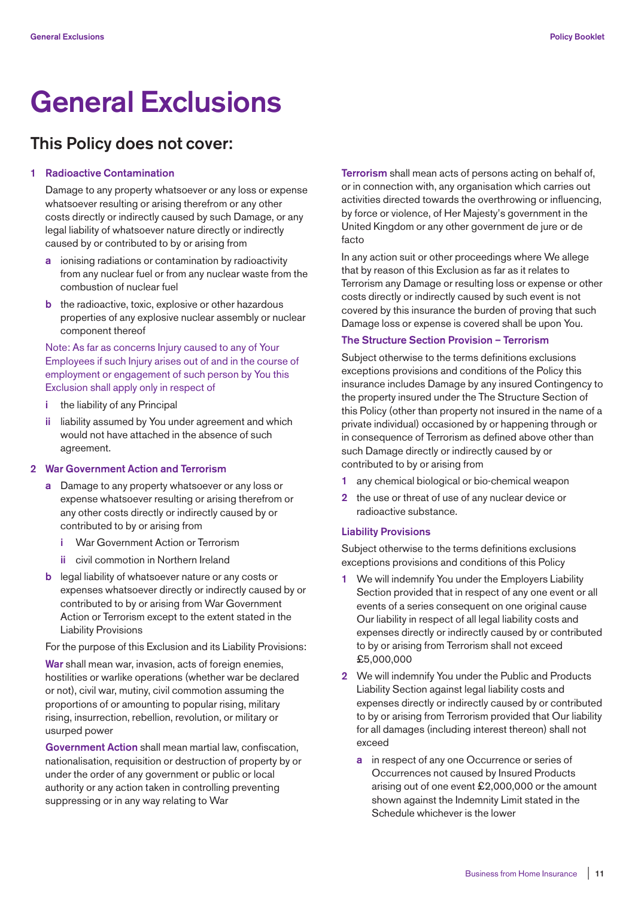# General Exclusions

## This Policy does not cover:

### 1 Radioactive Contamination

Damage to any property whatsoever or any loss or expense whatsoever resulting or arising therefrom or any other costs directly or indirectly caused by such Damage, or any legal liability of whatsoever nature directly or indirectly caused by or contributed to by or arising from

- **a** ionising radiations or contamination by radioactivity from any nuclear fuel or from any nuclear waste from the combustion of nuclear fuel
- **b** the radioactive, toxic, explosive or other hazardous properties of any explosive nuclear assembly or nuclear component thereof

Note: As far as concerns Injury caused to any of Your Employees if such Injury arises out of and in the course of employment or engagement of such person by You this Exclusion shall apply only in respect of

- **i** the liability of any Principal
- **ii** liability assumed by You under agreement and which would not have attached in the absence of such agreement.

### 2 War Government Action and Terrorism

- **a** Damage to any property whatsoever or any loss or expense whatsoever resulting or arising therefrom or any other costs directly or indirectly caused by or contributed to by or arising from
  - **i** War Government Action or Terrorism
  - **ii** civil commotion in Northern Ireland
- **b** legal liability of whatsoever nature or any costs or expenses whatsoever directly or indirectly caused by or contributed to by or arising from War Government Action or Terrorism except to the extent stated in the Liability Provisions

For the purpose of this Exclusion and its Liability Provisions:

**War** shall mean war, invasion, acts of foreign enemies, hostilities or warlike operations (whether war be declared or not), civil war, mutiny, civil commotion assuming the proportions of or amounting to popular rising, military rising, insurrection, rebellion, revolution, or military or usurped power

**Government Action** shall mean martial law, confiscation, nationalisation, requisition or destruction of property by or under the order of any government or public or local authority or any action taken in controlling preventing suppressing or in any way relating to War

**Terrorism** shall mean acts of persons acting on behalf of, or in connection with, any organisation which carries out activities directed towards the overthrowing or influencing, by force or violence, of Her Majesty's government in the United Kingdom or any other government de jure or de facto

In any action suit or other proceedings where We allege that by reason of this Exclusion as far as it relates to Terrorism any Damage or resulting loss or expense or other costs directly or indirectly caused by such event is not covered by this insurance the burden of proving that such Damage loss or expense is covered shall be upon You.

#### The Structure Section Provision – Terrorism

Subject otherwise to the terms definitions exclusions exceptions provisions and conditions of the Policy this insurance includes Damage by any insured Contingency to the property insured under the The Structure Section of this Policy (other than property not insured in the name of a private individual) occasioned by or happening through or in consequence of Terrorism as defined above other than such Damage directly or indirectly caused by or contributed to by or arising from

1. any chemical biological or bio-chemical weapon
2. the use or threat of use of any nuclear device or radioactive substance.

#### Liability Provisions

Subject otherwise to the terms definitions exclusions exceptions provisions and conditions of this Policy

1. We will indemnify You under the Employers Liability Section provided that in respect of any one event or all events of a series consequent on one original cause Our liability in respect of all legal liability costs and expenses directly or indirectly caused by or contributed to by or arising from Terrorism shall not exceed £5,000,000
2. We will indemnify You under the Public and Products Liability Section against legal liability costs and expenses directly or indirectly caused by or contributed to by or arising from Terrorism provided that Our liability for all damages (including interest thereon) shall not exceed
   - **a** in respect of any one Occurrence or series of Occurrences not caused by Insured Products arising out of one event £2,000,000 or the amount shown against the Indemnity Limit stated in the Schedule whichever is the lower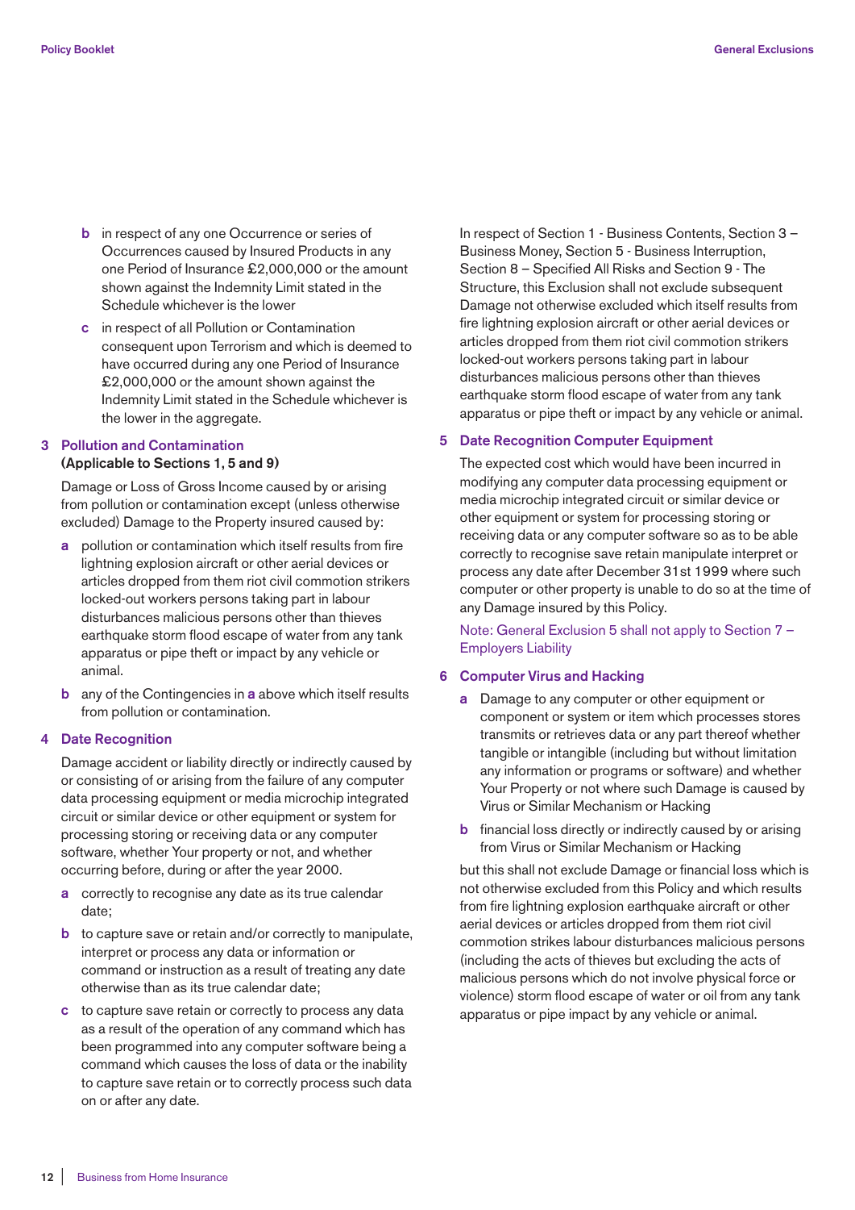- **b** in respect of any one Occurrence or series of Occurrences caused by Insured Products in any one Period of Insurance £2,000,000 or the amount shown against the Indemnity Limit stated in the Schedule whichever is the lower
- **c** in respect of all Pollution or Contamination consequent upon Terrorism and which is deemed to have occurred during any one Period of Insurance £2,000,000 or the amount shown against the Indemnity Limit stated in the Schedule whichever is the lower in the aggregate.

## 3 Pollution and Contamination

**(Applicable to Sections 1, 5 and 9)**

Damage or Loss of Gross Income caused by or arising from pollution or contamination except (unless otherwise excluded) Damage to the Property insured caused by:

- **a** pollution or contamination which itself results from fire lightning explosion aircraft or other aerial devices or articles dropped from them riot civil commotion strikers locked-out workers persons taking part in labour disturbances malicious persons other than thieves earthquake storm flood escape of water from any tank apparatus or pipe theft or impact by any vehicle or animal.
- **b** any of the Contingencies in **a** above which itself results from pollution or contamination.

## 4 Date Recognition

Damage accident or liability directly or indirectly caused by or consisting of or arising from the failure of any computer data processing equipment or media microchip integrated circuit or similar device or other equipment or system for processing storing or receiving data or any computer software, whether Your property or not, and whether occurring before, during or after the year 2000.

- **a** correctly to recognise any date as its true calendar date;
- **b** to capture save or retain and/or correctly to manipulate, interpret or process any data or information or command or instruction as a result of treating any date otherwise than as its true calendar date;
- **c** to capture save retain or correctly to process any data as a result of the operation of any command which has been programmed into any computer software being a command which causes the loss of data or the inability to capture save retain or to correctly process such data on or after any date.

In respect of Section 1 - Business Contents, Section 3 – Business Money, Section 5 - Business Interruption, Section 8 – Specified All Risks and Section 9 - The Structure, this Exclusion shall not exclude subsequent Damage not otherwise excluded which itself results from fire lightning explosion aircraft or other aerial devices or articles dropped from them riot civil commotion strikers locked-out workers persons taking part in labour disturbances malicious persons other than thieves earthquake storm flood escape of water from any tank apparatus or pipe theft or impact by any vehicle or animal.

## 5 Date Recognition Computer Equipment

The expected cost which would have been incurred in modifying any computer data processing equipment or media microchip integrated circuit or similar device or other equipment or system for processing storing or receiving data or any computer software so as to be able correctly to recognise save retain manipulate interpret or process any date after December 31st 1999 where such computer or other property is unable to do so at the time of any Damage insured by this Policy.

Note: General Exclusion 5 shall not apply to Section 7 – Employers Liability

## 6 Computer Virus and Hacking

- **a** Damage to any computer or other equipment or component or system or item which processes stores transmits or retrieves data or any part thereof whether tangible or intangible (including but without limitation any information or programs or software) and whether Your Property or not where such Damage is caused by Virus or Similar Mechanism or Hacking
- **b** financial loss directly or indirectly caused by or arising from Virus or Similar Mechanism or Hacking

but this shall not exclude Damage or financial loss which is not otherwise excluded from this Policy and which results from fire lightning explosion earthquake aircraft or other aerial devices or articles dropped from them riot civil commotion strikes labour disturbances malicious persons (including the acts of thieves but excluding the acts of malicious persons which do not involve physical force or violence) storm flood escape of water or oil from any tank apparatus or pipe impact by any vehicle or animal.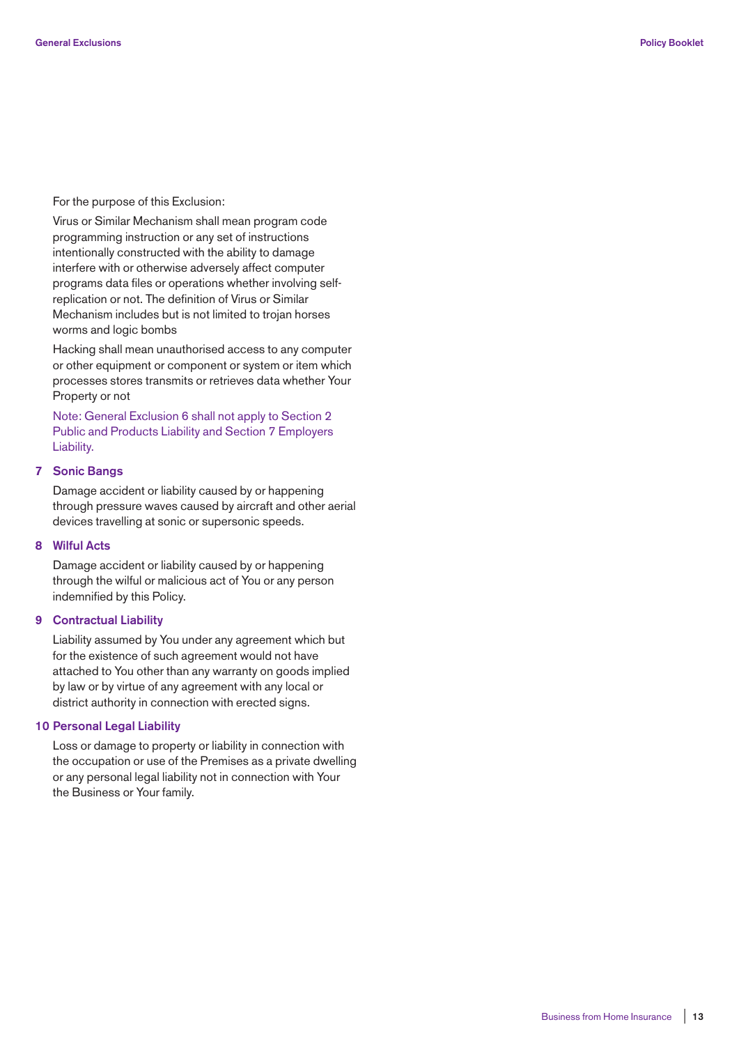For the purpose of this Exclusion:

Virus or Similar Mechanism shall mean program code programming instruction or any set of instructions intentionally constructed with the ability to damage interfere with or otherwise adversely affect computer programs data files or operations whether involving self-replication or not. The definition of Virus or Similar Mechanism includes but is not limited to trojan horses worms and logic bombs

Hacking shall mean unauthorised access to any computer or other equipment or component or system or item which processes stores transmits or retrieves data whether Your Property or not

Note: General Exclusion 6 shall not apply to Section 2 Public and Products Liability and Section 7 Employers Liability.

### 7 Sonic Bangs

Damage accident or liability caused by or happening through pressure waves caused by aircraft and other aerial devices travelling at sonic or supersonic speeds.

### 8 Wilful Acts

Damage accident or liability caused by or happening through the wilful or malicious act of You or any person indemnified by this Policy.

### 9 Contractual Liability

Liability assumed by You under any agreement which but for the existence of such agreement would not have attached to You other than any warranty on goods implied by law or by virtue of any agreement with any local or district authority in connection with erected signs.

### 10 Personal Legal Liability

Loss or damage to property or liability in connection with the occupation or use of the Premises as a private dwelling or any personal legal liability not in connection with Your the Business or Your family.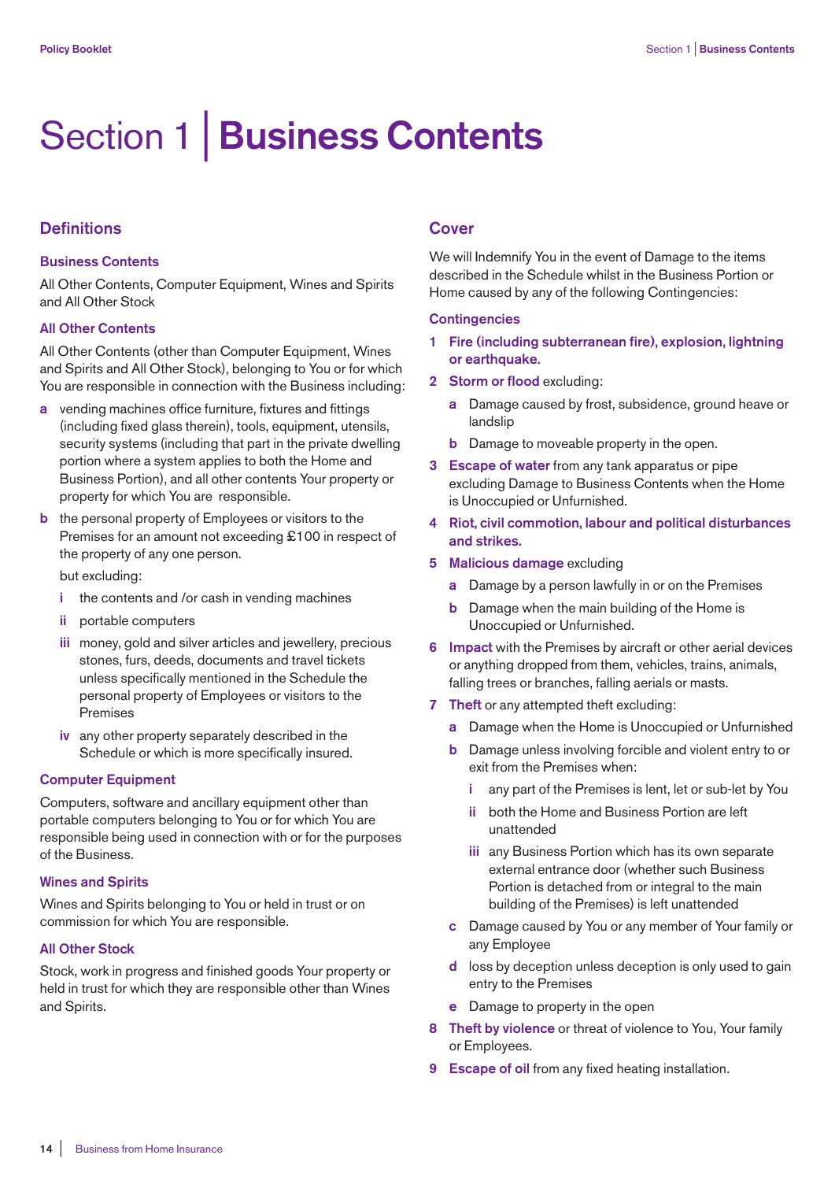// Section 1 | Business Contents

## Definitions

### Business Contents

All Other Contents, Computer Equipment, Wines and Spirits and All Other Stock

### All Other Contents

All Other Contents (other than Computer Equipment, Wines and Spirits and All Other Stock), belonging to You or for which You are responsible in connection with the Business including:

- **a** vending machines office furniture, fixtures and fittings (including fixed glass therein), tools, equipment, utensils, security systems (including that part in the private dwelling portion where a system applies to both the Home and Business Portion), and all other contents Your property or property for which You are responsible.
- **b** the personal property of Employees or visitors to the Premises for an amount not exceeding £100 in respect of the property of any one person.

  but excluding:

  - **i** the contents and /or cash in vending machines
  - **ii** portable computers
  - **iii** money, gold and silver articles and jewellery, precious stones, furs, deeds, documents and travel tickets unless specifically mentioned in the Schedule the personal property of Employees or visitors to the Premises
  - **iv** any other property separately described in the Schedule or which is more specifically insured.

### Computer Equipment

Computers, software and ancillary equipment other than portable computers belonging to You or for which You are responsible being used in connection with or for the purposes of the Business.

### Wines and Spirits

Wines and Spirits belonging to You or held in trust or on commission for which You are responsible.

### All Other Stock

Stock, work in progress and finished goods Your property or held in trust for which they are responsible other than Wines and Spirits.

## Cover

We will Indemnify You in the event of Damage to the items described in the Schedule whilst in the Business Portion or Home caused by any of the following Contingencies:

### Contingencies

1. **Fire (including subterranean fire), explosion, lightning or earthquake.**
2. **Storm or flood** excluding:
   - **a** Damage caused by frost, subsidence, ground heave or landslip
   - **b** Damage to moveable property in the open.
3. **Escape of water** from any tank apparatus or pipe excluding Damage to Business Contents when the Home is Unoccupied or Unfurnished.
4. **Riot, civil commotion, labour and political disturbances and strikes.**
5. **Malicious damage** excluding
   - **a** Damage by a person lawfully in or on the Premises
   - **b** Damage when the main building of the Home is Unoccupied or Unfurnished.
6. **Impact** with the Premises by aircraft or other aerial devices or anything dropped from them, vehicles, trains, animals, falling trees or branches, falling aerials or masts.
7. **Theft** or any attempted theft excluding:
   - **a** Damage when the Home is Unoccupied or Unfurnished
   - **b** Damage unless involving forcible and violent entry to or exit from the Premises when:
     - **i** any part of the Premises is lent, let or sub-let by You
     - **ii** both the Home and Business Portion are left unattended
     - **iii** any Business Portion which has its own separate external entrance door (whether such Business Portion is detached from or integral to the main building of the Premises) is left unattended
   - **c** Damage caused by You or any member of Your family or any Employee
   - **d** loss by deception unless deception is only used to gain entry to the Premises
   - **e** Damage to property in the open
8. **Theft by violence** or threat of violence to You, Your family or Employees.
9. **Escape of oil** from any fixed heating installation.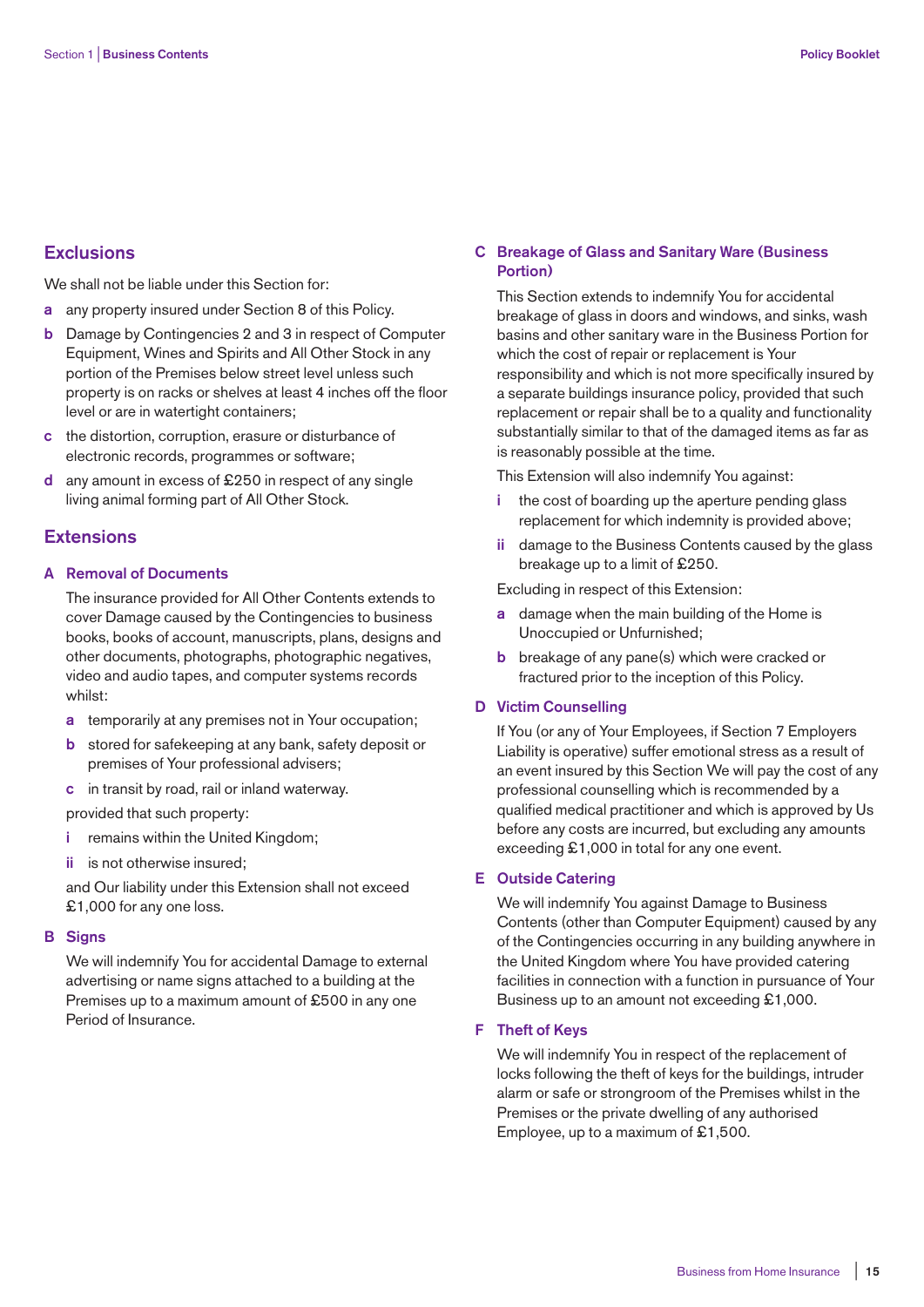## Exclusions

We shall not be liable under this Section for:

- **a** any property insured under Section 8 of this Policy.
- **b** Damage by Contingencies 2 and 3 in respect of Computer Equipment, Wines and Spirits and All Other Stock in any portion of the Premises below street level unless such property is on racks or shelves at least 4 inches off the floor level or are in watertight containers;
- **c** the distortion, corruption, erasure or disturbance of electronic records, programmes or software;
- **d** any amount in excess of £250 in respect of any single living animal forming part of All Other Stock.

## Extensions

### A Removal of Documents

The insurance provided for All Other Contents extends to cover Damage caused by the Contingencies to business books, books of account, manuscripts, plans, designs and other documents, photographs, photographic negatives, video and audio tapes, and computer systems records whilst:

- **a** temporarily at any premises not in Your occupation;
- **b** stored for safekeeping at any bank, safety deposit or premises of Your professional advisers;
- **c** in transit by road, rail or inland waterway.

provided that such property:

- **i** remains within the United Kingdom;
- **ii** is not otherwise insured;

and Our liability under this Extension shall not exceed £1,000 for any one loss.

### B Signs

We will indemnify You for accidental Damage to external advertising or name signs attached to a building at the Premises up to a maximum amount of £500 in any one Period of Insurance.

### C Breakage of Glass and Sanitary Ware (Business Portion)

This Section extends to indemnify You for accidental breakage of glass in doors and windows, and sinks, wash basins and other sanitary ware in the Business Portion for which the cost of repair or replacement is Your responsibility and which is not more specifically insured by a separate buildings insurance policy, provided that such replacement or repair shall be to a quality and functionality substantially similar to that of the damaged items as far as is reasonably possible at the time.

This Extension will also indemnify You against:

- **i** the cost of boarding up the aperture pending glass replacement for which indemnity is provided above;
- **ii** damage to the Business Contents caused by the glass breakage up to a limit of £250.

Excluding in respect of this Extension:

- **a** damage when the main building of the Home is Unoccupied or Unfurnished;
- **b** breakage of any pane(s) which were cracked or fractured prior to the inception of this Policy.

### D Victim Counselling

If You (or any of Your Employees, if Section 7 Employers Liability is operative) suffer emotional stress as a result of an event insured by this Section We will pay the cost of any professional counselling which is recommended by a qualified medical practitioner and which is approved by Us before any costs are incurred, but excluding any amounts exceeding £1,000 in total for any one event.

### E Outside Catering

We will indemnify You against Damage to Business Contents (other than Computer Equipment) caused by any of the Contingencies occurring in any building anywhere in the United Kingdom where You have provided catering facilities in connection with a function in pursuance of Your Business up to an amount not exceeding £1,000.

### F Theft of Keys

We will indemnify You in respect of the replacement of locks following the theft of keys for the buildings, intruder alarm or safe or strongroom of the Premises whilst in the Premises or the private dwelling of any authorised Employee, up to a maximum of £1,500.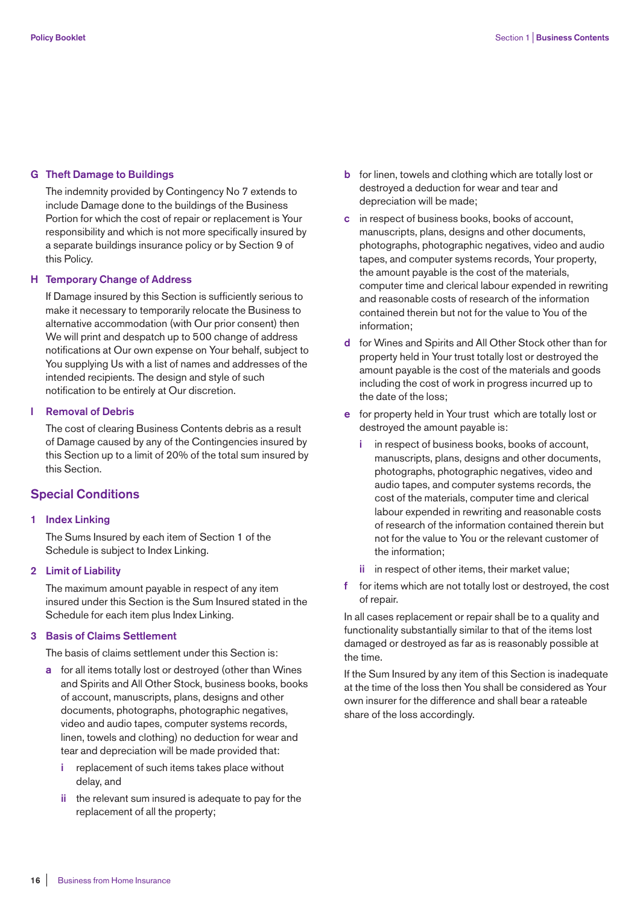### G Theft Damage to Buildings

The indemnity provided by Contingency No 7 extends to include Damage done to the buildings of the Business Portion for which the cost of repair or replacement is Your responsibility and which is not more specifically insured by a separate buildings insurance policy or by Section 9 of this Policy.

### H Temporary Change of Address

If Damage insured by this Section is sufficiently serious to make it necessary to temporarily relocate the Business to alternative accommodation (with Our prior consent) then We will print and despatch up to 500 change of address notifications at Our own expense on Your behalf, subject to You supplying Us with a list of names and addresses of the intended recipients. The design and style of such notification to be entirely at Our discretion.

### I Removal of Debris

The cost of clearing Business Contents debris as a result of Damage caused by any of the Contingencies insured by this Section up to a limit of 20% of the total sum insured by this Section.

## Special Conditions

### 1 Index Linking

The Sums Insured by each item of Section 1 of the Schedule is subject to Index Linking.

### 2 Limit of Liability

The maximum amount payable in respect of any item insured under this Section is the Sum Insured stated in the Schedule for each item plus Index Linking.

### 3 Basis of Claims Settlement

The basis of claims settlement under this Section is:

- **a** for all items totally lost or destroyed (other than Wines and Spirits and All Other Stock, business books, books of account, manuscripts, plans, designs and other documents, photographs, photographic negatives, video and audio tapes, computer systems records, linen, towels and clothing) no deduction for wear and tear and depreciation will be made provided that:
  - **i** replacement of such items takes place without delay, and
  - **ii** the relevant sum insured is adequate to pay for the replacement of all the property;
- **b** for linen, towels and clothing which are totally lost or destroyed a deduction for wear and tear and depreciation will be made;
- **c** in respect of business books, books of account, manuscripts, plans, designs and other documents, photographs, photographic negatives, video and audio tapes, and computer systems records, Your property, the amount payable is the cost of the materials, computer time and clerical labour expended in rewriting and reasonable costs of research of the information contained therein but not for the value to You of the information;
- **d** for Wines and Spirits and All Other Stock other than for property held in Your trust totally lost or destroyed the amount payable is the cost of the materials and goods including the cost of work in progress incurred up to the date of the loss;
- **e** for property held in Your trust which are totally lost or destroyed the amount payable is:
  - **i** in respect of business books, books of account, manuscripts, plans, designs and other documents, photographs, photographic negatives, video and audio tapes, and computer systems records, the cost of the materials, computer time and clerical labour expended in rewriting and reasonable costs of research of the information contained therein but not for the value to You or the relevant customer of the information;
  - **ii** in respect of other items, their market value;
- **f** for items which are not totally lost or destroyed, the cost of repair.

In all cases replacement or repair shall be to a quality and functionality substantially similar to that of the items lost damaged or destroyed as far as is reasonably possible at the time.

If the Sum Insured by any item of this Section is inadequate at the time of the loss then You shall be considered as Your own insurer for the difference and shall bear a rateable share of the loss accordingly.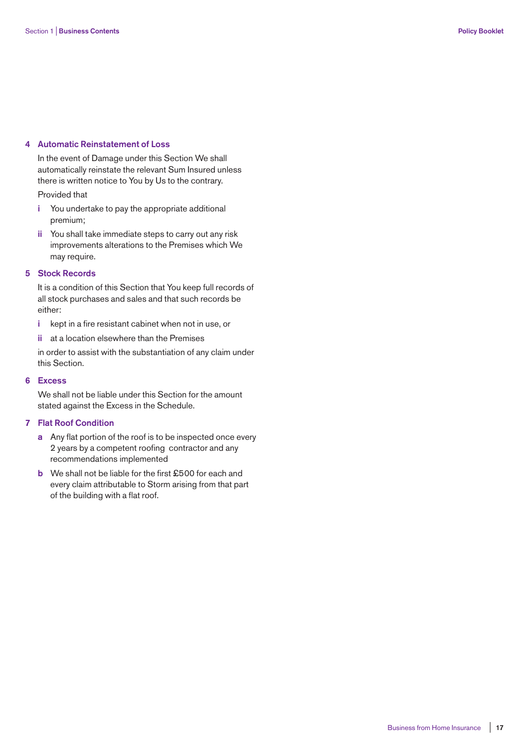## 4 Automatic Reinstatement of Loss

In the event of Damage under this Section We shall automatically reinstate the relevant Sum Insured unless there is written notice to You by Us to the contrary.

Provided that

- i You undertake to pay the appropriate additional premium;
- ii You shall take immediate steps to carry out any risk improvements alterations to the Premises which We may require.

## 5 Stock Records

It is a condition of this Section that You keep full records of all stock purchases and sales and that such records be either:

- i kept in a fire resistant cabinet when not in use, or
- ii at a location elsewhere than the Premises

in order to assist with the substantiation of any claim under this Section.

## 6 Excess

We shall not be liable under this Section for the amount stated against the Excess in the Schedule.

## 7 Flat Roof Condition

- a Any flat portion of the roof is to be inspected once every 2 years by a competent roofing contractor and any recommendations implemented
- b We shall not be liable for the first £500 for each and every claim attributable to Storm arising from that part of the building with a flat roof.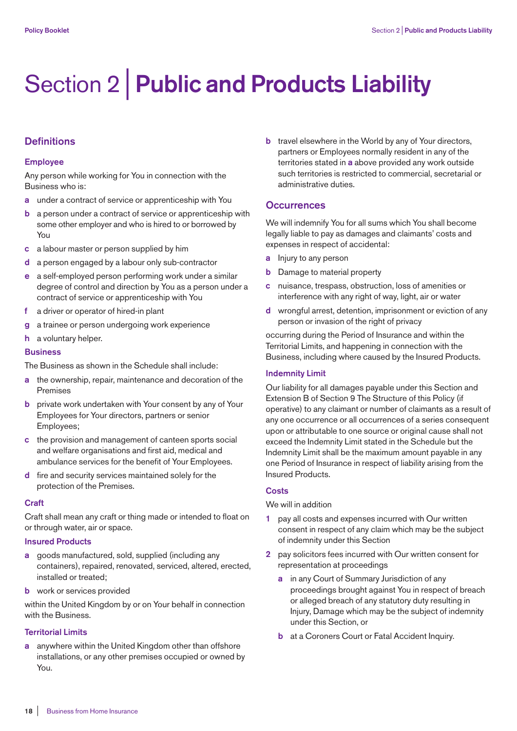# Section 2 | Public and Products Liability

## Definitions

### Employee

Any person while working for You in connection with the Business who is:

- **a** under a contract of service or apprenticeship with You
- **b** a person under a contract of service or apprenticeship with some other employer and who is hired to or borrowed by You
- **c** a labour master or person supplied by him
- **d** a person engaged by a labour only sub-contractor
- **e** a self-employed person performing work under a similar degree of control and direction by You as a person under a contract of service or apprenticeship with You
- **f** a driver or operator of hired-in plant
- **g** a trainee or person undergoing work experience
- **h** a voluntary helper.

### Business

The Business as shown in the Schedule shall include:

- **a** the ownership, repair, maintenance and decoration of the Premises
- **b** private work undertaken with Your consent by any of Your Employees for Your directors, partners or senior Employees;
- **c** the provision and management of canteen sports social and welfare organisations and first aid, medical and ambulance services for the benefit of Your Employees.
- **d** fire and security services maintained solely for the protection of the Premises.

### Craft

Craft shall mean any craft or thing made or intended to float on or through water, air or space.

### Insured Products

- **a** goods manufactured, sold, supplied (including any containers), repaired, renovated, serviced, altered, erected, installed or treated;
- **b** work or services provided

within the United Kingdom by or on Your behalf in connection with the Business.

### Territorial Limits

- **a** anywhere within the United Kingdom other than offshore installations, or any other premises occupied or owned by You.
- **b** travel elsewhere in the World by any of Your directors, partners or Employees normally resident in any of the territories stated in **a** above provided any work outside such territories is restricted to commercial, secretarial or administrative duties.

## Occurrences

We will indemnify You for all sums which You shall become legally liable to pay as damages and claimants' costs and expenses in respect of accidental:

- **a** Injury to any person
- **b** Damage to material property
- **c** nuisance, trespass, obstruction, loss of amenities or interference with any right of way, light, air or water
- **d** wrongful arrest, detention, imprisonment or eviction of any person or invasion of the right of privacy

occurring during the Period of Insurance and within the Territorial Limits, and happening in connection with the Business, including where caused by the Insured Products.

### Indemnity Limit

Our liability for all damages payable under this Section and Extension B of Section 9 The Structure of this Policy (if operative) to any claimant or number of claimants as a result of any one occurrence or all occurrences of a series consequent upon or attributable to one source or original cause shall not exceed the Indemnity Limit stated in the Schedule but the Indemnity Limit shall be the maximum amount payable in any one Period of Insurance in respect of liability arising from the Insured Products.

### Costs

We will in addition

1. pay all costs and expenses incurred with Our written consent in respect of any claim which may be the subject of indemnity under this Section
2. pay solicitors fees incurred with Our written consent for representation at proceedings
   - **a** in any Court of Summary Jurisdiction of any proceedings brought against You in respect of breach or alleged breach of any statutory duty resulting in Injury, Damage which may be the subject of indemnity under this Section, or
   - **b** at a Coroners Court or Fatal Accident Inquiry.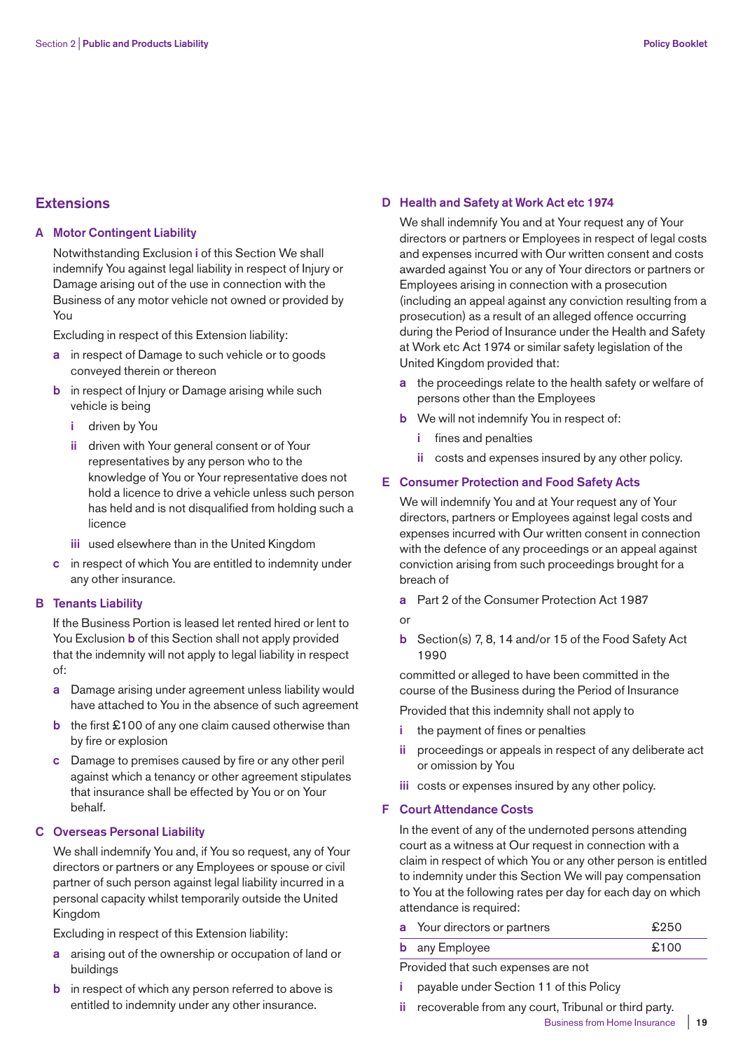## Extensions

### A Motor Contingent Liability

Notwithstanding Exclusion i of this Section We shall indemnify You against legal liability in respect of Injury or Damage arising out of the use in connection with the Business of any motor vehicle not owned or provided by You

Excluding in respect of this Extension liability:

- **a** in respect of Damage to such vehicle or to goods conveyed therein or thereon
- **b** in respect of Injury or Damage arising while such vehicle is being
  - **i** driven by You
  - **ii** driven with Your general consent or of Your representatives by any person who to the knowledge of You or Your representative does not hold a licence to drive a vehicle unless such person has held and is not disqualified from holding such a licence
  - **iii** used elsewhere than in the United Kingdom
- **c** in respect of which You are entitled to indemnity under any other insurance.

### B Tenants Liability

If the Business Portion is leased let rented hired or lent to You Exclusion b of this Section shall not apply provided that the indemnity will not apply to legal liability in respect of:

- **a** Damage arising under agreement unless liability would have attached to You in the absence of such agreement
- **b** the first £100 of any one claim caused otherwise than by fire or explosion
- **c** Damage to premises caused by fire or any other peril against which a tenancy or other agreement stipulates that insurance shall be effected by You or on Your behalf.

### C Overseas Personal Liability

We shall indemnify You and, if You so request, any of Your directors or partners or any Employees or spouse or civil partner of such person against legal liability incurred in a personal capacity whilst temporarily outside the United Kingdom

Excluding in respect of this Extension liability:

- **a** arising out of the ownership or occupation of land or buildings
- **b** in respect of which any person referred to above is entitled to indemnity under any other insurance.

### D Health and Safety at Work Act etc 1974

We shall indemnify You and at Your request any of Your directors or partners or Employees in respect of legal costs and expenses incurred with Our written consent and costs awarded against You or any of Your directors or partners or Employees arising in connection with a prosecution (including an appeal against any conviction resulting from a prosecution) as a result of an alleged offence occurring during the Period of Insurance under the Health and Safety at Work etc Act 1974 or similar safety legislation of the United Kingdom provided that:

- **a** the proceedings relate to the health safety or welfare of persons other than the Employees
- **b** We will not indemnify You in respect of:
  - **i** fines and penalties
  - **ii** costs and expenses insured by any other policy.

### E Consumer Protection and Food Safety Acts

We will indemnify You and at Your request any of Your directors, partners or Employees against legal costs and expenses incurred with Our written consent in connection with the defence of any proceedings or an appeal against conviction arising from such proceedings brought for a breach of

- **a** Part 2 of the Consumer Protection Act 1987

or

- **b** Section(s) 7, 8, 14 and/or 15 of the Food Safety Act 1990

committed or alleged to have been committed in the course of the Business during the Period of Insurance

Provided that this indemnity shall not apply to

- **i** the payment of fines or penalties
- **ii** proceedings or appeals in respect of any deliberate act or omission by You
- **iii** costs or expenses insured by any other policy.

### F Court Attendance Costs

In the event of any of the undernoted persons attending court as a witness at Our request in connection with a claim in respect of which You or any other person is entitled to indemnity under this Section We will pay compensation to You at the following rates per day for each day on which attendance is required:

| | |
|---|---|
| **a** Your directors or partners | £250 |
| **b** any Employee | £100 |

Provided that such expenses are not

- **i** payable under Section 11 of this Policy
- **ii** recoverable from any court, Tribunal or third party.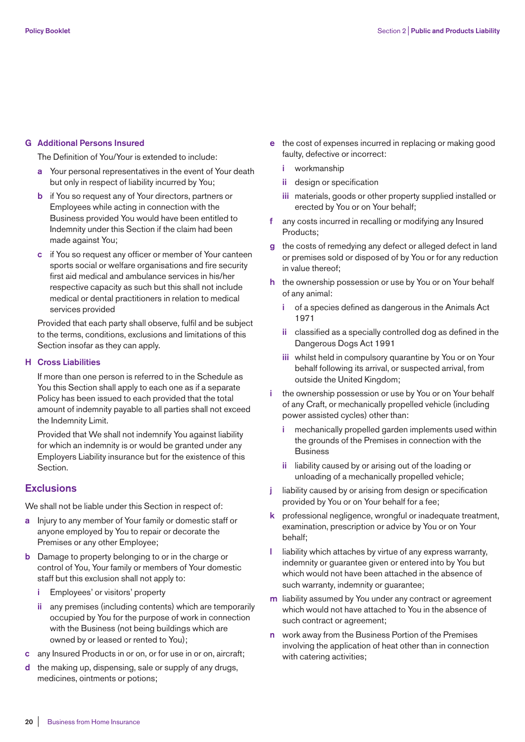### G Additional Persons Insured

The Definition of You/Your is extended to include:

- **a** Your personal representatives in the event of Your death but only in respect of liability incurred by You;
- **b** if You so request any of Your directors, partners or Employees while acting in connection with the Business provided You would have been entitled to Indemnity under this Section if the claim had been made against You;
- **c** if You so request any officer or member of Your canteen sports social or welfare organisations and fire security first aid medical and ambulance services in his/her respective capacity as such but this shall not include medical or dental practitioners in relation to medical services provided

Provided that each party shall observe, fulfil and be subject to the terms, conditions, exclusions and limitations of this Section insofar as they can apply.

### H Cross Liabilities

If more than one person is referred to in the Schedule as You this Section shall apply to each one as if a separate Policy has been issued to each provided that the total amount of indemnity payable to all parties shall not exceed the Indemnity Limit.

Provided that We shall not indemnify You against liability for which an indemnity is or would be granted under any Employers Liability insurance but for the existence of this Section.

## Exclusions

We shall not be liable under this Section in respect of:

- **a** Injury to any member of Your family or domestic staff or anyone employed by You to repair or decorate the Premises or any other Employee;
- **b** Damage to property belonging to or in the charge or control of You, Your family or members of Your domestic staff but this exclusion shall not apply to:
  - **i** Employees' or visitors' property
  - **ii** any premises (including contents) which are temporarily occupied by You for the purpose of work in connection with the Business (not being buildings which are owned by or leased or rented to You);
- **c** any Insured Products in or on, or for use in or on, aircraft;
- **d** the making up, dispensing, sale or supply of any drugs, medicines, ointments or potions;
- **e** the cost of expenses incurred in replacing or making good faulty, defective or incorrect:
  - **i** workmanship
  - **ii** design or specification
  - **iii** materials, goods or other property supplied installed or erected by You or on Your behalf;
- **f** any costs incurred in recalling or modifying any Insured Products;
- **g** the costs of remedying any defect or alleged defect in land or premises sold or disposed of by You or for any reduction in value thereof;
- **h** the ownership possession or use by You or on Your behalf of any animal:
  - **i** of a species defined as dangerous in the Animals Act 1971
  - **ii** classified as a specially controlled dog as defined in the Dangerous Dogs Act 1991
  - **iii** whilst held in compulsory quarantine by You or on Your behalf following its arrival, or suspected arrival, from outside the United Kingdom;
- **i** the ownership possession or use by You or on Your behalf of any Craft, or mechanically propelled vehicle (including power assisted cycles) other than:
  - **i** mechanically propelled garden implements used within the grounds of the Premises in connection with the Business
  - **ii** liability caused by or arising out of the loading or unloading of a mechanically propelled vehicle;
- **j** liability caused by or arising from design or specification provided by You or on Your behalf for a fee;
- **k** professional negligence, wrongful or inadequate treatment, examination, prescription or advice by You or on Your behalf;
- **l** liability which attaches by virtue of any express warranty, indemnity or guarantee given or entered into by You but which would not have been attached in the absence of such warranty, indemnity or guarantee;
- **m** liability assumed by You under any contract or agreement which would not have attached to You in the absence of such contract or agreement;
- **n** work away from the Business Portion of the Premises involving the application of heat other than in connection with catering activities;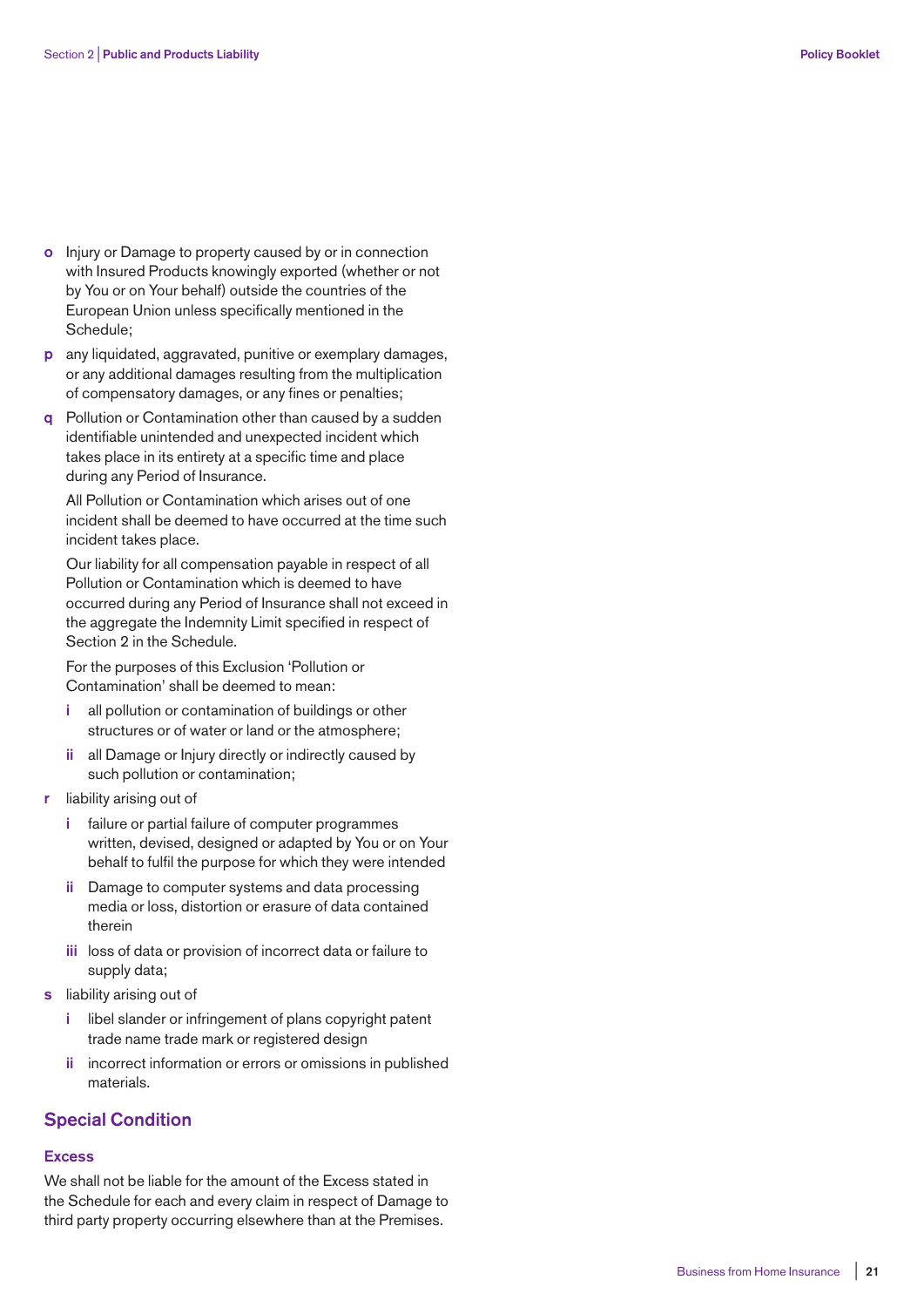**o** Injury or Damage to property caused by or in connection with Insured Products knowingly exported (whether or not by You or on Your behalf) outside the countries of the European Union unless specifically mentioned in the Schedule;

**p** any liquidated, aggravated, punitive or exemplary damages, or any additional damages resulting from the multiplication of compensatory damages, or any fines or penalties;

**q** Pollution or Contamination other than caused by a sudden identifiable unintended and unexpected incident which takes place in its entirety at a specific time and place during any Period of Insurance.

All Pollution or Contamination which arises out of one incident shall be deemed to have occurred at the time such incident takes place.

Our liability for all compensation payable in respect of all Pollution or Contamination which is deemed to have occurred during any Period of Insurance shall not exceed in the aggregate the Indemnity Limit specified in respect of Section 2 in the Schedule.

For the purposes of this Exclusion 'Pollution or Contamination' shall be deemed to mean:

- **i** all pollution or contamination of buildings or other structures or of water or land or the atmosphere;
- **ii** all Damage or Injury directly or indirectly caused by such pollution or contamination;

**r** liability arising out of

- **i** failure or partial failure of computer programmes written, devised, designed or adapted by You or on Your behalf to fulfil the purpose for which they were intended
- **ii** Damage to computer systems and data processing media or loss, distortion or erasure of data contained therein
- **iii** loss of data or provision of incorrect data or failure to supply data;

**s** liability arising out of

- **i** libel slander or infringement of plans copyright patent trade name trade mark or registered design
- **ii** incorrect information or errors or omissions in published materials.

## Special Condition

### Excess

We shall not be liable for the amount of the Excess stated in the Schedule for each and every claim in respect of Damage to third party property occurring elsewhere than at the Premises.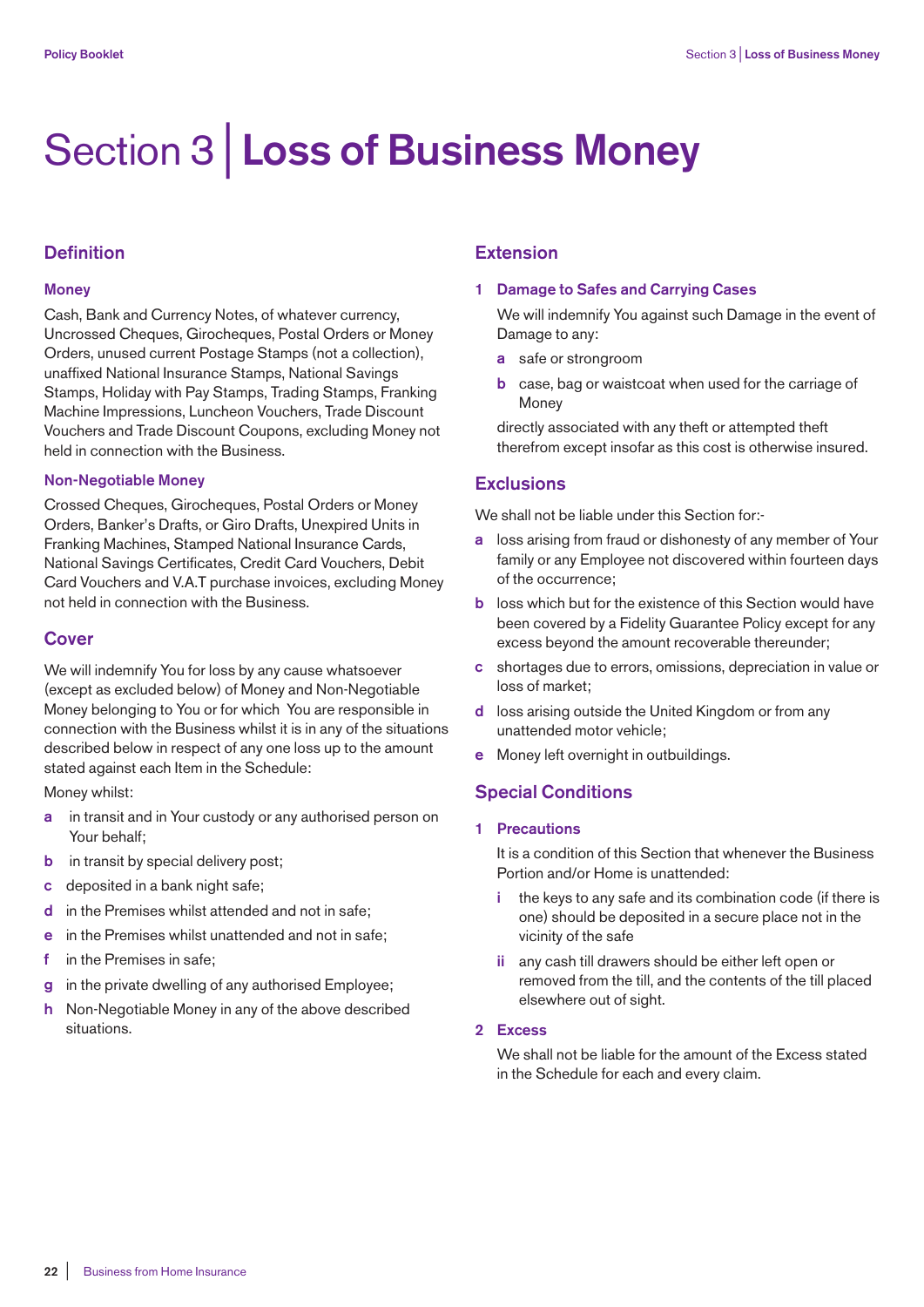# Section 3 | Loss of Business Money

## Definition

### Money

Cash, Bank and Currency Notes, of whatever currency, Uncrossed Cheques, Girocheques, Postal Orders or Money Orders, unused current Postage Stamps (not a collection), unaffixed National Insurance Stamps, National Savings Stamps, Holiday with Pay Stamps, Trading Stamps, Franking Machine Impressions, Luncheon Vouchers, Trade Discount Vouchers and Trade Discount Coupons, excluding Money not held in connection with the Business.

### Non-Negotiable Money

Crossed Cheques, Girocheques, Postal Orders or Money Orders, Banker's Drafts, or Giro Drafts, Unexpired Units in Franking Machines, Stamped National Insurance Cards, National Savings Certificates, Credit Card Vouchers, Debit Card Vouchers and V.A.T purchase invoices, excluding Money not held in connection with the Business.

## Cover

We will indemnify You for loss by any cause whatsoever (except as excluded below) of Money and Non-Negotiable Money belonging to You or for which You are responsible in connection with the Business whilst it is in any of the situations described below in respect of any one loss up to the amount stated against each Item in the Schedule:

Money whilst:

- **a** in transit and in Your custody or any authorised person on Your behalf;
- **b** in transit by special delivery post;
- **c** deposited in a bank night safe;
- **d** in the Premises whilst attended and not in safe;
- **e** in the Premises whilst unattended and not in safe;
- **f** in the Premises in safe;
- **g** in the private dwelling of any authorised Employee;
- **h** Non-Negotiable Money in any of the above described situations.

## Extension

### 1 Damage to Safes and Carrying Cases

We will indemnify You against such Damage in the event of Damage to any:

- **a** safe or strongroom
- **b** case, bag or waistcoat when used for the carriage of Money

directly associated with any theft or attempted theft therefrom except insofar as this cost is otherwise insured.

## Exclusions

We shall not be liable under this Section for:-

- **a** loss arising from fraud or dishonesty of any member of Your family or any Employee not discovered within fourteen days of the occurrence;
- **b** loss which but for the existence of this Section would have been covered by a Fidelity Guarantee Policy except for any excess beyond the amount recoverable thereunder;
- **c** shortages due to errors, omissions, depreciation in value or loss of market;
- **d** loss arising outside the United Kingdom or from any unattended motor vehicle;
- **e** Money left overnight in outbuildings.

## Special Conditions

### 1 Precautions

It is a condition of this Section that whenever the Business Portion and/or Home is unattended:

- **i** the keys to any safe and its combination code (if there is one) should be deposited in a secure place not in the vicinity of the safe
- **ii** any cash till drawers should be either left open or removed from the till, and the contents of the till placed elsewhere out of sight.

### 2 Excess

We shall not be liable for the amount of the Excess stated in the Schedule for each and every claim.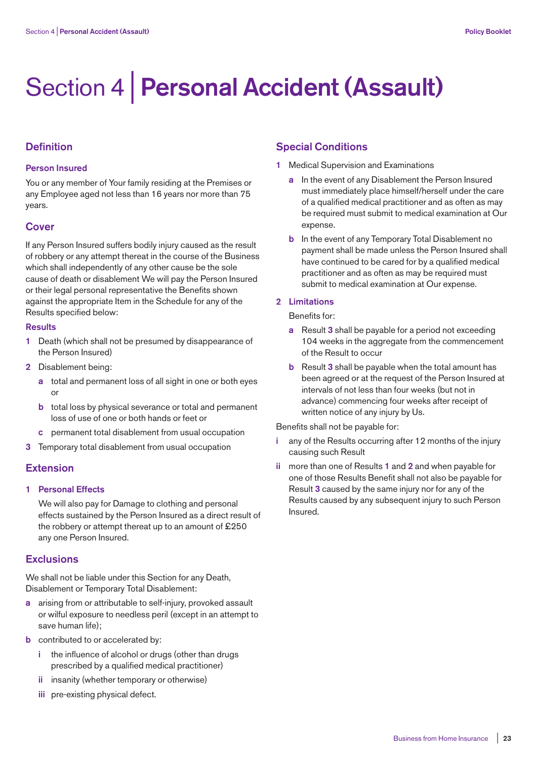# Section 4 | Personal Accident (Assault)

## Definition

### Person Insured

You or any member of Your family residing at the Premises or any Employee aged not less than 16 years nor more than 75 years.

## Cover

If any Person Insured suffers bodily injury caused as the result of robbery or any attempt thereat in the course of the Business which shall independently of any other cause be the sole cause of death or disablement We will pay the Person Insured or their legal personal representative the Benefits shown against the appropriate Item in the Schedule for any of the Results specified below:

### Results

1. Death (which shall not be presumed by disappearance of the Person Insured)
2. Disablement being:
   - **a** total and permanent loss of all sight in one or both eyes or
   - **b** total loss by physical severance or total and permanent loss of use of one or both hands or feet or
   - **c** permanent total disablement from usual occupation
3. Temporary total disablement from usual occupation

## Extension

### 1 Personal Effects

We will also pay for Damage to clothing and personal effects sustained by the Person Insured as a direct result of the robbery or attempt thereat up to an amount of £250 any one Person Insured.

## Exclusions

We shall not be liable under this Section for any Death, Disablement or Temporary Total Disablement:

- **a** arising from or attributable to self-injury, provoked assault or wilful exposure to needless peril (except in an attempt to save human life);
- **b** contributed to or accelerated by:
  - **i** the influence of alcohol or drugs (other than drugs prescribed by a qualified medical practitioner)
  - **ii** insanity (whether temporary or otherwise)
  - **iii** pre-existing physical defect.

## Special Conditions

1. Medical Supervision and Examinations
   - **a** In the event of any Disablement the Person Insured must immediately place himself/herself under the care of a qualified medical practitioner and as often as may be required must submit to medical examination at Our expense.
   - **b** In the event of any Temporary Total Disablement no payment shall be made unless the Person Insured shall have continued to be cared for by a qualified medical practitioner and as often as may be required must submit to medical examination at Our expense.
2. **Limitations**

   Benefits for:
   - **a** Result **3** shall be payable for a period not exceeding 104 weeks in the aggregate from the commencement of the Result to occur
   - **b** Result **3** shall be payable when the total amount has been agreed or at the request of the Person Insured at intervals of not less than four weeks (but not in advance) commencing four weeks after receipt of written notice of any injury by Us.

Benefits shall not be payable for:

- **i** any of the Results occurring after 12 months of the injury causing such Result
- **ii** more than one of Results **1** and **2** and when payable for one of those Results Benefit shall not also be payable for Result **3** caused by the same injury nor for any of the Results caused by any subsequent injury to such Person Insured.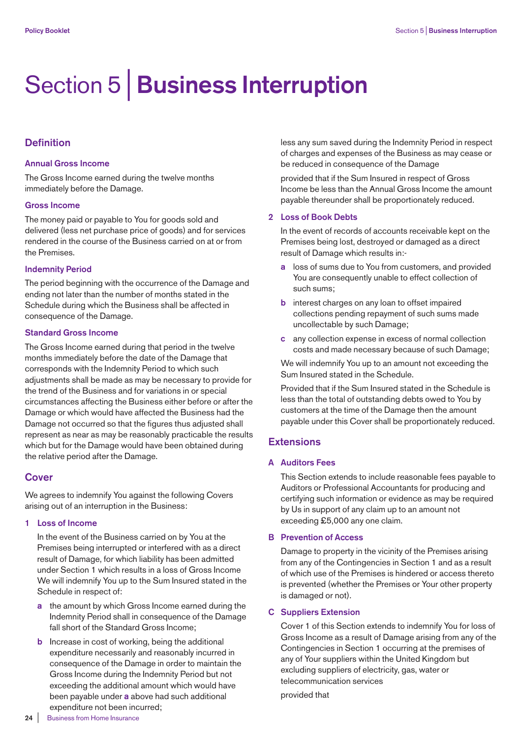# Section 5 | Business Interruption

## Definition

### Annual Gross Income

The Gross Income earned during the twelve months immediately before the Damage.

### Gross Income

The money paid or payable to You for goods sold and delivered (less net purchase price of goods) and for services rendered in the course of the Business carried on at or from the Premises.

### Indemnity Period

The period beginning with the occurrence of the Damage and ending not later than the number of months stated in the Schedule during which the Business shall be affected in consequence of the Damage.

### Standard Gross Income

The Gross Income earned during that period in the twelve months immediately before the date of the Damage that corresponds with the Indemnity Period to which such adjustments shall be made as may be necessary to provide for the trend of the Business and for variations in or special circumstances affecting the Business either before or after the Damage or which would have affected the Business had the Damage not occurred so that the figures thus adjusted shall represent as near as may be reasonably practicable the results which but for the Damage would have been obtained during the relative period after the Damage.

## Cover

We agrees to indemnify You against the following Covers arising out of an interruption in the Business:

### 1 Loss of Income

In the event of the Business carried on by You at the Premises being interrupted or interfered with as a direct result of Damage, for which liability has been admitted under Section 1 which results in a loss of Gross Income We will indemnify You up to the Sum Insured stated in the Schedule in respect of:

**a** the amount by which Gross Income earned during the Indemnity Period shall in consequence of the Damage fall short of the Standard Gross Income;

**b** Increase in cost of working, being the additional expenditure necessarily and reasonably incurred in consequence of the Damage in order to maintain the Gross Income during the Indemnity Period but not exceeding the additional amount which would have been payable under **a** above had such additional expenditure not been incurred;

less any sum saved during the Indemnity Period in respect of charges and expenses of the Business as may cease or be reduced in consequence of the Damage

provided that if the Sum Insured in respect of Gross Income be less than the Annual Gross Income the amount payable thereunder shall be proportionately reduced.

### 2 Loss of Book Debts

In the event of records of accounts receivable kept on the Premises being lost, destroyed or damaged as a direct result of Damage which results in:-

**a** loss of sums due to You from customers, and provided You are consequently unable to effect collection of such sums;

**b** interest charges on any loan to offset impaired collections pending repayment of such sums made uncollectable by such Damage;

**c** any collection expense in excess of normal collection costs and made necessary because of such Damage;

We will indemnify You up to an amount not exceeding the Sum Insured stated in the Schedule.

Provided that if the Sum Insured stated in the Schedule is less than the total of outstanding debts owed to You by customers at the time of the Damage then the amount payable under this Cover shall be proportionately reduced.

## Extensions

### A Auditors Fees

This Section extends to include reasonable fees payable to Auditors or Professional Accountants for producing and certifying such information or evidence as may be required by Us in support of any claim up to an amount not exceeding £5,000 any one claim.

### B Prevention of Access

Damage to property in the vicinity of the Premises arising from any of the Contingencies in Section 1 and as a result of which use of the Premises is hindered or access thereto is prevented (whether the Premises or Your other property is damaged or not).

### C Suppliers Extension

Cover 1 of this Section extends to indemnify You for loss of Gross Income as a result of Damage arising from any of the Contingencies in Section 1 occurring at the premises of any of Your suppliers within the United Kingdom but excluding suppliers of electricity, gas, water or telecommunication services

provided that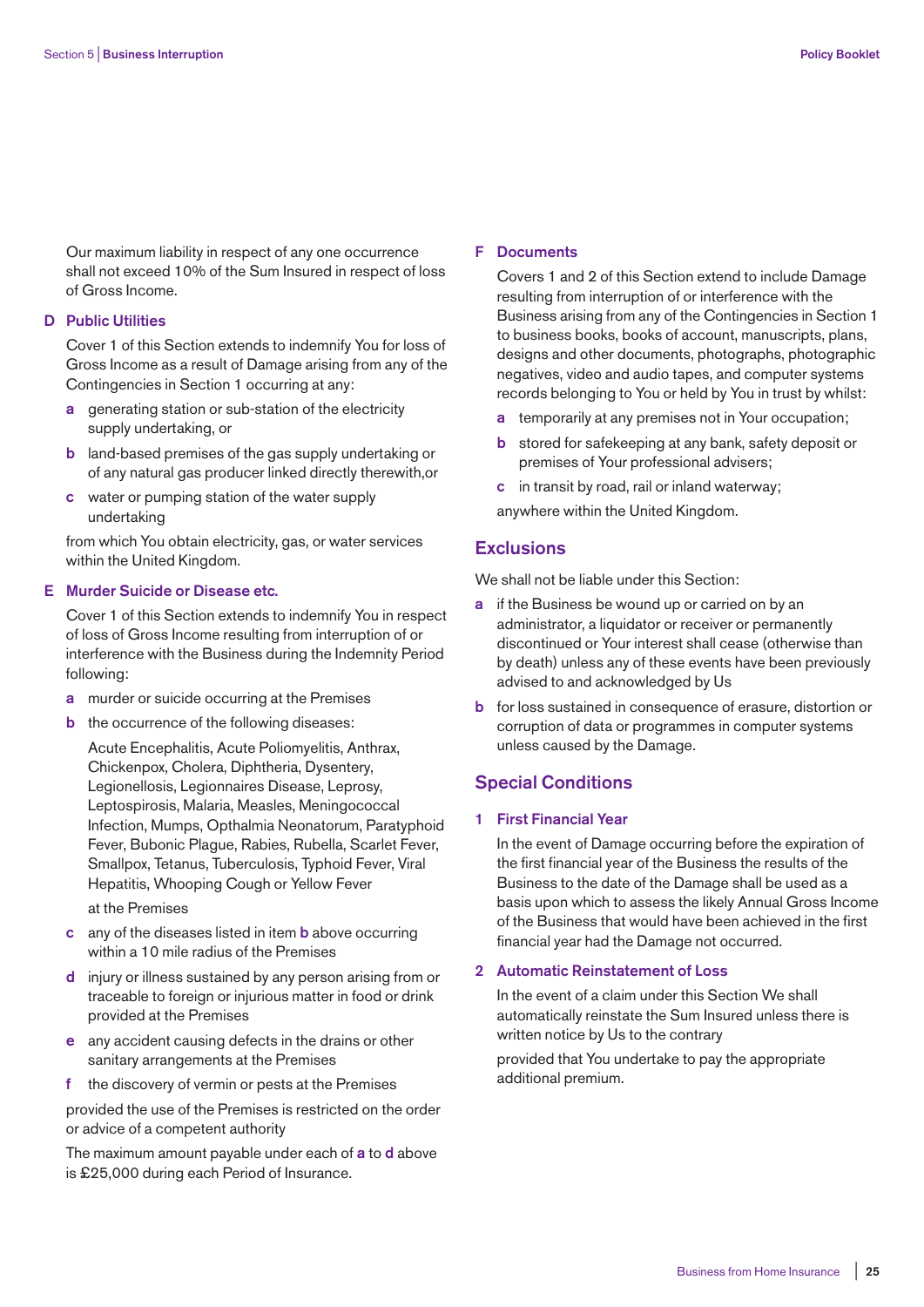Our maximum liability in respect of any one occurrence shall not exceed 10% of the Sum Insured in respect of loss of Gross Income.

### D Public Utilities

Cover 1 of this Section extends to indemnify You for loss of Gross Income as a result of Damage arising from any of the Contingencies in Section 1 occurring at any:

- **a** generating station or sub-station of the electricity supply undertaking, or
- **b** land-based premises of the gas supply undertaking or of any natural gas producer linked directly therewith,or
- **c** water or pumping station of the water supply undertaking

from which You obtain electricity, gas, or water services within the United Kingdom.

### E Murder Suicide or Disease etc.

Cover 1 of this Section extends to indemnify You in respect of loss of Gross Income resulting from interruption of or interference with the Business during the Indemnity Period following:

- **a** murder or suicide occurring at the Premises
- **b** the occurrence of the following diseases:

  Acute Encephalitis, Acute Poliomyelitis, Anthrax, Chickenpox, Cholera, Diphtheria, Dysentery, Legionellosis, Legionnaires Disease, Leprosy, Leptospirosis, Malaria, Measles, Meningococcal Infection, Mumps, Opthalmia Neonatorum, Paratyphoid Fever, Bubonic Plague, Rabies, Rubella, Scarlet Fever, Smallpox, Tetanus, Tuberculosis, Typhoid Fever, Viral Hepatitis, Whooping Cough or Yellow Fever

  at the Premises
- **c** any of the diseases listed in item **b** above occurring within a 10 mile radius of the Premises
- **d** injury or illness sustained by any person arising from or traceable to foreign or injurious matter in food or drink provided at the Premises
- **e** any accident causing defects in the drains or other sanitary arrangements at the Premises
- **f** the discovery of vermin or pests at the Premises

provided the use of the Premises is restricted on the order or advice of a competent authority

The maximum amount payable under each of **a** to **d** above is £25,000 during each Period of Insurance.

### F Documents

Covers 1 and 2 of this Section extend to include Damage resulting from interruption of or interference with the Business arising from any of the Contingencies in Section 1 to business books, books of account, manuscripts, plans, designs and other documents, photographs, photographic negatives, video and audio tapes, and computer systems records belonging to You or held by You in trust by whilst:

- **a** temporarily at any premises not in Your occupation;
- **b** stored for safekeeping at any bank, safety deposit or premises of Your professional advisers;
- **c** in transit by road, rail or inland waterway;

anywhere within the United Kingdom.

## Exclusions

We shall not be liable under this Section:

- **a** if the Business be wound up or carried on by an administrator, a liquidator or receiver or permanently discontinued or Your interest shall cease (otherwise than by death) unless any of these events have been previously advised to and acknowledged by Us
- **b** for loss sustained in consequence of erasure, distortion or corruption of data or programmes in computer systems unless caused by the Damage.

## Special Conditions

### 1 First Financial Year

In the event of Damage occurring before the expiration of the first financial year of the Business the results of the Business to the date of the Damage shall be used as a basis upon which to assess the likely Annual Gross Income of the Business that would have been achieved in the first financial year had the Damage not occurred.

### 2 Automatic Reinstatement of Loss

In the event of a claim under this Section We shall automatically reinstate the Sum Insured unless there is written notice by Us to the contrary

provided that You undertake to pay the appropriate additional premium.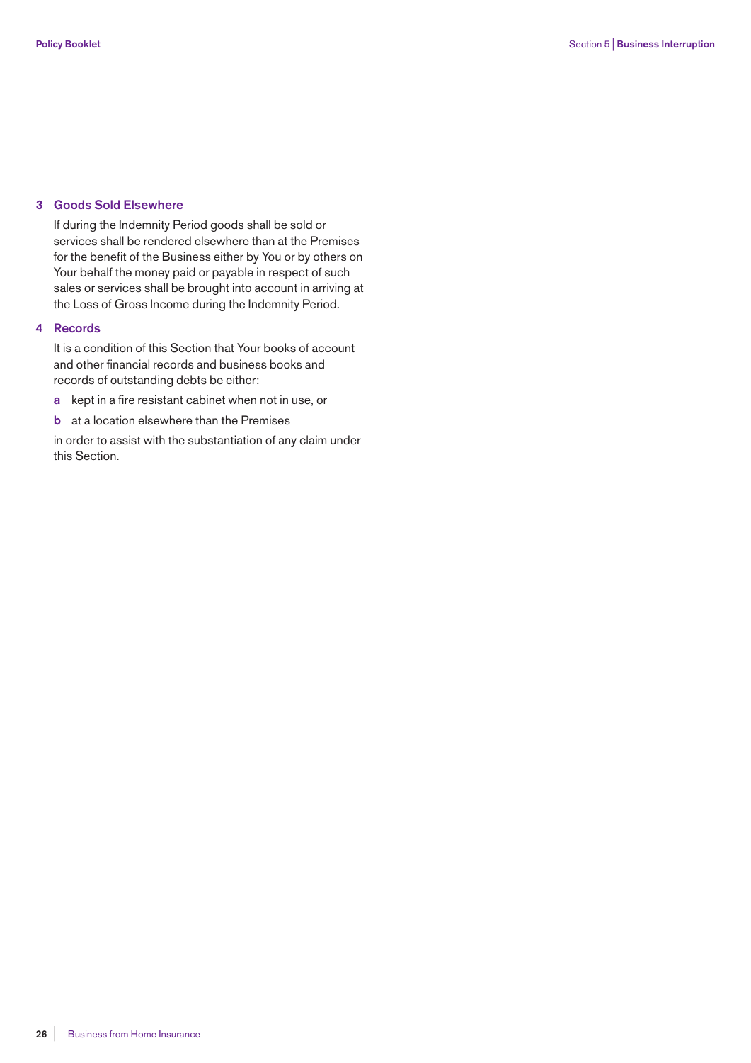### 3 Goods Sold Elsewhere

If during the Indemnity Period goods shall be sold or services shall be rendered elsewhere than at the Premises for the benefit of the Business either by You or by others on Your behalf the money paid or payable in respect of such sales or services shall be brought into account in arriving at the Loss of Gross Income during the Indemnity Period.

### 4 Records

It is a condition of this Section that Your books of account and other financial records and business books and records of outstanding debts be either:

- **a** kept in a fire resistant cabinet when not in use, or
- **b** at a location elsewhere than the Premises

in order to assist with the substantiation of any claim under this Section.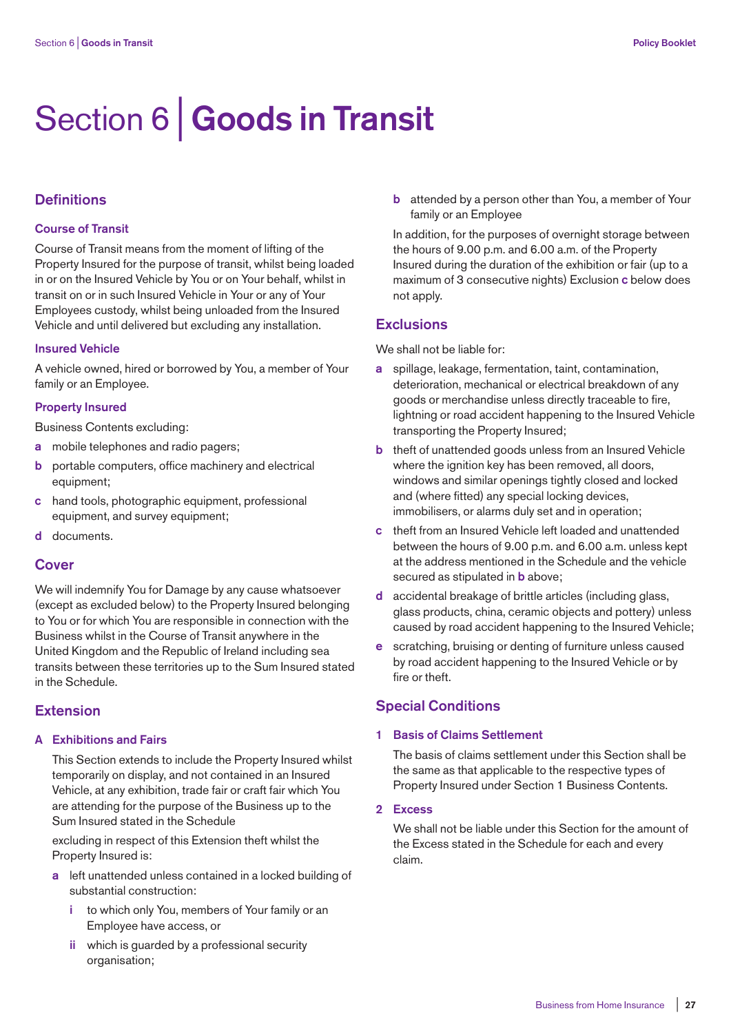# Section 6 | Goods in Transit

## Definitions

### Course of Transit

Course of Transit means from the moment of lifting of the Property Insured for the purpose of transit, whilst being loaded in or on the Insured Vehicle by You or on Your behalf, whilst in transit on or in such Insured Vehicle in Your or any of Your Employees custody, whilst being unloaded from the Insured Vehicle and until delivered but excluding any installation.

### Insured Vehicle

A vehicle owned, hired or borrowed by You, a member of Your family or an Employee.

### Property Insured

Business Contents excluding:

- **a** mobile telephones and radio pagers;
- **b** portable computers, office machinery and electrical equipment;
- **c** hand tools, photographic equipment, professional equipment, and survey equipment;
- **d** documents.

## Cover

We will indemnify You for Damage by any cause whatsoever (except as excluded below) to the Property Insured belonging to You or for which You are responsible in connection with the Business whilst in the Course of Transit anywhere in the United Kingdom and the Republic of Ireland including sea transits between these territories up to the Sum Insured stated in the Schedule.

## Extension

### A Exhibitions and Fairs

This Section extends to include the Property Insured whilst temporarily on display, and not contained in an Insured Vehicle, at any exhibition, trade fair or craft fair which You are attending for the purpose of the Business up to the Sum Insured stated in the Schedule

excluding in respect of this Extension theft whilst the Property Insured is:

- **a** left unattended unless contained in a locked building of substantial construction:
  - **i** to which only You, members of Your family or an Employee have access, or
  - **ii** which is guarded by a professional security organisation;
- **b** attended by a person other than You, a member of Your family or an Employee

In addition, for the purposes of overnight storage between the hours of 9.00 p.m. and 6.00 a.m. of the Property Insured during the duration of the exhibition or fair (up to a maximum of 3 consecutive nights) Exclusion **c** below does not apply.

## Exclusions

We shall not be liable for:

- **a** spillage, leakage, fermentation, taint, contamination, deterioration, mechanical or electrical breakdown of any goods or merchandise unless directly traceable to fire, lightning or road accident happening to the Insured Vehicle transporting the Property Insured;
- **b** theft of unattended goods unless from an Insured Vehicle where the ignition key has been removed, all doors, windows and similar openings tightly closed and locked and (where fitted) any special locking devices, immobilisers, or alarms duly set and in operation;
- **c** theft from an Insured Vehicle left loaded and unattended between the hours of 9.00 p.m. and 6.00 a.m. unless kept at the address mentioned in the Schedule and the vehicle secured as stipulated in **b** above;
- **d** accidental breakage of brittle articles (including glass, glass products, china, ceramic objects and pottery) unless caused by road accident happening to the Insured Vehicle;
- **e** scratching, bruising or denting of furniture unless caused by road accident happening to the Insured Vehicle or by fire or theft.

## Special Conditions

### 1 Basis of Claims Settlement

The basis of claims settlement under this Section shall be the same as that applicable to the respective types of Property Insured under Section 1 Business Contents.

### 2 Excess

We shall not be liable under this Section for the amount of the Excess stated in the Schedule for each and every claim.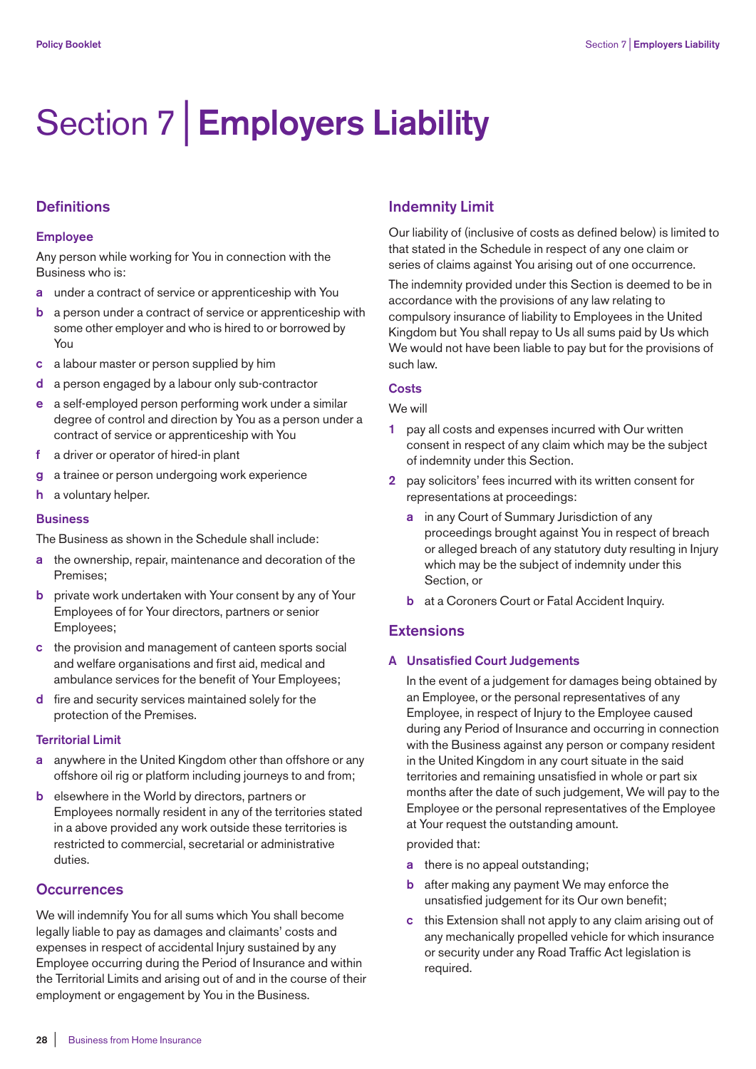# Section 7 | Employers Liability

## Definitions

### Employee

Any person while working for You in connection with the Business who is:

- **a** under a contract of service or apprenticeship with You
- **b** a person under a contract of service or apprenticeship with some other employer and who is hired to or borrowed by You
- **c** a labour master or person supplied by him
- **d** a person engaged by a labour only sub-contractor
- **e** a self-employed person performing work under a similar degree of control and direction by You as a person under a contract of service or apprenticeship with You
- **f** a driver or operator of hired-in plant
- **g** a trainee or person undergoing work experience
- **h** a voluntary helper.

### Business

The Business as shown in the Schedule shall include:

- **a** the ownership, repair, maintenance and decoration of the Premises;
- **b** private work undertaken with Your consent by any of Your Employees of for Your directors, partners or senior Employees;
- **c** the provision and management of canteen sports social and welfare organisations and first aid, medical and ambulance services for the benefit of Your Employees;
- **d** fire and security services maintained solely for the protection of the Premises.

### Territorial Limit

- **a** anywhere in the United Kingdom other than offshore or any offshore oil rig or platform including journeys to and from;
- **b** elsewhere in the World by directors, partners or Employees normally resident in any of the territories stated in a above provided any work outside these territories is restricted to commercial, secretarial or administrative duties.

## Occurrences

We will indemnify You for all sums which You shall become legally liable to pay as damages and claimants' costs and expenses in respect of accidental Injury sustained by any Employee occurring during the Period of Insurance and within the Territorial Limits and arising out of and in the course of their employment or engagement by You in the Business.

## Indemnity Limit

Our liability of (inclusive of costs as defined below) is limited to that stated in the Schedule in respect of any one claim or series of claims against You arising out of one occurrence.

The indemnity provided under this Section is deemed to be in accordance with the provisions of any law relating to compulsory insurance of liability to Employees in the United Kingdom but You shall repay to Us all sums paid by Us which We would not have been liable to pay but for the provisions of such law.

### Costs

We will

1. pay all costs and expenses incurred with Our written consent in respect of any claim which may be the subject of indemnity under this Section.
2. pay solicitors' fees incurred with its written consent for representations at proceedings:
   - **a** in any Court of Summary Jurisdiction of any proceedings brought against You in respect of breach or alleged breach of any statutory duty resulting in Injury which may be the subject of indemnity under this Section, or
   - **b** at a Coroners Court or Fatal Accident Inquiry.

## Extensions

### A Unsatisfied Court Judgements

In the event of a judgement for damages being obtained by an Employee, or the personal representatives of any Employee, in respect of Injury to the Employee caused during any Period of Insurance and occurring in connection with the Business against any person or company resident in the United Kingdom in any court situate in the said territories and remaining unsatisfied in whole or part six months after the date of such judgement, We will pay to the Employee or the personal representatives of the Employee at Your request the outstanding amount.

provided that:

- **a** there is no appeal outstanding;
- **b** after making any payment We may enforce the unsatisfied judgement for its Our own benefit;
- **c** this Extension shall not apply to any claim arising out of any mechanically propelled vehicle for which insurance or security under any Road Traffic Act legislation is required.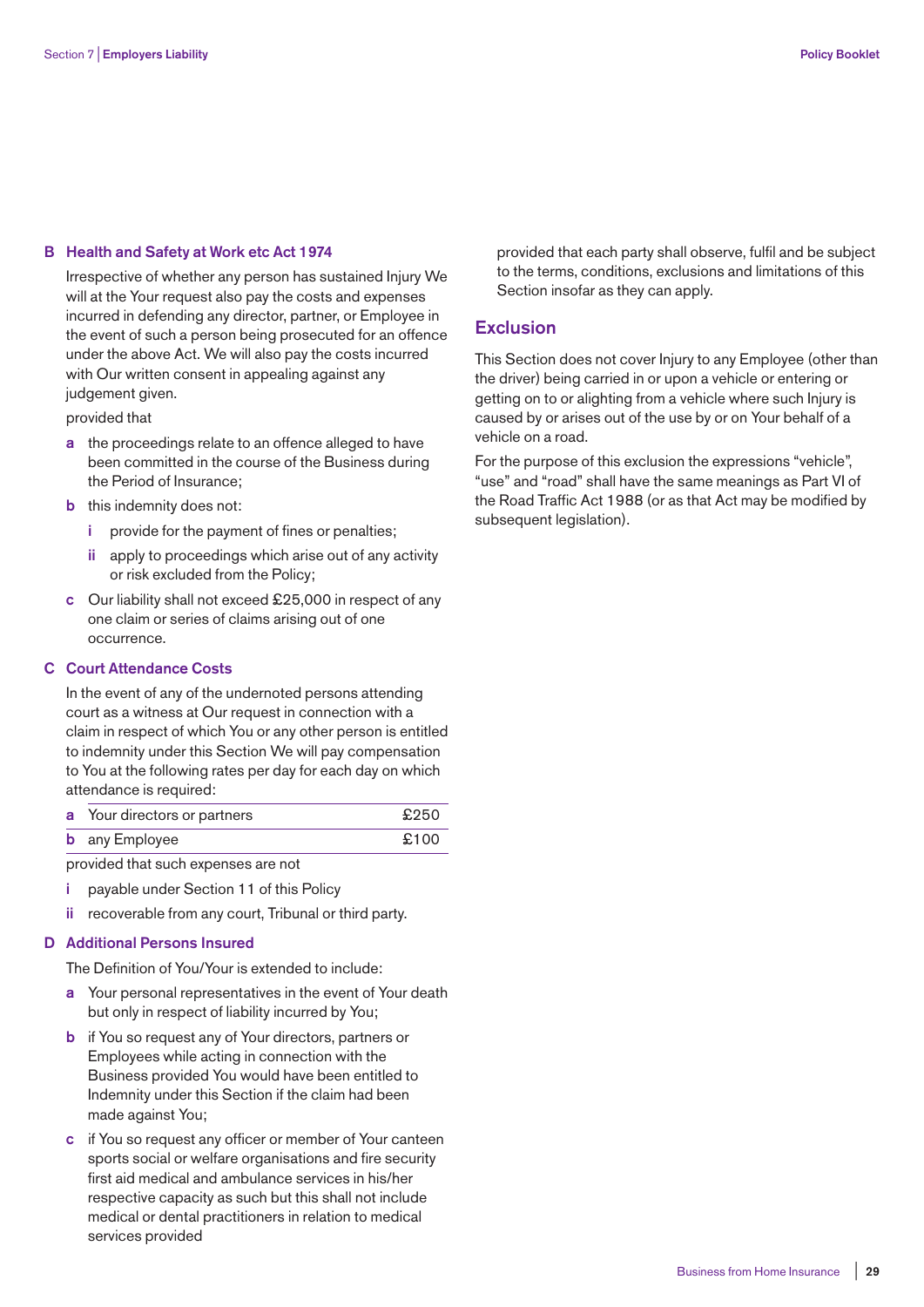## B Health and Safety at Work etc Act 1974

Irrespective of whether any person has sustained Injury We will at the Your request also pay the costs and expenses incurred in defending any director, partner, or Employee in the event of such a person being prosecuted for an offence under the above Act. We will also pay the costs incurred with Our written consent in appealing against any judgement given.

provided that

- **a** the proceedings relate to an offence alleged to have been committed in the course of the Business during the Period of Insurance;
- **b** this indemnity does not:
  - **i** provide for the payment of fines or penalties;
  - **ii** apply to proceedings which arise out of any activity or risk excluded from the Policy;
- **c** Our liability shall not exceed £25,000 in respect of any one claim or series of claims arising out of one occurrence.

## C Court Attendance Costs

In the event of any of the undernoted persons attending court as a witness at Our request in connection with a claim in respect of which You or any other person is entitled to indemnity under this Section We will pay compensation to You at the following rates per day for each day on which attendance is required:

| | | |
|---|---|---|
| **a** | Your directors or partners | £250 |
| **b** | any Employee | £100 |

provided that such expenses are not

- **i** payable under Section 11 of this Policy
- **ii** recoverable from any court, Tribunal or third party.

## D Additional Persons Insured

The Definition of You/Your is extended to include:

- **a** Your personal representatives in the event of Your death but only in respect of liability incurred by You;
- **b** if You so request any of Your directors, partners or Employees while acting in connection with the Business provided You would have been entitled to Indemnity under this Section if the claim had been made against You;
- **c** if You so request any officer or member of Your canteen sports social or welfare organisations and fire security first aid medical and ambulance services in his/her respective capacity as such but this shall not include medical or dental practitioners in relation to medical services provided

provided that each party shall observe, fulfil and be subject to the terms, conditions, exclusions and limitations of this Section insofar as they can apply.

## Exclusion

This Section does not cover Injury to any Employee (other than the driver) being carried in or upon a vehicle or entering or getting on to or alighting from a vehicle where such Injury is caused by or arises out of the use by or on Your behalf of a vehicle on a road.

For the purpose of this exclusion the expressions "vehicle", "use" and "road" shall have the same meanings as Part VI of the Road Traffic Act 1988 (or as that Act may be modified by subsequent legislation).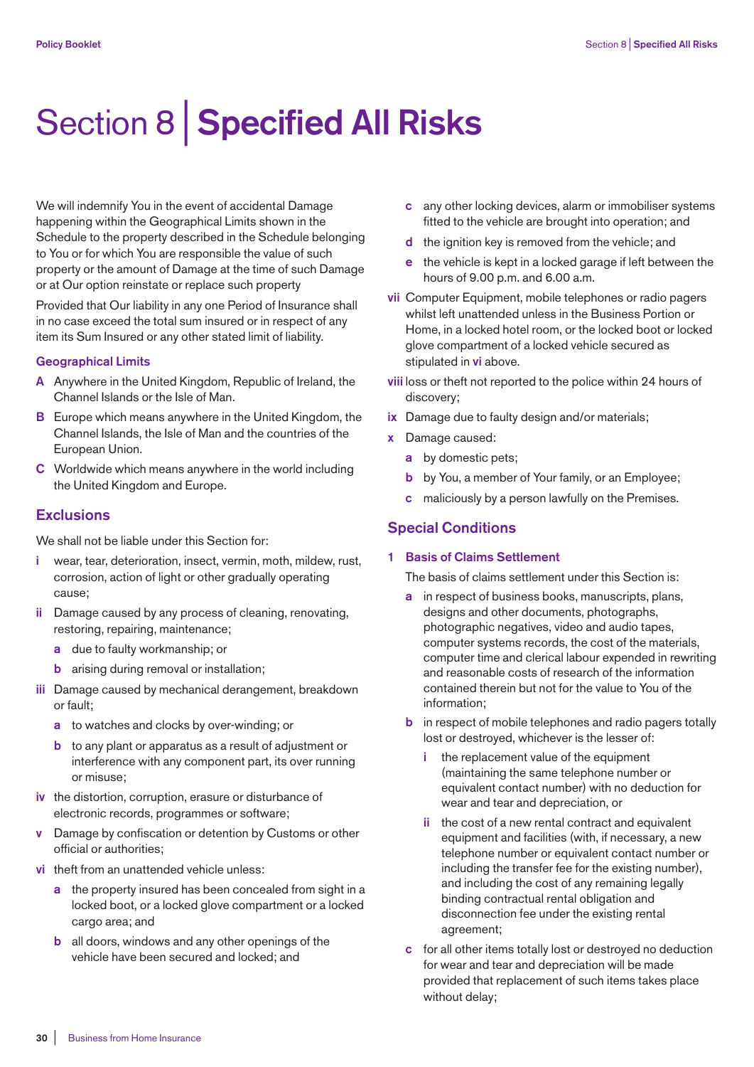# Section 8 | **Specified All Risks**

We will indemnify You in the event of accidental Damage happening within the Geographical Limits shown in the Schedule to the property described in the Schedule belonging to You or for which You are responsible the value of such property or the amount of Damage at the time of such Damage or at Our option reinstate or replace such property

Provided that Our liability in any one Period of Insurance shall in no case exceed the total sum insured or in respect of any item its Sum Insured or any other stated limit of liability.

### Geographical Limits

**A** Anywhere in the United Kingdom, Republic of Ireland, the Channel Islands or the Isle of Man.

**B** Europe which means anywhere in the United Kingdom, the Channel Islands, the Isle of Man and the countries of the European Union.

**C** Worldwide which means anywhere in the world including the United Kingdom and Europe.

## Exclusions

We shall not be liable under this Section for:

**i** wear, tear, deterioration, insect, vermin, moth, mildew, rust, corrosion, action of light or other gradually operating cause;

**ii** Damage caused by any process of cleaning, renovating, restoring, repairing, maintenance;

- **a** due to faulty workmanship; or
- **b** arising during removal or installation;

**iii** Damage caused by mechanical derangement, breakdown or fault;

- **a** to watches and clocks by over-winding; or
- **b** to any plant or apparatus as a result of adjustment or interference with any component part, its over running or misuse;

**iv** the distortion, corruption, erasure or disturbance of electronic records, programmes or software;

**v** Damage by confiscation or detention by Customs or other official or authorities;

**vi** theft from an unattended vehicle unless:

- **a** the property insured has been concealed from sight in a locked boot, or a locked glove compartment or a locked cargo area; and
- **b** all doors, windows and any other openings of the vehicle have been secured and locked; and
- **c** any other locking devices, alarm or immobiliser systems fitted to the vehicle are brought into operation; and
- **d** the ignition key is removed from the vehicle; and
- **e** the vehicle is kept in a locked garage if left between the hours of 9.00 p.m. and 6.00 a.m.

**vii** Computer Equipment, mobile telephones or radio pagers whilst left unattended unless in the Business Portion or Home, in a locked hotel room, or the locked boot or locked glove compartment of a locked vehicle secured as stipulated in **vi** above.

**viii** loss or theft not reported to the police within 24 hours of discovery;

**ix** Damage due to faulty design and/or materials;

**x** Damage caused:

- **a** by domestic pets;
- **b** by You, a member of Your family, or an Employee;
- **c** maliciously by a person lawfully on the Premises.

## Special Conditions

### 1 Basis of Claims Settlement

The basis of claims settlement under this Section is:

- **a** in respect of business books, manuscripts, plans, designs and other documents, photographs, photographic negatives, video and audio tapes, computer systems records, the cost of the materials, computer time and clerical labour expended in rewriting and reasonable costs of research of the information contained therein but not for the value to You of the information;
- **b** in respect of mobile telephones and radio pagers totally lost or destroyed, whichever is the lesser of:
  - **i** the replacement value of the equipment (maintaining the same telephone number or equivalent contact number) with no deduction for wear and tear and depreciation, or
  - **ii** the cost of a new rental contract and equivalent equipment and facilities (with, if necessary, a new telephone number or equivalent contact number or including the transfer fee for the existing number), and including the cost of any remaining legally binding contractual rental obligation and disconnection fee under the existing rental agreement;
- **c** for all other items totally lost or destroyed no deduction for wear and tear and depreciation will be made provided that replacement of such items takes place without delay;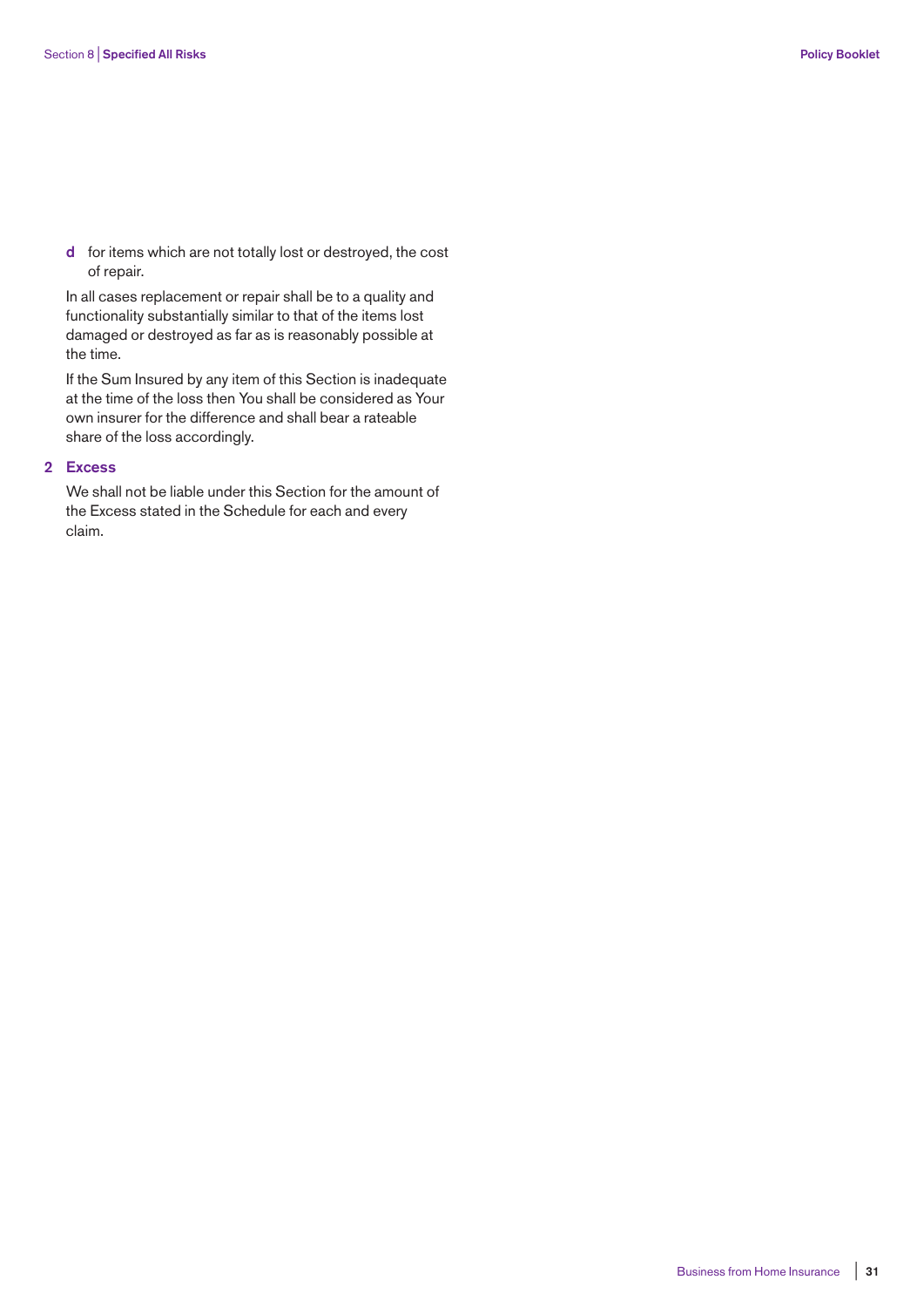d  for items which are not totally lost or destroyed, the cost of repair.

In all cases replacement or repair shall be to a quality and functionality substantially similar to that of the items lost damaged or destroyed as far as is reasonably possible at the time.

If the Sum Insured by any item of this Section is inadequate at the time of the loss then You shall be considered as Your own insurer for the difference and shall bear a rateable share of the loss accordingly.

## 2 Excess

We shall not be liable under this Section for the amount of the Excess stated in the Schedule for each and every claim.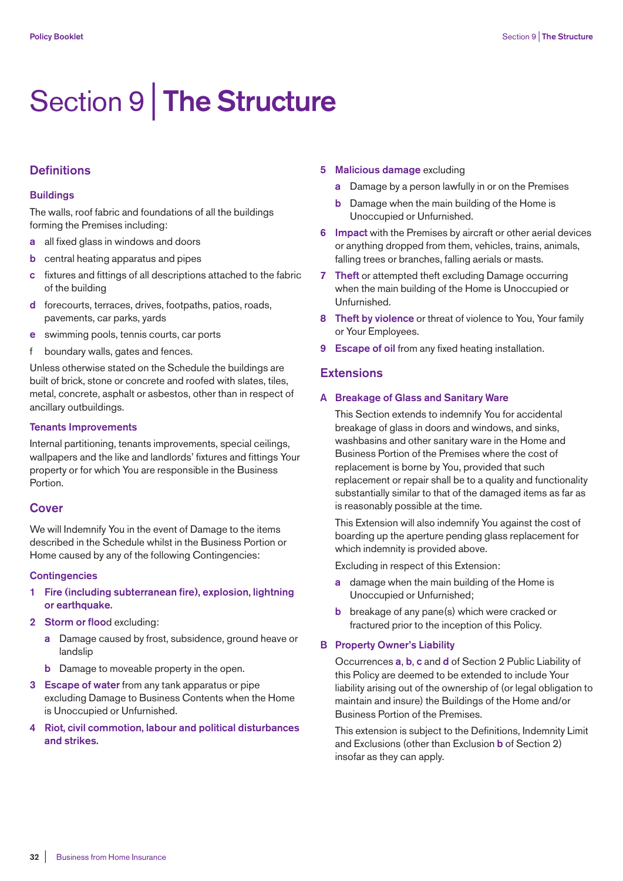# Section 9 | The Structure

## Definitions

### Buildings

The walls, roof fabric and foundations of all the buildings forming the Premises including:

- **a** all fixed glass in windows and doors
- **b** central heating apparatus and pipes
- **c** fixtures and fittings of all descriptions attached to the fabric of the building
- **d** forecourts, terraces, drives, footpaths, patios, roads, pavements, car parks, yards
- **e** swimming pools, tennis courts, car ports
- f boundary walls, gates and fences.

Unless otherwise stated on the Schedule the buildings are built of brick, stone or concrete and roofed with slates, tiles, metal, concrete, asphalt or asbestos, other than in respect of ancillary outbuildings.

### Tenants Improvements

Internal partitioning, tenants improvements, special ceilings, wallpapers and the like and landlords' fixtures and fittings Your property or for which You are responsible in the Business Portion.

## Cover

We will Indemnify You in the event of Damage to the items described in the Schedule whilst in the Business Portion or Home caused by any of the following Contingencies:

### Contingencies

1. **Fire (including subterranean fire), explosion, lightning or earthquake.**
2. **Storm or flood** excluding:
   - **a** Damage caused by frost, subsidence, ground heave or landslip
   - **b** Damage to moveable property in the open.
3. **Escape of water** from any tank apparatus or pipe excluding Damage to Business Contents when the Home is Unoccupied or Unfurnished.
4. **Riot, civil commotion, labour and political disturbances and strikes.**
5. **Malicious damage** excluding
   - **a** Damage by a person lawfully in or on the Premises
   - **b** Damage when the main building of the Home is Unoccupied or Unfurnished.
6. **Impact** with the Premises by aircraft or other aerial devices or anything dropped from them, vehicles, trains, animals, falling trees or branches, falling aerials or masts.
7. **Theft** or attempted theft excluding Damage occurring when the main building of the Home is Unoccupied or Unfurnished.
8. **Theft by violence** or threat of violence to You, Your family or Your Employees.
9. **Escape of oil** from any fixed heating installation.

## Extensions

### A Breakage of Glass and Sanitary Ware

This Section extends to indemnify You for accidental breakage of glass in doors and windows, and sinks, washbasins and other sanitary ware in the Home and Business Portion of the Premises where the cost of replacement is borne by You, provided that such replacement or repair shall be to a quality and functionality substantially similar to that of the damaged items as far as is reasonably possible at the time.

This Extension will also indemnify You against the cost of boarding up the aperture pending glass replacement for which indemnity is provided above.

Excluding in respect of this Extension:

- **a** damage when the main building of the Home is Unoccupied or Unfurnished;
- **b** breakage of any pane(s) which were cracked or fractured prior to the inception of this Policy.

### B Property Owner's Liability

Occurrences **a**, **b**, **c** and **d** of Section 2 Public Liability of this Policy are deemed to be extended to include Your liability arising out of the ownership of (or legal obligation to maintain and insure) the Buildings of the Home and/or Business Portion of the Premises.

This extension is subject to the Definitions, Indemnity Limit and Exclusions (other than Exclusion **b** of Section 2) insofar as they can apply.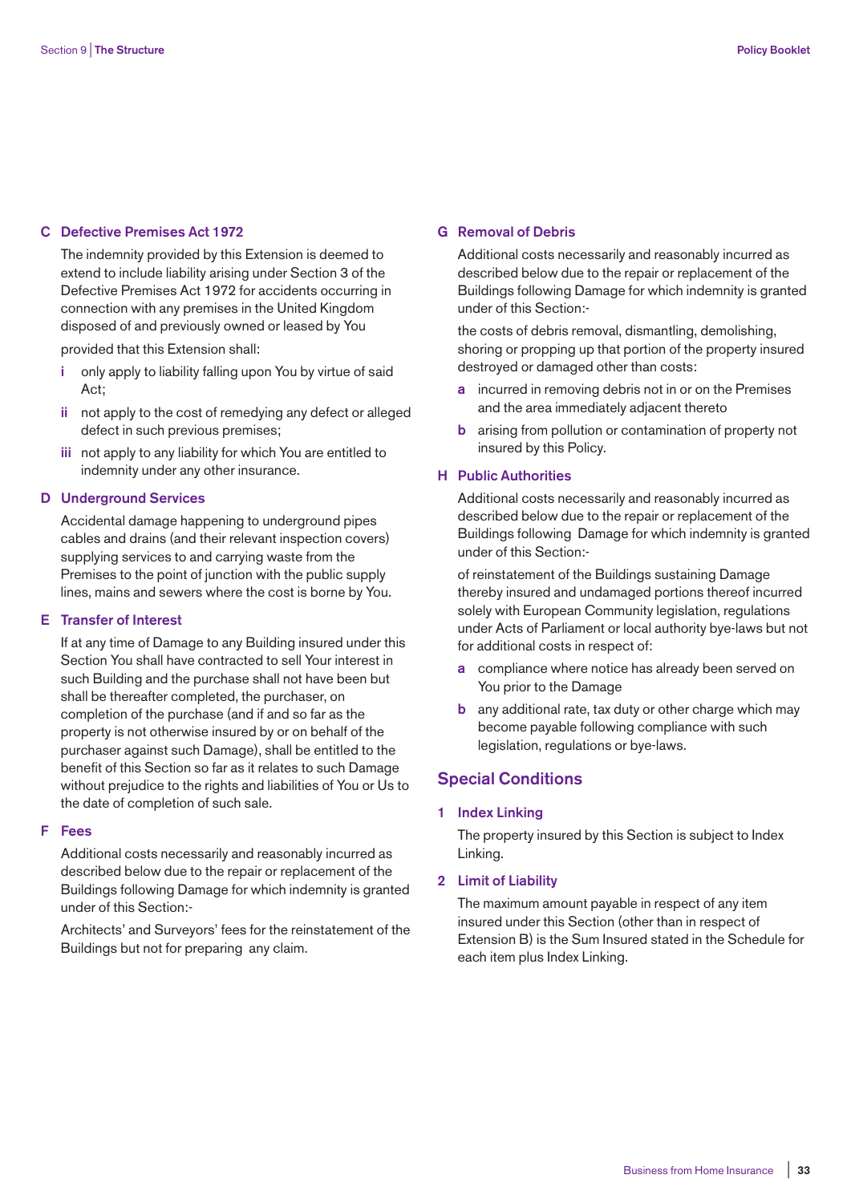### C Defective Premises Act 1972

The indemnity provided by this Extension is deemed to extend to include liability arising under Section 3 of the Defective Premises Act 1972 for accidents occurring in connection with any premises in the United Kingdom disposed of and previously owned or leased by You

provided that this Extension shall:

- **i** only apply to liability falling upon You by virtue of said Act;
- **ii** not apply to the cost of remedying any defect or alleged defect in such previous premises;
- **iii** not apply to any liability for which You are entitled to indemnity under any other insurance.

### D Underground Services

Accidental damage happening to underground pipes cables and drains (and their relevant inspection covers) supplying services to and carrying waste from the Premises to the point of junction with the public supply lines, mains and sewers where the cost is borne by You.

### E Transfer of Interest

If at any time of Damage to any Building insured under this Section You shall have contracted to sell Your interest in such Building and the purchase shall not have been but shall be thereafter completed, the purchaser, on completion of the purchase (and if and so far as the property is not otherwise insured by or on behalf of the purchaser against such Damage), shall be entitled to the benefit of this Section so far as it relates to such Damage without prejudice to the rights and liabilities of You or Us to the date of completion of such sale.

### F Fees

Additional costs necessarily and reasonably incurred as described below due to the repair or replacement of the Buildings following Damage for which indemnity is granted under of this Section:-

Architects' and Surveyors' fees for the reinstatement of the Buildings but not for preparing any claim.

### G Removal of Debris

Additional costs necessarily and reasonably incurred as described below due to the repair or replacement of the Buildings following Damage for which indemnity is granted under of this Section:-

the costs of debris removal, dismantling, demolishing, shoring or propping up that portion of the property insured destroyed or damaged other than costs:

- **a** incurred in removing debris not in or on the Premises and the area immediately adjacent thereto
- **b** arising from pollution or contamination of property not insured by this Policy.

### H Public Authorities

Additional costs necessarily and reasonably incurred as described below due to the repair or replacement of the Buildings following Damage for which indemnity is granted under of this Section:-

of reinstatement of the Buildings sustaining Damage thereby insured and undamaged portions thereof incurred solely with European Community legislation, regulations under Acts of Parliament or local authority bye-laws but not for additional costs in respect of:

- **a** compliance where notice has already been served on You prior to the Damage
- **b** any additional rate, tax duty or other charge which may become payable following compliance with such legislation, regulations or bye-laws.

## Special Conditions

### 1 Index Linking

The property insured by this Section is subject to Index Linking.

### 2 Limit of Liability

The maximum amount payable in respect of any item insured under this Section (other than in respect of Extension B) is the Sum Insured stated in the Schedule for each item plus Index Linking.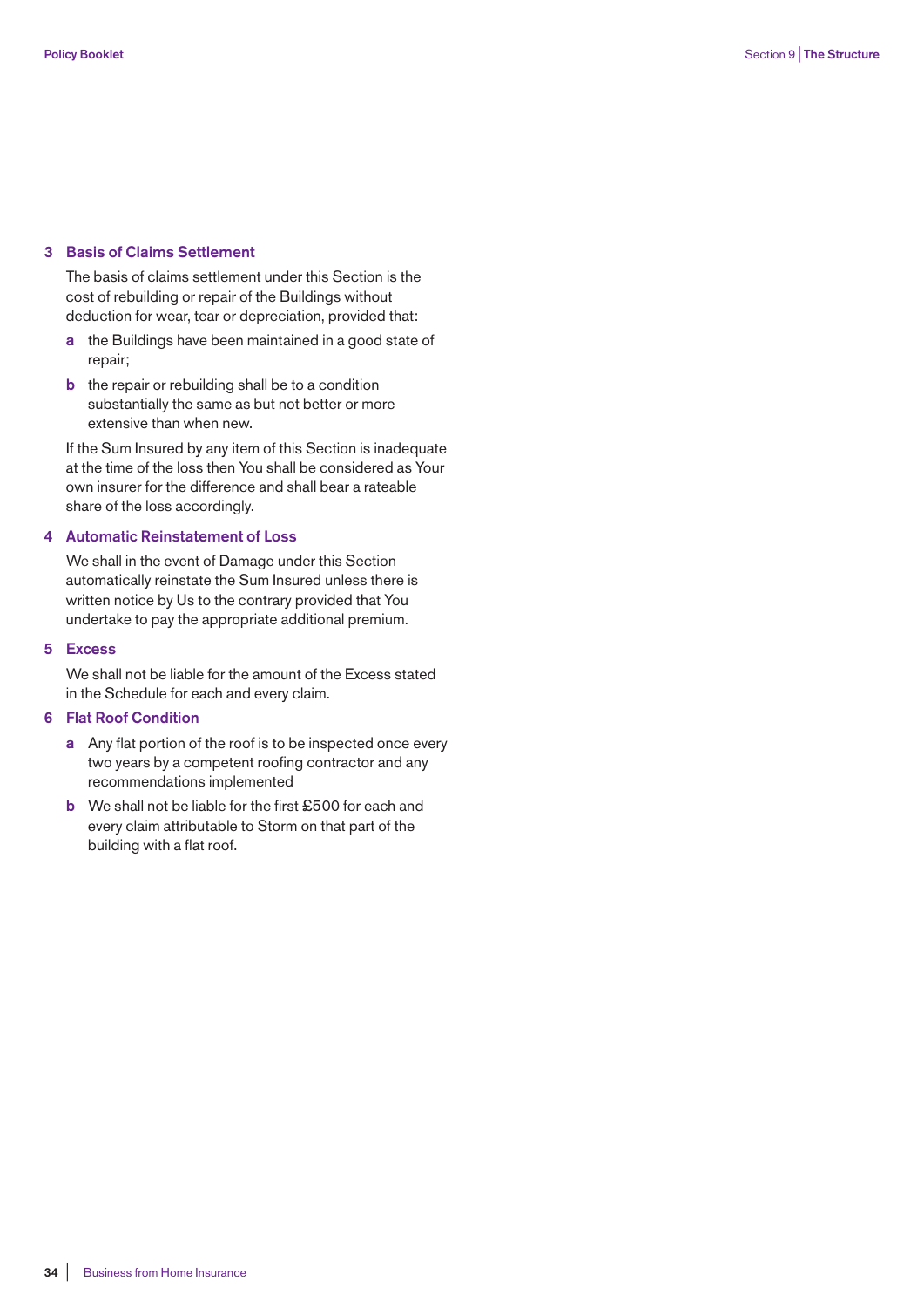## 3 Basis of Claims Settlement

The basis of claims settlement under this Section is the cost of rebuilding or repair of the Buildings without deduction for wear, tear or depreciation, provided that:

- **a** the Buildings have been maintained in a good state of repair;
- **b** the repair or rebuilding shall be to a condition substantially the same as but not better or more extensive than when new.

If the Sum Insured by any item of this Section is inadequate at the time of the loss then You shall be considered as Your own insurer for the difference and shall bear a rateable share of the loss accordingly.

## 4 Automatic Reinstatement of Loss

We shall in the event of Damage under this Section automatically reinstate the Sum Insured unless there is written notice by Us to the contrary provided that You undertake to pay the appropriate additional premium.

## 5 Excess

We shall not be liable for the amount of the Excess stated in the Schedule for each and every claim.

## 6 Flat Roof Condition

- **a** Any flat portion of the roof is to be inspected once every two years by a competent roofing contractor and any recommendations implemented
- **b** We shall not be liable for the first £500 for each and every claim attributable to Storm on that part of the building with a flat roof.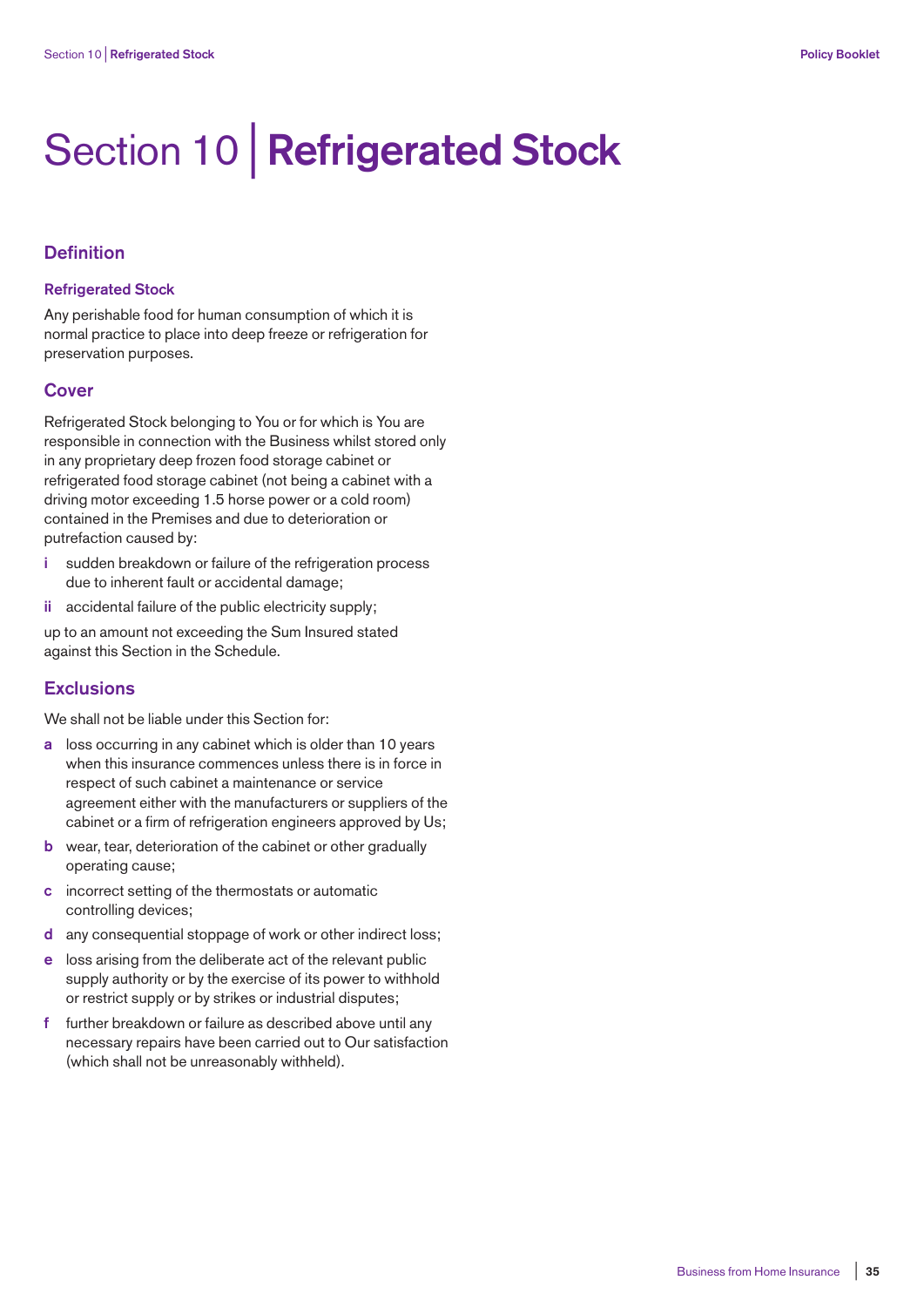# Section 10 | Refrigerated Stock

## Definition

### Refrigerated Stock

Any perishable food for human consumption of which it is normal practice to place into deep freeze or refrigeration for preservation purposes.

## Cover

Refrigerated Stock belonging to You or for which is You are responsible in connection with the Business whilst stored only in any proprietary deep frozen food storage cabinet or refrigerated food storage cabinet (not being a cabinet with a driving motor exceeding 1.5 horse power or a cold room) contained in the Premises and due to deterioration or putrefaction caused by:

- **i** sudden breakdown or failure of the refrigeration process due to inherent fault or accidental damage;
- **ii** accidental failure of the public electricity supply;

up to an amount not exceeding the Sum Insured stated against this Section in the Schedule.

## Exclusions

We shall not be liable under this Section for:

- **a** loss occurring in any cabinet which is older than 10 years when this insurance commences unless there is in force in respect of such cabinet a maintenance or service agreement either with the manufacturers or suppliers of the cabinet or a firm of refrigeration engineers approved by Us;
- **b** wear, tear, deterioration of the cabinet or other gradually operating cause;
- **c** incorrect setting of the thermostats or automatic controlling devices;
- **d** any consequential stoppage of work or other indirect loss;
- **e** loss arising from the deliberate act of the relevant public supply authority or by the exercise of its power to withhold or restrict supply or by strikes or industrial disputes;
- **f** further breakdown or failure as described above until any necessary repairs have been carried out to Our satisfaction (which shall not be unreasonably withheld).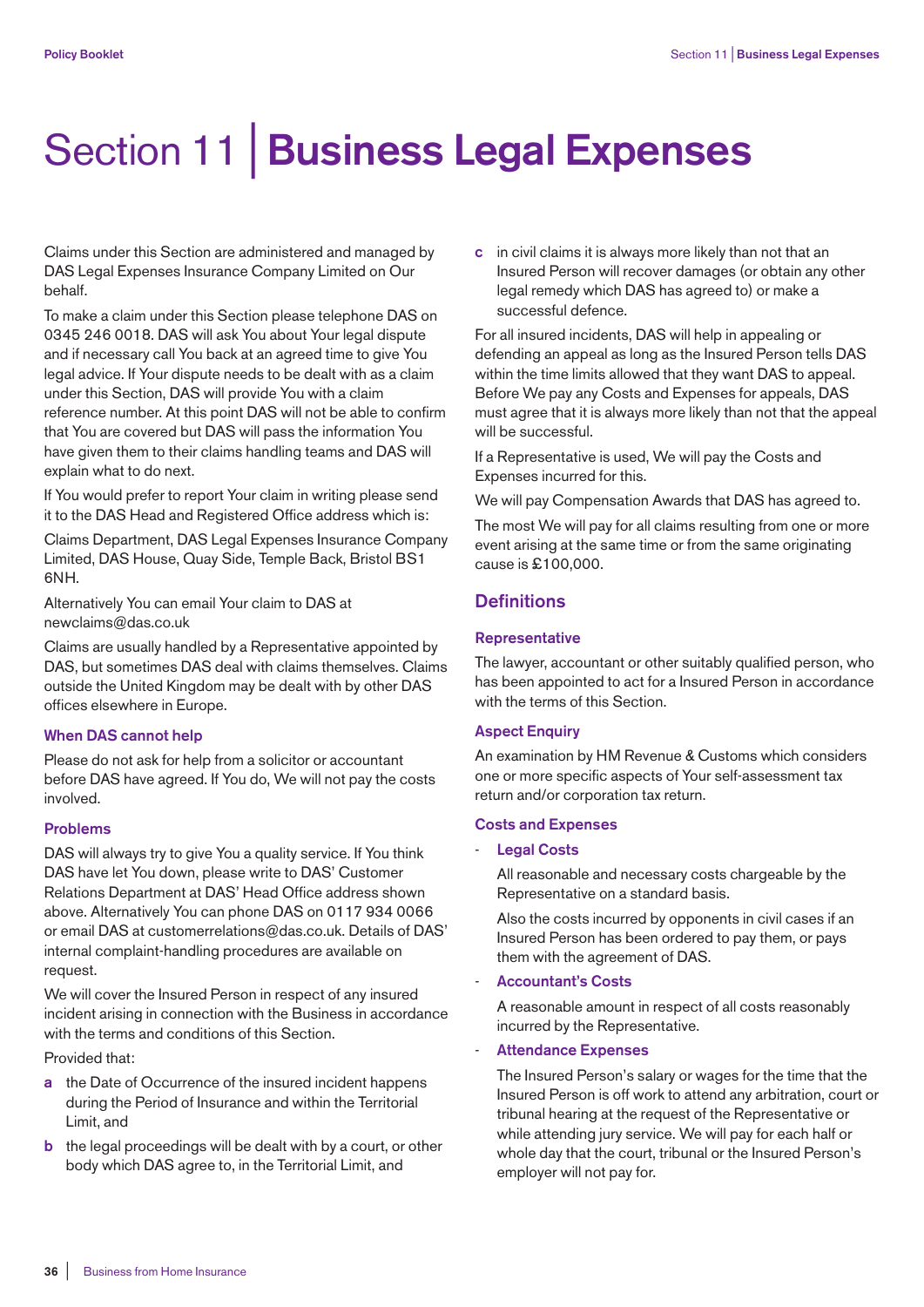# Section 11 | Business Legal Expenses

Claims under this Section are administered and managed by DAS Legal Expenses Insurance Company Limited on Our behalf.

To make a claim under this Section please telephone DAS on 0345 246 0018. DAS will ask You about Your legal dispute and if necessary call You back at an agreed time to give You legal advice. If Your dispute needs to be dealt with as a claim under this Section, DAS will provide You with a claim reference number. At this point DAS will not be able to confirm that You are covered but DAS will pass the information You have given them to their claims handling teams and DAS will explain what to do next.

If You would prefer to report Your claim in writing please send it to the DAS Head and Registered Office address which is:

Claims Department, DAS Legal Expenses Insurance Company Limited, DAS House, Quay Side, Temple Back, Bristol BS1 6NH.

Alternatively You can email Your claim to DAS at newclaims@das.co.uk

Claims are usually handled by a Representative appointed by DAS, but sometimes DAS deal with claims themselves. Claims outside the United Kingdom may be dealt with by other DAS offices elsewhere in Europe.

### When DAS cannot help

Please do not ask for help from a solicitor or accountant before DAS have agreed. If You do, We will not pay the costs involved.

### Problems

DAS will always try to give You a quality service. If You think DAS have let You down, please write to DAS' Customer Relations Department at DAS' Head Office address shown above. Alternatively You can phone DAS on 0117 934 0066 or email DAS at customerrelations@das.co.uk. Details of DAS' internal complaint-handling procedures are available on request.

We will cover the Insured Person in respect of any insured incident arising in connection with the Business in accordance with the terms and conditions of this Section.

Provided that:

- **a** the Date of Occurrence of the insured incident happens during the Period of Insurance and within the Territorial Limit, and
- **b** the legal proceedings will be dealt with by a court, or other body which DAS agree to, in the Territorial Limit, and
- **c** in civil claims it is always more likely than not that an Insured Person will recover damages (or obtain any other legal remedy which DAS has agreed to) or make a successful defence.

For all insured incidents, DAS will help in appealing or defending an appeal as long as the Insured Person tells DAS within the time limits allowed that they want DAS to appeal. Before We pay any Costs and Expenses for appeals, DAS must agree that it is always more likely than not that the appeal will be successful.

If a Representative is used, We will pay the Costs and Expenses incurred for this.

We will pay Compensation Awards that DAS has agreed to.

The most We will pay for all claims resulting from one or more event arising at the same time or from the same originating cause is £100,000.

## Definitions

### Representative

The lawyer, accountant or other suitably qualified person, who has been appointed to act for a Insured Person in accordance with the terms of this Section.

### Aspect Enquiry

An examination by HM Revenue & Customs which considers one or more specific aspects of Your self-assessment tax return and/or corporation tax return.

### Costs and Expenses

- **Legal Costs**

  All reasonable and necessary costs chargeable by the Representative on a standard basis.

  Also the costs incurred by opponents in civil cases if an Insured Person has been ordered to pay them, or pays them with the agreement of DAS.

- **Accountant's Costs**

  A reasonable amount in respect of all costs reasonably incurred by the Representative.

- **Attendance Expenses**

  The Insured Person's salary or wages for the time that the Insured Person is off work to attend any arbitration, court or tribunal hearing at the request of the Representative or while attending jury service. We will pay for each half or whole day that the court, tribunal or the Insured Person's employer will not pay for.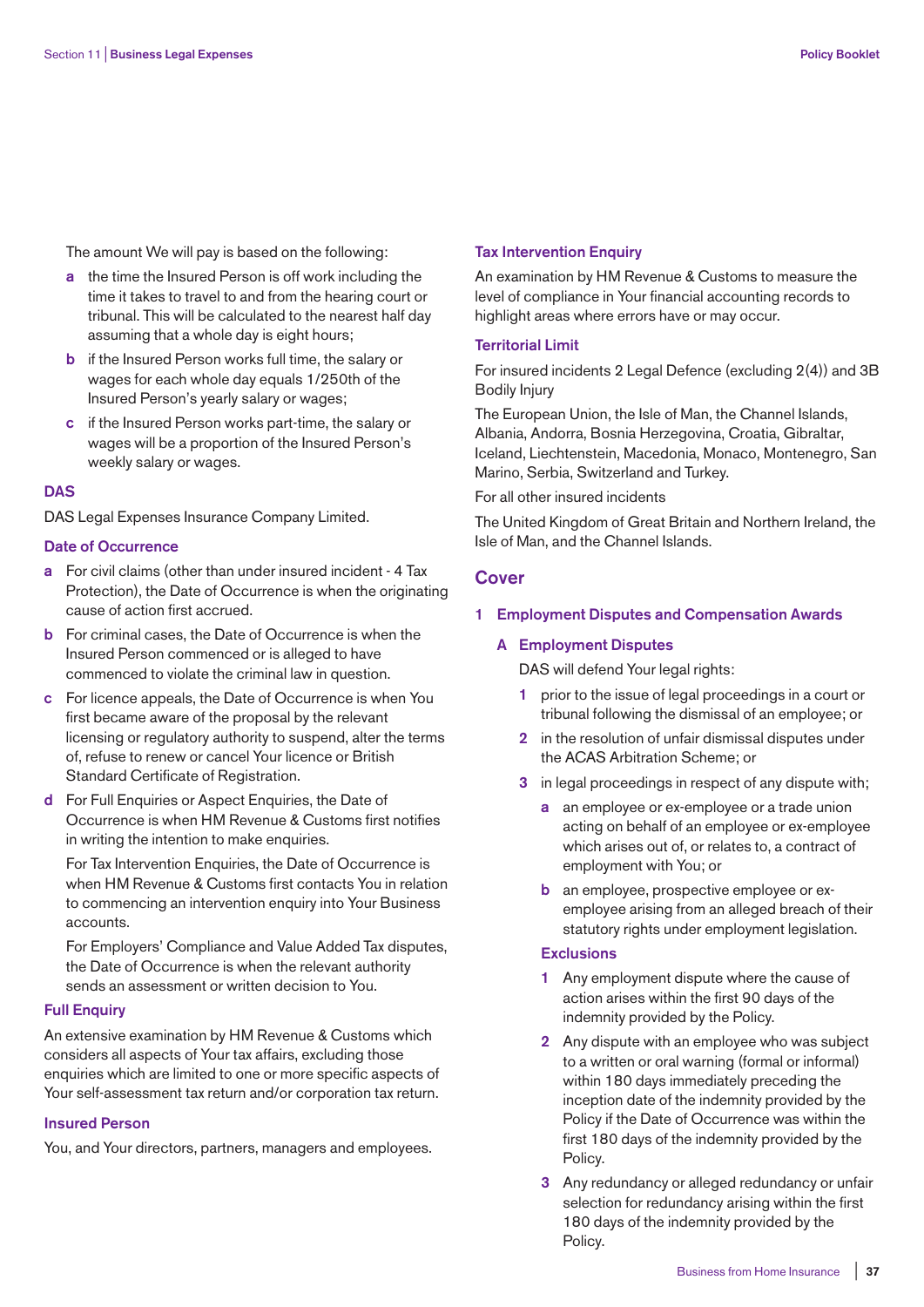The amount We will pay is based on the following:

**a** the time the Insured Person is off work including the time it takes to travel to and from the hearing court or tribunal. This will be calculated to the nearest half day assuming that a whole day is eight hours;

**b** if the Insured Person works full time, the salary or wages for each whole day equals 1/250th of the Insured Person's yearly salary or wages;

**c** if the Insured Person works part-time, the salary or wages will be a proportion of the Insured Person's weekly salary or wages.

### DAS

DAS Legal Expenses Insurance Company Limited.

### Date of Occurrence

**a** For civil claims (other than under insured incident - 4 Tax Protection), the Date of Occurrence is when the originating cause of action first accrued.

**b** For criminal cases, the Date of Occurrence is when the Insured Person commenced or is alleged to have commenced to violate the criminal law in question.

**c** For licence appeals, the Date of Occurrence is when You first became aware of the proposal by the relevant licensing or regulatory authority to suspend, alter the terms of, refuse to renew or cancel Your licence or British Standard Certificate of Registration.

**d** For Full Enquiries or Aspect Enquiries, the Date of Occurrence is when HM Revenue & Customs first notifies in writing the intention to make enquiries.

For Tax Intervention Enquiries, the Date of Occurrence is when HM Revenue & Customs first contacts You in relation to commencing an intervention enquiry into Your Business accounts.

For Employers' Compliance and Value Added Tax disputes, the Date of Occurrence is when the relevant authority sends an assessment or written decision to You.

### Full Enquiry

An extensive examination by HM Revenue & Customs which considers all aspects of Your tax affairs, excluding those enquiries which are limited to one or more specific aspects of Your self-assessment tax return and/or corporation tax return.

### Insured Person

You, and Your directors, partners, managers and employees.

### Tax Intervention Enquiry

An examination by HM Revenue & Customs to measure the level of compliance in Your financial accounting records to highlight areas where errors have or may occur.

### Territorial Limit

For insured incidents 2 Legal Defence (excluding 2(4)) and 3B Bodily Injury

The European Union, the Isle of Man, the Channel Islands, Albania, Andorra, Bosnia Herzegovina, Croatia, Gibraltar, Iceland, Liechtenstein, Macedonia, Monaco, Montenegro, San Marino, Serbia, Switzerland and Turkey.

For all other insured incidents

The United Kingdom of Great Britain and Northern Ireland, the Isle of Man, and the Channel Islands.

## Cover

### 1 Employment Disputes and Compensation Awards

#### A Employment Disputes

DAS will defend Your legal rights:

**1** prior to the issue of legal proceedings in a court or tribunal following the dismissal of an employee; or

**2** in the resolution of unfair dismissal disputes under the ACAS Arbitration Scheme; or

**3** in legal proceedings in respect of any dispute with;

- **a** an employee or ex-employee or a trade union acting on behalf of an employee or ex-employee which arises out of, or relates to, a contract of employment with You; or
- **b** an employee, prospective employee or ex-employee arising from an alleged breach of their statutory rights under employment legislation.

#### Exclusions

**1** Any employment dispute where the cause of action arises within the first 90 days of the indemnity provided by the Policy.

**2** Any dispute with an employee who was subject to a written or oral warning (formal or informal) within 180 days immediately preceding the inception date of the indemnity provided by the Policy if the Date of Occurrence was within the first 180 days of the indemnity provided by the Policy.

**3** Any redundancy or alleged redundancy or unfair selection for redundancy arising within the first 180 days of the indemnity provided by the Policy.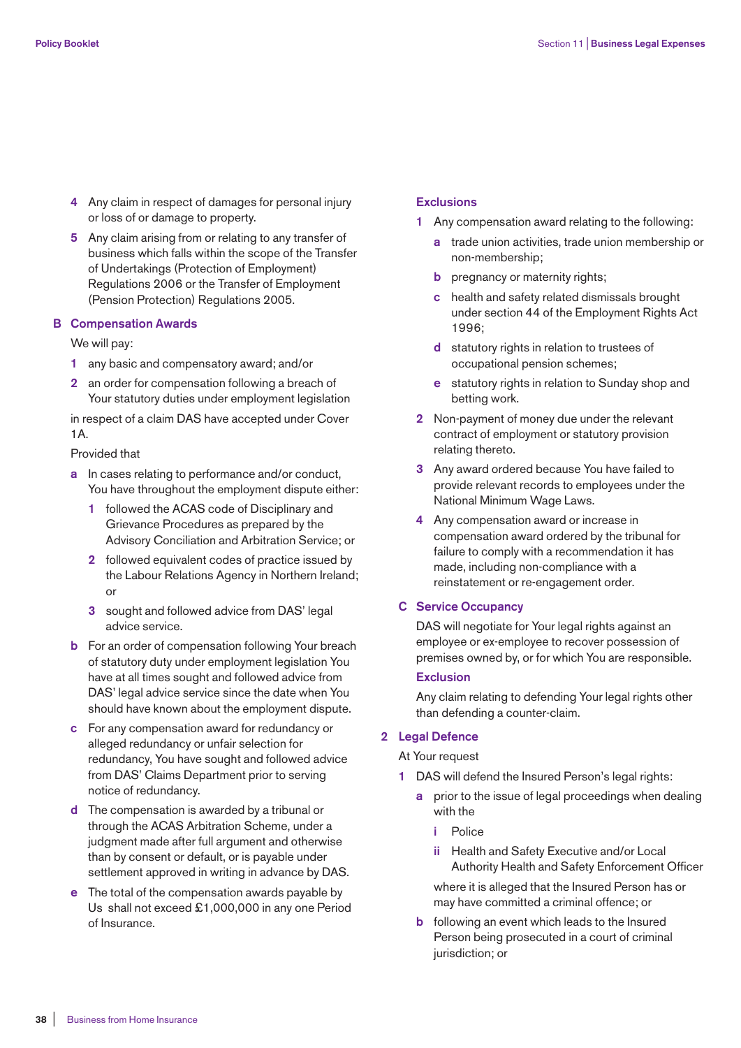4 Any claim in respect of damages for personal injury or loss of or damage to property.

5 Any claim arising from or relating to any transfer of business which falls within the scope of the Transfer of Undertakings (Protection of Employment) Regulations 2006 or the Transfer of Employment (Pension Protection) Regulations 2005.

## B Compensation Awards

We will pay:

1 any basic and compensatory award; and/or

2 an order for compensation following a breach of Your statutory duties under employment legislation

in respect of a claim DAS have accepted under Cover 1A.

Provided that

a In cases relating to performance and/or conduct, You have throughout the employment dispute either:

   1 followed the ACAS code of Disciplinary and Grievance Procedures as prepared by the Advisory Conciliation and Arbitration Service; or

   2 followed equivalent codes of practice issued by the Labour Relations Agency in Northern Ireland; or

   3 sought and followed advice from DAS' legal advice service.

b For an order of compensation following Your breach of statutory duty under employment legislation You have at all times sought and followed advice from DAS' legal advice service since the date when You should have known about the employment dispute.

c For any compensation award for redundancy or alleged redundancy or unfair selection for redundancy, You have sought and followed advice from DAS' Claims Department prior to serving notice of redundancy.

d The compensation is awarded by a tribunal or through the ACAS Arbitration Scheme, under a judgment made after full argument and otherwise than by consent or default, or is payable under settlement approved in writing in advance by DAS.

e The total of the compensation awards payable by Us shall not exceed £1,000,000 in any one Period of Insurance.

### Exclusions

1 Any compensation award relating to the following:

   a trade union activities, trade union membership or non-membership;

   b pregnancy or maternity rights;

   c health and safety related dismissals brought under section 44 of the Employment Rights Act 1996;

   d statutory rights in relation to trustees of occupational pension schemes;

   e statutory rights in relation to Sunday shop and betting work.

2 Non-payment of money due under the relevant contract of employment or statutory provision relating thereto.

3 Any award ordered because You have failed to provide relevant records to employees under the National Minimum Wage Laws.

4 Any compensation award or increase in compensation award ordered by the tribunal for failure to comply with a recommendation it has made, including non-compliance with a reinstatement or re-engagement order.

## C Service Occupancy

DAS will negotiate for Your legal rights against an employee or ex-employee to recover possession of premises owned by, or for which You are responsible.

### Exclusion

Any claim relating to defending Your legal rights other than defending a counter-claim.

## 2 Legal Defence

At Your request

1 DAS will defend the Insured Person's legal rights:

   a prior to the issue of legal proceedings when dealing with the

      i Police

      ii Health and Safety Executive and/or Local Authority Health and Safety Enforcement Officer

   where it is alleged that the Insured Person has or may have committed a criminal offence; or

   b following an event which leads to the Insured Person being prosecuted in a court of criminal jurisdiction; or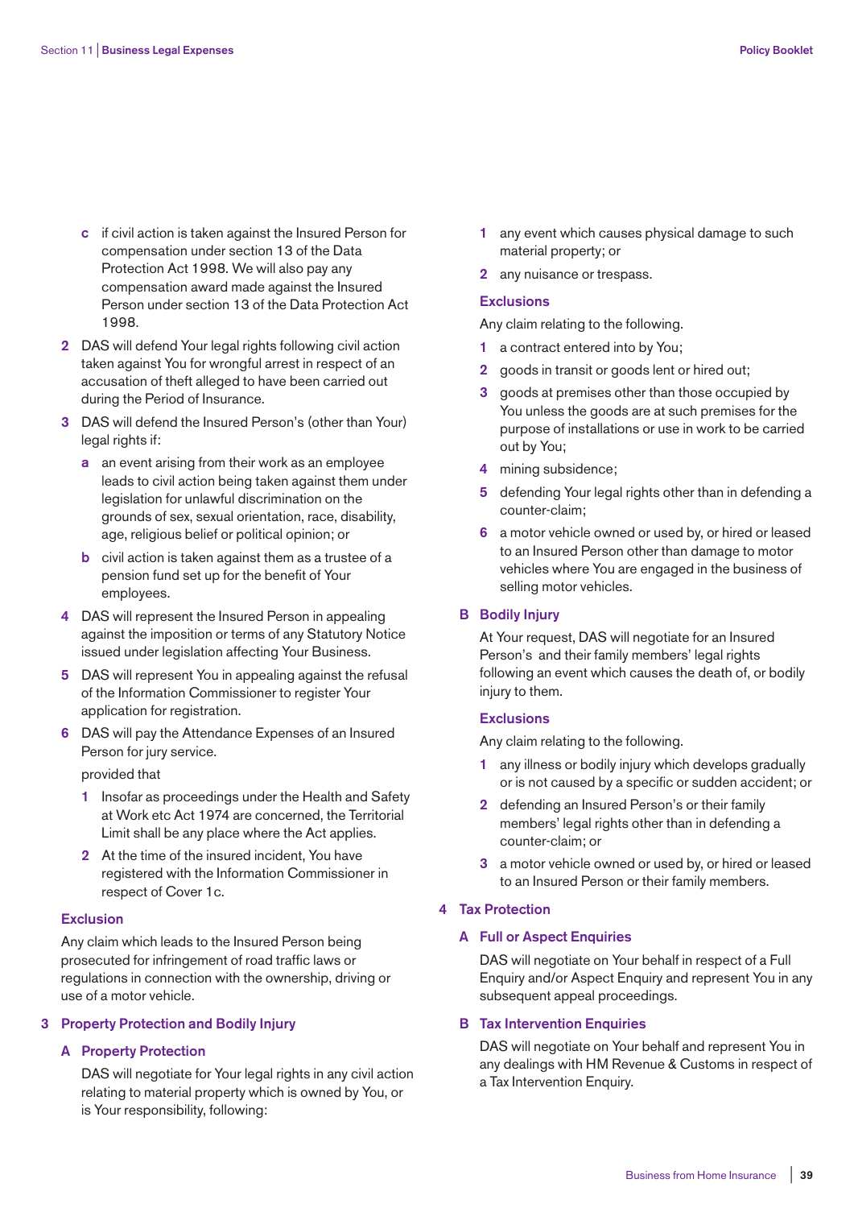c  if civil action is taken against the Insured Person for compensation under section 13 of the Data Protection Act 1998. We will also pay any compensation award made against the Insured Person under section 13 of the Data Protection Act 1998.

2  DAS will defend Your legal rights following civil action taken against You for wrongful arrest in respect of an accusation of theft alleged to have been carried out during the Period of Insurance.

3  DAS will defend the Insured Person's (other than Your) legal rights if:

   a  an event arising from their work as an employee leads to civil action being taken against them under legislation for unlawful discrimination on the grounds of sex, sexual orientation, race, disability, age, religious belief or political opinion; or

   b  civil action is taken against them as a trustee of a pension fund set up for the benefit of Your employees.

4  DAS will represent the Insured Person in appealing against the imposition or terms of any Statutory Notice issued under legislation affecting Your Business.

5  DAS will represent You in appealing against the refusal of the Information Commissioner to register Your application for registration.

6  DAS will pay the Attendance Expenses of an Insured Person for jury service.

provided that

1  Insofar as proceedings under the Health and Safety at Work etc Act 1974 are concerned, the Territorial Limit shall be any place where the Act applies.

2  At the time of the insured incident, You have registered with the Information Commissioner in respect of Cover 1c.

### Exclusion

Any claim which leads to the Insured Person being prosecuted for infringement of road traffic laws or regulations in connection with the ownership, driving or use of a motor vehicle.

## 3  Property Protection and Bodily Injury

### A  Property Protection

DAS will negotiate for Your legal rights in any civil action relating to material property which is owned by You, or is Your responsibility, following:

1  any event which causes physical damage to such material property; or

2  any nuisance or trespass.

#### Exclusions

Any claim relating to the following.

1  a contract entered into by You;

2  goods in transit or goods lent or hired out;

3  goods at premises other than those occupied by You unless the goods are at such premises for the purpose of installations or use in work to be carried out by You;

4  mining subsidence;

5  defending Your legal rights other than in defending a counter-claim;

6  a motor vehicle owned or used by, or hired or leased to an Insured Person other than damage to motor vehicles where You are engaged in the business of selling motor vehicles.

### B  Bodily Injury

At Your request, DAS will negotiate for an Insured Person's and their family members' legal rights following an event which causes the death of, or bodily injury to them.

#### Exclusions

Any claim relating to the following.

1  any illness or bodily injury which develops gradually or is not caused by a specific or sudden accident; or

2  defending an Insured Person's or their family members' legal rights other than in defending a counter-claim; or

3  a motor vehicle owned or used by, or hired or leased to an Insured Person or their family members.

## 4  Tax Protection

### A  Full or Aspect Enquiries

DAS will negotiate on Your behalf in respect of a Full Enquiry and/or Aspect Enquiry and represent You in any subsequent appeal proceedings.

### B  Tax Intervention Enquiries

DAS will negotiate on Your behalf and represent You in any dealings with HM Revenue & Customs in respect of a Tax Intervention Enquiry.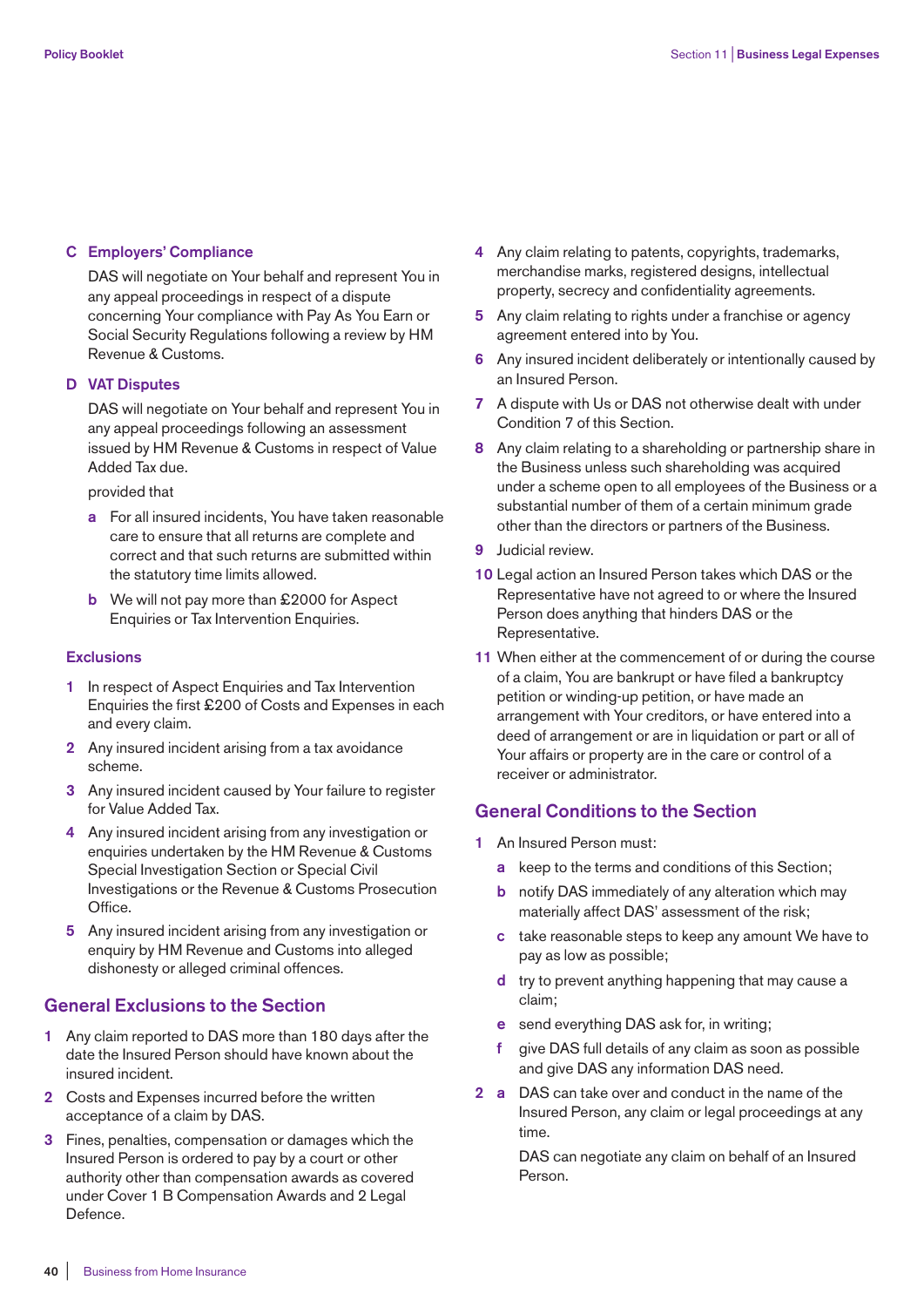### C Employers' Compliance

DAS will negotiate on Your behalf and represent You in any appeal proceedings in respect of a dispute concerning Your compliance with Pay As You Earn or Social Security Regulations following a review by HM Revenue & Customs.

### D VAT Disputes

DAS will negotiate on Your behalf and represent You in any appeal proceedings following an assessment issued by HM Revenue & Customs in respect of Value Added Tax due.

provided that

- **a** For all insured incidents, You have taken reasonable care to ensure that all returns are complete and correct and that such returns are submitted within the statutory time limits allowed.
- **b** We will not pay more than £2000 for Aspect Enquiries or Tax Intervention Enquiries.

### Exclusions

1. In respect of Aspect Enquiries and Tax Intervention Enquiries the first £200 of Costs and Expenses in each and every claim.
2. Any insured incident arising from a tax avoidance scheme.
3. Any insured incident caused by Your failure to register for Value Added Tax.
4. Any insured incident arising from any investigation or enquiries undertaken by the HM Revenue & Customs Special Investigation Section or Special Civil Investigations or the Revenue & Customs Prosecution Office.
5. Any insured incident arising from any investigation or enquiry by HM Revenue and Customs into alleged dishonesty or alleged criminal offences.

## General Exclusions to the Section

1. Any claim reported to DAS more than 180 days after the date the Insured Person should have known about the insured incident.
2. Costs and Expenses incurred before the written acceptance of a claim by DAS.
3. Fines, penalties, compensation or damages which the Insured Person is ordered to pay by a court or other authority other than compensation awards as covered under Cover 1 B Compensation Awards and 2 Legal Defence.
4. Any claim relating to patents, copyrights, trademarks, merchandise marks, registered designs, intellectual property, secrecy and confidentiality agreements.
5. Any claim relating to rights under a franchise or agency agreement entered into by You.
6. Any insured incident deliberately or intentionally caused by an Insured Person.
7. A dispute with Us or DAS not otherwise dealt with under Condition 7 of this Section.
8. Any claim relating to a shareholding or partnership share in the Business unless such shareholding was acquired under a scheme open to all employees of the Business or a substantial number of them of a certain minimum grade other than the directors or partners of the Business.
9. Judicial review.
10. Legal action an Insured Person takes which DAS or the Representative have not agreed to or where the Insured Person does anything that hinders DAS or the Representative.
11. When either at the commencement of or during the course of a claim, You are bankrupt or have filed a bankruptcy petition or winding-up petition, or have made an arrangement with Your creditors, or have entered into a deed of arrangement or are in liquidation or part or all of Your affairs or property are in the care or control of a receiver or administrator.

## General Conditions to the Section

1. An Insured Person must:
   - **a** keep to the terms and conditions of this Section;
   - **b** notify DAS immediately of any alteration which may materially affect DAS' assessment of the risk;
   - **c** take reasonable steps to keep any amount We have to pay as low as possible;
   - **d** try to prevent anything happening that may cause a claim;
   - **e** send everything DAS ask for, in writing;
   - **f** give DAS full details of any claim as soon as possible and give DAS any information DAS need.
2. **a** DAS can take over and conduct in the name of the Insured Person, any claim or legal proceedings at any time.

   DAS can negotiate any claim on behalf of an Insured Person.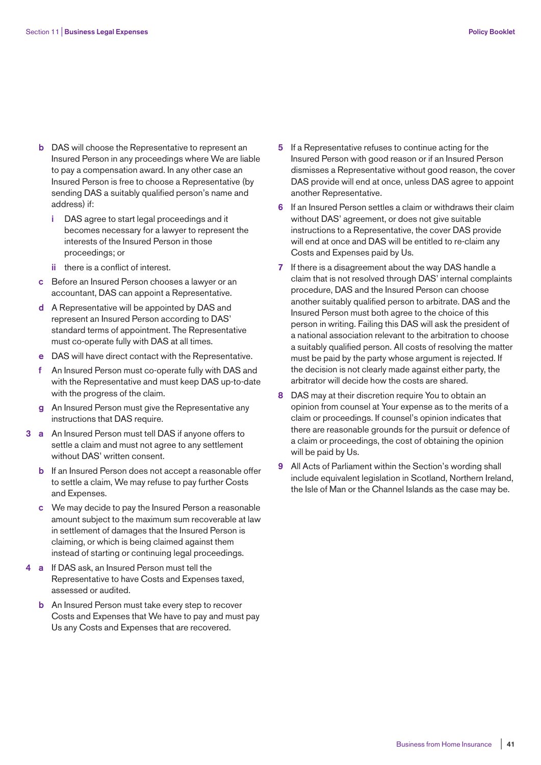- **b** DAS will choose the Representative to represent an Insured Person in any proceedings where We are liable to pay a compensation award. In any other case an Insured Person is free to choose a Representative (by sending DAS a suitably qualified person's name and address) if:
  - **i** DAS agree to start legal proceedings and it becomes necessary for a lawyer to represent the interests of the Insured Person in those proceedings; or
  - **ii** there is a conflict of interest.
- **c** Before an Insured Person chooses a lawyer or an accountant, DAS can appoint a Representative.
- **d** A Representative will be appointed by DAS and represent an Insured Person according to DAS' standard terms of appointment. The Representative must co-operate fully with DAS at all times.
- **e** DAS will have direct contact with the Representative.
- **f** An Insured Person must co-operate fully with DAS and with the Representative and must keep DAS up-to-date with the progress of the claim.
- **g** An Insured Person must give the Representative any instructions that DAS require.

**3**
- **a** An Insured Person must tell DAS if anyone offers to settle a claim and must not agree to any settlement without DAS' written consent.
- **b** If an Insured Person does not accept a reasonable offer to settle a claim, We may refuse to pay further Costs and Expenses.
- **c** We may decide to pay the Insured Person a reasonable amount subject to the maximum sum recoverable at law in settlement of damages that the Insured Person is claiming, or which is being claimed against them instead of starting or continuing legal proceedings.

**4**
- **a** If DAS ask, an Insured Person must tell the Representative to have Costs and Expenses taxed, assessed or audited.
- **b** An Insured Person must take every step to recover Costs and Expenses that We have to pay and must pay Us any Costs and Expenses that are recovered.

**5** If a Representative refuses to continue acting for the Insured Person with good reason or if an Insured Person dismisses a Representative without good reason, the cover DAS provide will end at once, unless DAS agree to appoint another Representative.

**6** If an Insured Person settles a claim or withdraws their claim without DAS' agreement, or does not give suitable instructions to a Representative, the cover DAS provide will end at once and DAS will be entitled to re-claim any Costs and Expenses paid by Us.

**7** If there is a disagreement about the way DAS handle a claim that is not resolved through DAS' internal complaints procedure, DAS and the Insured Person can choose another suitably qualified person to arbitrate. DAS and the Insured Person must both agree to the choice of this person in writing. Failing this DAS will ask the president of a national association relevant to the arbitration to choose a suitably qualified person. All costs of resolving the matter must be paid by the party whose argument is rejected. If the decision is not clearly made against either party, the arbitrator will decide how the costs are shared.

**8** DAS may at their discretion require You to obtain an opinion from counsel at Your expense as to the merits of a claim or proceedings. If counsel's opinion indicates that there are reasonable grounds for the pursuit or defence of a claim or proceedings, the cost of obtaining the opinion will be paid by Us.

**9** All Acts of Parliament within the Section's wording shall include equivalent legislation in Scotland, Northern Ireland, the Isle of Man or the Channel Islands as the case may be.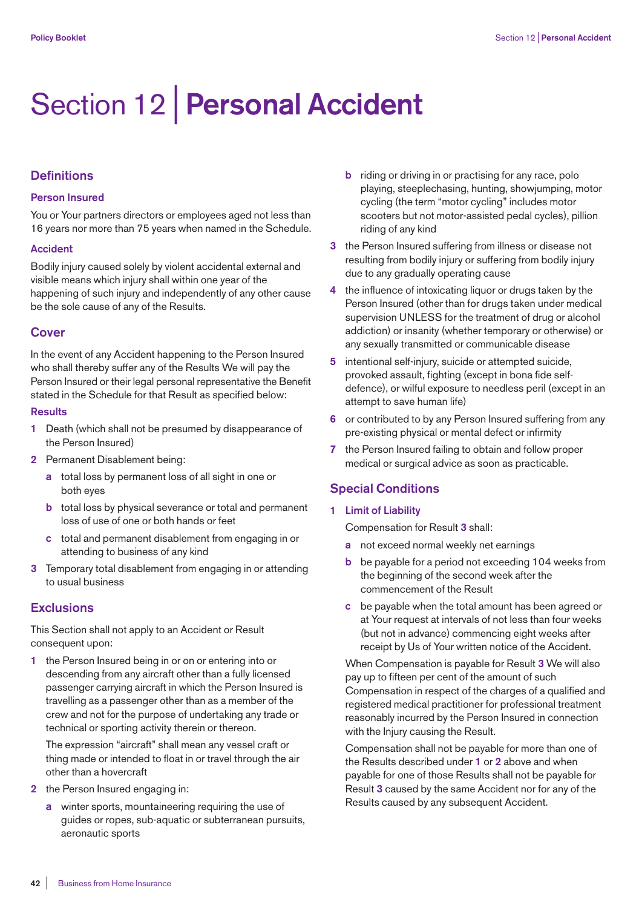# Section 12 | Personal Accident

## Definitions

### Person Insured

You or Your partners directors or employees aged not less than 16 years nor more than 75 years when named in the Schedule.

### Accident

Bodily injury caused solely by violent accidental external and visible means which injury shall within one year of the happening of such injury and independently of any other cause be the sole cause of any of the Results.

## Cover

In the event of any Accident happening to the Person Insured who shall thereby suffer any of the Results We will pay the Person Insured or their legal personal representative the Benefit stated in the Schedule for that Result as specified below:

### Results

1. Death (which shall not be presumed by disappearance of the Person Insured)
2. Permanent Disablement being:
   - **a** total loss by permanent loss of all sight in one or both eyes
   - **b** total loss by physical severance or total and permanent loss of use of one or both hands or feet
   - **c** total and permanent disablement from engaging in or attending to business of any kind
3. Temporary total disablement from engaging in or attending to usual business

## Exclusions

This Section shall not apply to an Accident or Result consequent upon:

1. the Person Insured being in or on or entering into or descending from any aircraft other than a fully licensed passenger carrying aircraft in which the Person Insured is travelling as a passenger other than as a member of the crew and not for the purpose of undertaking any trade or technical or sporting activity therein or thereon.

   The expression "aircraft" shall mean any vessel craft or thing made or intended to float in or travel through the air other than a hovercraft
2. the Person Insured engaging in:
   - **a** winter sports, mountaineering requiring the use of guides or ropes, sub-aquatic or subterranean pursuits, aeronautic sports
   - **b** riding or driving in or practising for any race, polo playing, steeplechasing, hunting, showjumping, motor cycling (the term "motor cycling" includes motor scooters but not motor-assisted pedal cycles), pillion riding of any kind
3. the Person Insured suffering from illness or disease not resulting from bodily injury or suffering from bodily injury due to any gradually operating cause
4. the influence of intoxicating liquor or drugs taken by the Person Insured (other than for drugs taken under medical supervision UNLESS for the treatment of drug or alcohol addiction) or insanity (whether temporary or otherwise) or any sexually transmitted or communicable disease
5. intentional self-injury, suicide or attempted suicide, provoked assault, fighting (except in bona fide self-defence), or wilful exposure to needless peril (except in an attempt to save human life)
6. or contributed to by any Person Insured suffering from any pre-existing physical or mental defect or infirmity
7. the Person Insured failing to obtain and follow proper medical or surgical advice as soon as practicable.

## Special Conditions

### 1 Limit of Liability

Compensation for Result **3** shall:

- **a** not exceed normal weekly net earnings
- **b** be payable for a period not exceeding 104 weeks from the beginning of the second week after the commencement of the Result
- **c** be payable when the total amount has been agreed or at Your request at intervals of not less than four weeks (but not in advance) commencing eight weeks after receipt by Us of Your written notice of the Accident.

When Compensation is payable for Result **3** We will also pay up to fifteen per cent of the amount of such Compensation in respect of the charges of a qualified and registered medical practitioner for professional treatment reasonably incurred by the Person Insured in connection with the Injury causing the Result.

Compensation shall not be payable for more than one of the Results described under **1** or **2** above and when payable for one of those Results shall not be payable for Result **3** caused by the same Accident nor for any of the Results caused by any subsequent Accident.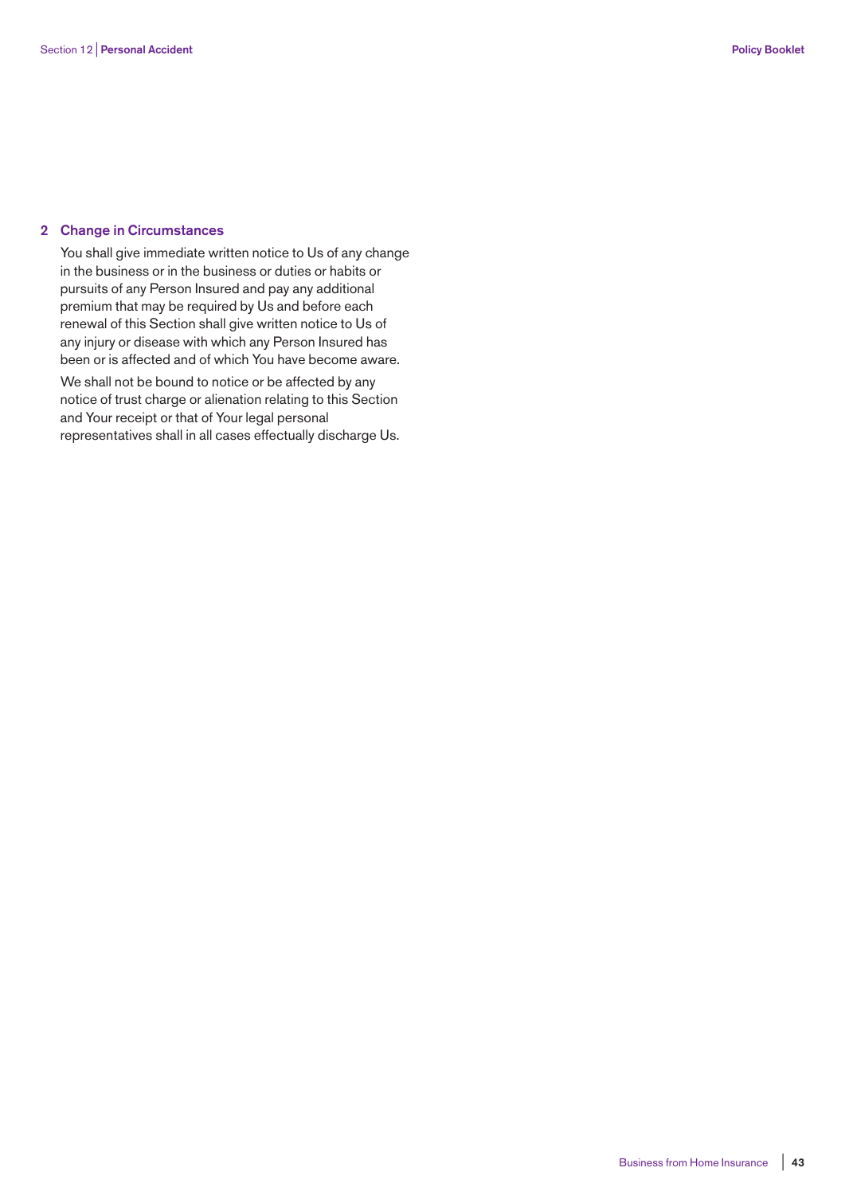## 2 Change in Circumstances

You shall give immediate written notice to Us of any change in the business or in the business or duties or habits or pursuits of any Person Insured and pay any additional premium that may be required by Us and before each renewal of this Section shall give written notice to Us of any injury or disease with which any Person Insured has been or is affected and of which You have become aware.

We shall not be bound to notice or be affected by any notice of trust charge or alienation relating to this Section and Your receipt or that of Your legal personal representatives shall in all cases effectually discharge Us.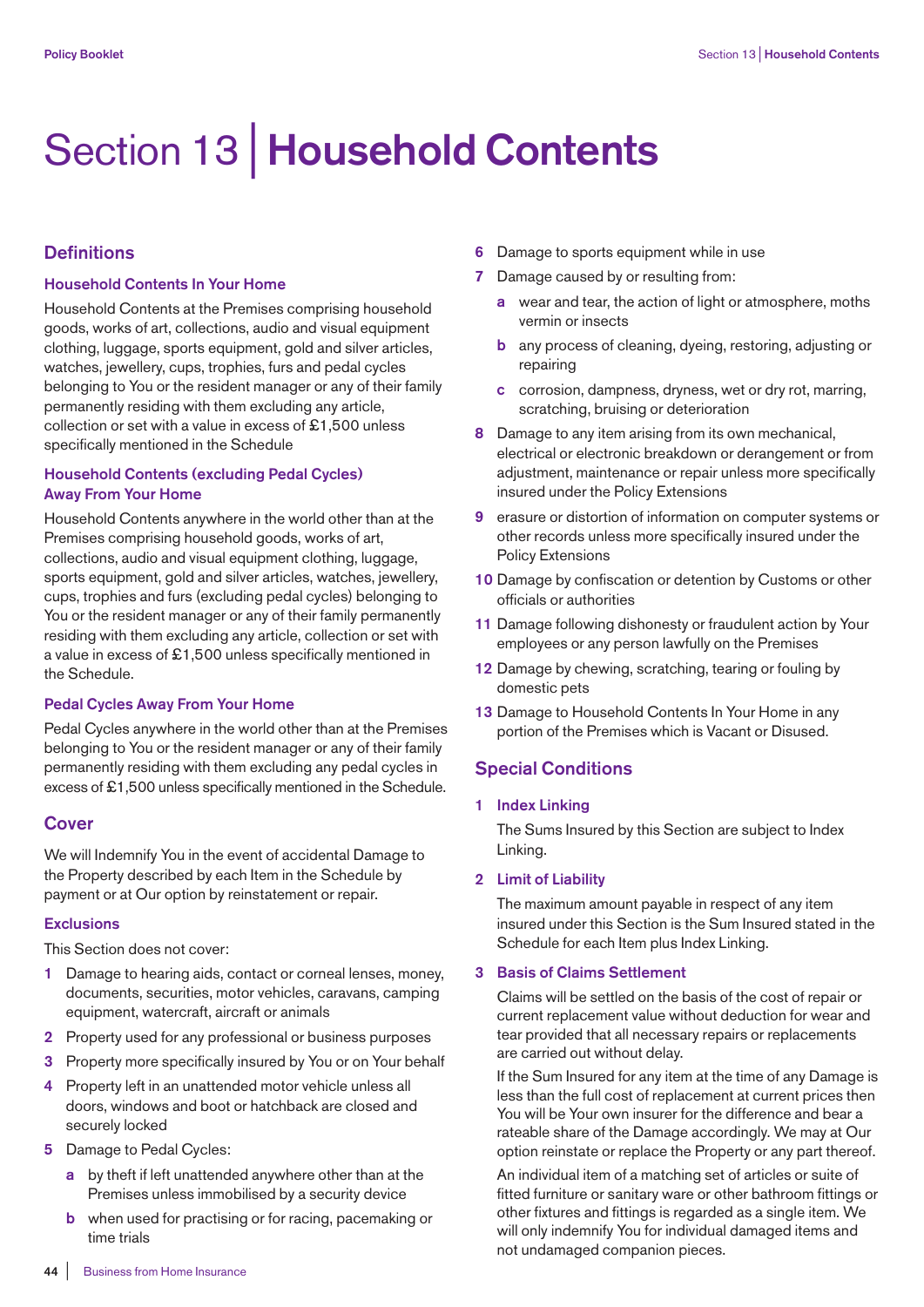# Section 13 | Household Contents

## Definitions

### Household Contents In Your Home

Household Contents at the Premises comprising household goods, works of art, collections, audio and visual equipment clothing, luggage, sports equipment, gold and silver articles, watches, jewellery, cups, trophies, furs and pedal cycles belonging to You or the resident manager or any of their family permanently residing with them excluding any article, collection or set with a value in excess of £1,500 unless specifically mentioned in the Schedule

### Household Contents (excluding Pedal Cycles) Away From Your Home

Household Contents anywhere in the world other than at the Premises comprising household goods, works of art, collections, audio and visual equipment clothing, luggage, sports equipment, gold and silver articles, watches, jewellery, cups, trophies and furs (excluding pedal cycles) belonging to You or the resident manager or any of their family permanently residing with them excluding any article, collection or set with a value in excess of £1,500 unless specifically mentioned in the Schedule.

### Pedal Cycles Away From Your Home

Pedal Cycles anywhere in the world other than at the Premises belonging to You or the resident manager or any of their family permanently residing with them excluding any pedal cycles in excess of £1,500 unless specifically mentioned in the Schedule.

## Cover

We will Indemnify You in the event of accidental Damage to the Property described by each Item in the Schedule by payment or at Our option by reinstatement or repair.

### Exclusions

This Section does not cover:

1. Damage to hearing aids, contact or corneal lenses, money, documents, securities, motor vehicles, caravans, camping equipment, watercraft, aircraft or animals
2. Property used for any professional or business purposes
3. Property more specifically insured by You or on Your behalf
4. Property left in an unattended motor vehicle unless all doors, windows and boot or hatchback are closed and securely locked
5. Damage to Pedal Cycles:
   - a. by theft if left unattended anywhere other than at the Premises unless immobilised by a security device
   - b. when used for practising or for racing, pacemaking or time trials
6. Damage to sports equipment while in use
7. Damage caused by or resulting from:
   - a. wear and tear, the action of light or atmosphere, moths vermin or insects
   - b. any process of cleaning, dyeing, restoring, adjusting or repairing
   - c. corrosion, dampness, dryness, wet or dry rot, marring, scratching, bruising or deterioration
8. Damage to any item arising from its own mechanical, electrical or electronic breakdown or derangement or from adjustment, maintenance or repair unless more specifically insured under the Policy Extensions
9. erasure or distortion of information on computer systems or other records unless more specifically insured under the Policy Extensions
10. Damage by confiscation or detention by Customs or other officials or authorities
11. Damage following dishonesty or fraudulent action by Your employees or any person lawfully on the Premises
12. Damage by chewing, scratching, tearing or fouling by domestic pets
13. Damage to Household Contents In Your Home in any portion of the Premises which is Vacant or Disused.

## Special Conditions

### 1 Index Linking

The Sums Insured by this Section are subject to Index Linking.

### 2 Limit of Liability

The maximum amount payable in respect of any item insured under this Section is the Sum Insured stated in the Schedule for each Item plus Index Linking.

### 3 Basis of Claims Settlement

Claims will be settled on the basis of the cost of repair or current replacement value without deduction for wear and tear provided that all necessary repairs or replacements are carried out without delay.

If the Sum Insured for any item at the time of any Damage is less than the full cost of replacement at current prices then You will be Your own insurer for the difference and bear a rateable share of the Damage accordingly. We may at Our option reinstate or replace the Property or any part thereof.

An individual item of a matching set of articles or suite of fitted furniture or sanitary ware or other bathroom fittings or other fixtures and fittings is regarded as a single item. We will only indemnify You for individual damaged items and not undamaged companion pieces.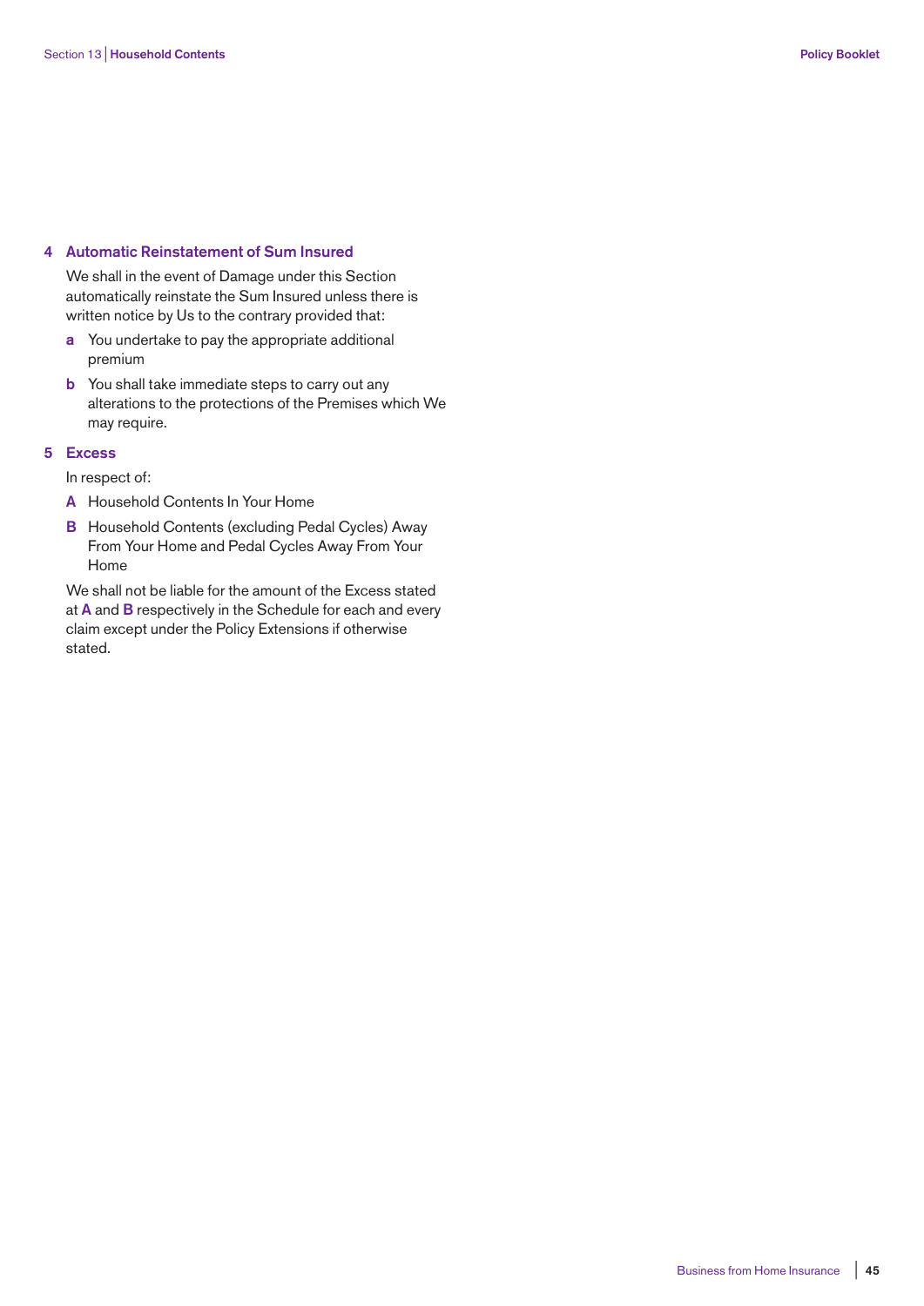## 4 Automatic Reinstatement of Sum Insured

We shall in the event of Damage under this Section automatically reinstate the Sum Insured unless there is written notice by Us to the contrary provided that:

**a** You undertake to pay the appropriate additional premium

**b** You shall take immediate steps to carry out any alterations to the protections of the Premises which We may require.

## 5 Excess

In respect of:

**A** Household Contents In Your Home

**B** Household Contents (excluding Pedal Cycles) Away From Your Home and Pedal Cycles Away From Your Home

We shall not be liable for the amount of the Excess stated at **A** and **B** respectively in the Schedule for each and every claim except under the Policy Extensions if otherwise stated.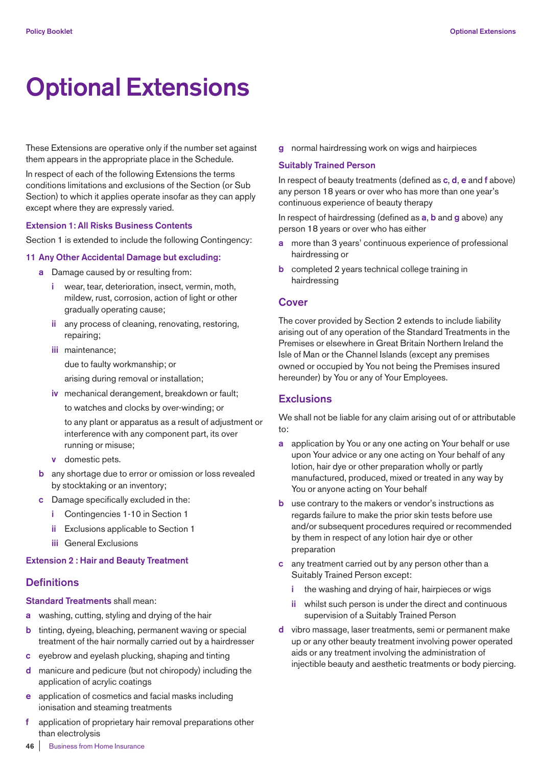# Optional Extensions

These Extensions are operative only if the number set against them appears in the appropriate place in the Schedule.

In respect of each of the following Extensions the terms conditions limitations and exclusions of the Section (or Sub Section) to which it applies operate insofar as they can apply except where they are expressly varied.

### Extension 1: All Risks Business Contents

Section 1 is extended to include the following Contingency:

#### 11 Any Other Accidental Damage but excluding:

- **a** Damage caused by or resulting from:
  - **i** wear, tear, deterioration, insect, vermin, moth, mildew, rust, corrosion, action of light or other gradually operating cause;
  - **ii** any process of cleaning, renovating, restoring, repairing;
  - **iii** maintenance;

    due to faulty workmanship; or

    arising during removal or installation;
  - **iv** mechanical derangement, breakdown or fault;

    to watches and clocks by over-winding; or

    to any plant or apparatus as a result of adjustment or interference with any component part, its over running or misuse;
  - **v** domestic pets.
- **b** any shortage due to error or omission or loss revealed by stocktaking or an inventory;
- **c** Damage specifically excluded in the:
  - **i** Contingencies 1-10 in Section 1
  - **ii** Exclusions applicable to Section 1
  - **iii** General Exclusions

### Extension 2 : Hair and Beauty Treatment

## Definitions

**Standard Treatments** shall mean:

- **a** washing, cutting, styling and drying of the hair
- **b** tinting, dyeing, bleaching, permanent waving or special treatment of the hair normally carried out by a hairdresser
- **c** eyebrow and eyelash plucking, shaping and tinting
- **d** manicure and pedicure (but not chiropody) including the application of acrylic coatings
- **e** application of cosmetics and facial masks including ionisation and steaming treatments
- **f** application of proprietary hair removal preparations other than electrolysis
- **g** normal hairdressing work on wigs and hairpieces

**Suitably Trained Person**

In respect of beauty treatments (defined as **c**, **d**, **e** and **f** above) any person 18 years or over who has more than one year's continuous experience of beauty therapy

In respect of hairdressing (defined as **a**, **b** and **g** above) any person 18 years or over who has either

- **a** more than 3 years' continuous experience of professional hairdressing or
- **b** completed 2 years technical college training in hairdressing

## Cover

The cover provided by Section 2 extends to include liability arising out of any operation of the Standard Treatments in the Premises or elsewhere in Great Britain Northern Ireland the Isle of Man or the Channel Islands (except any premises owned or occupied by You not being the Premises insured hereunder) by You or any of Your Employees.

## Exclusions

We shall not be liable for any claim arising out of or attributable to:

- **a** application by You or any one acting on Your behalf or use upon Your advice or any one acting on Your behalf of any lotion, hair dye or other preparation wholly or partly manufactured, produced, mixed or treated in any way by You or anyone acting on Your behalf
- **b** use contrary to the makers or vendor's instructions as regards failure to make the prior skin tests before use and/or subsequent procedures required or recommended by them in respect of any lotion hair dye or other preparation
- **c** any treatment carried out by any person other than a Suitably Trained Person except:
  - **i** the washing and drying of hair, hairpieces or wigs
  - **ii** whilst such person is under the direct and continuous supervision of a Suitably Trained Person
- **d** vibro massage, laser treatments, semi or permanent make up or any other beauty treatment involving power operated aids or any treatment involving the administration of injectible beauty and aesthetic treatments or body piercing.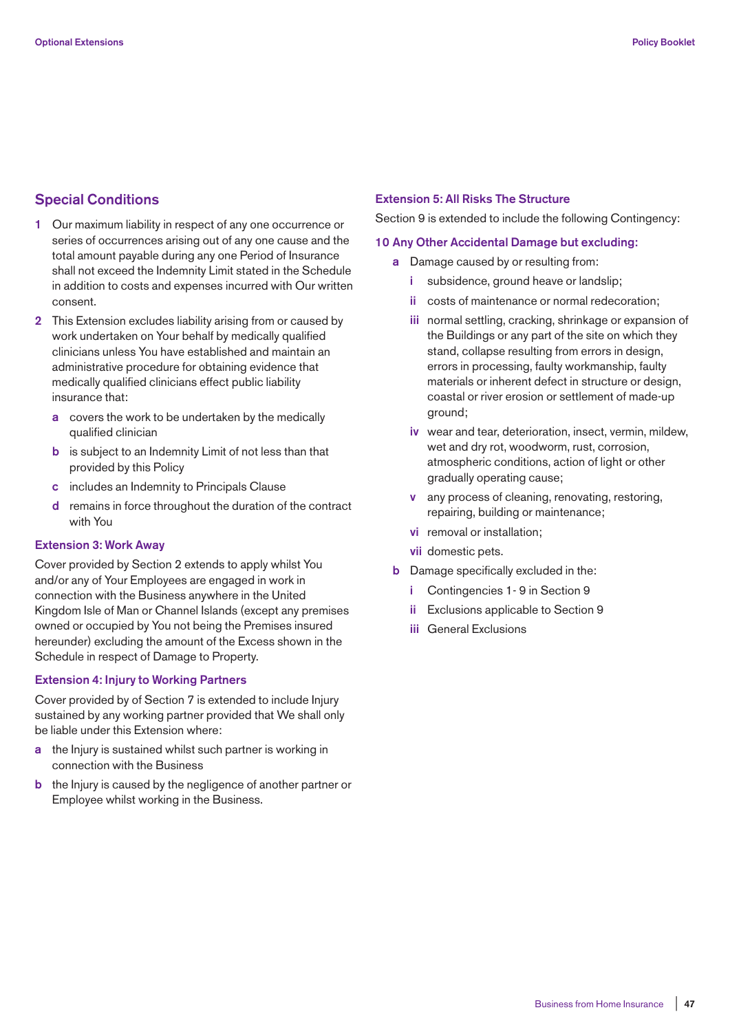## Special Conditions

1. Our maximum liability in respect of any one occurrence or series of occurrences arising out of any one cause and the total amount payable during any one Period of Insurance shall not exceed the Indemnity Limit stated in the Schedule in addition to costs and expenses incurred with Our written consent.
2. This Extension excludes liability arising from or caused by work undertaken on Your behalf by medically qualified clinicians unless You have established and maintain an administrative procedure for obtaining evidence that medically qualified clinicians effect public liability insurance that:
   - **a** covers the work to be undertaken by the medically qualified clinician
   - **b** is subject to an Indemnity Limit of not less than that provided by this Policy
   - **c** includes an Indemnity to Principals Clause
   - **d** remains in force throughout the duration of the contract with You

### Extension 3: Work Away

Cover provided by Section 2 extends to apply whilst You and/or any of Your Employees are engaged in work in connection with the Business anywhere in the United Kingdom Isle of Man or Channel Islands (except any premises owned or occupied by You not being the Premises insured hereunder) excluding the amount of the Excess shown in the Schedule in respect of Damage to Property.

### Extension 4: Injury to Working Partners

Cover provided by of Section 7 is extended to include Injury sustained by any working partner provided that We shall only be liable under this Extension where:

- **a** the Injury is sustained whilst such partner is working in connection with the Business
- **b** the Injury is caused by the negligence of another partner or Employee whilst working in the Business.

### Extension 5: All Risks The Structure

Section 9 is extended to include the following Contingency:

### 10 Any Other Accidental Damage but excluding:

- **a** Damage caused by or resulting from:
  - **i** subsidence, ground heave or landslip;
  - **ii** costs of maintenance or normal redecoration;
  - **iii** normal settling, cracking, shrinkage or expansion of the Buildings or any part of the site on which they stand, collapse resulting from errors in design, errors in processing, faulty workmanship, faulty materials or inherent defect in structure or design, coastal or river erosion or settlement of made-up ground;
  - **iv** wear and tear, deterioration, insect, vermin, mildew, wet and dry rot, woodworm, rust, corrosion, atmospheric conditions, action of light or other gradually operating cause;
  - **v** any process of cleaning, renovating, restoring, repairing, building or maintenance;
  - **vi** removal or installation;
  - **vii** domestic pets.
- **b** Damage specifically excluded in the:
  - **i** Contingencies 1 - 9 in Section 9
  - **ii** Exclusions applicable to Section 9
  - **iii** General Exclusions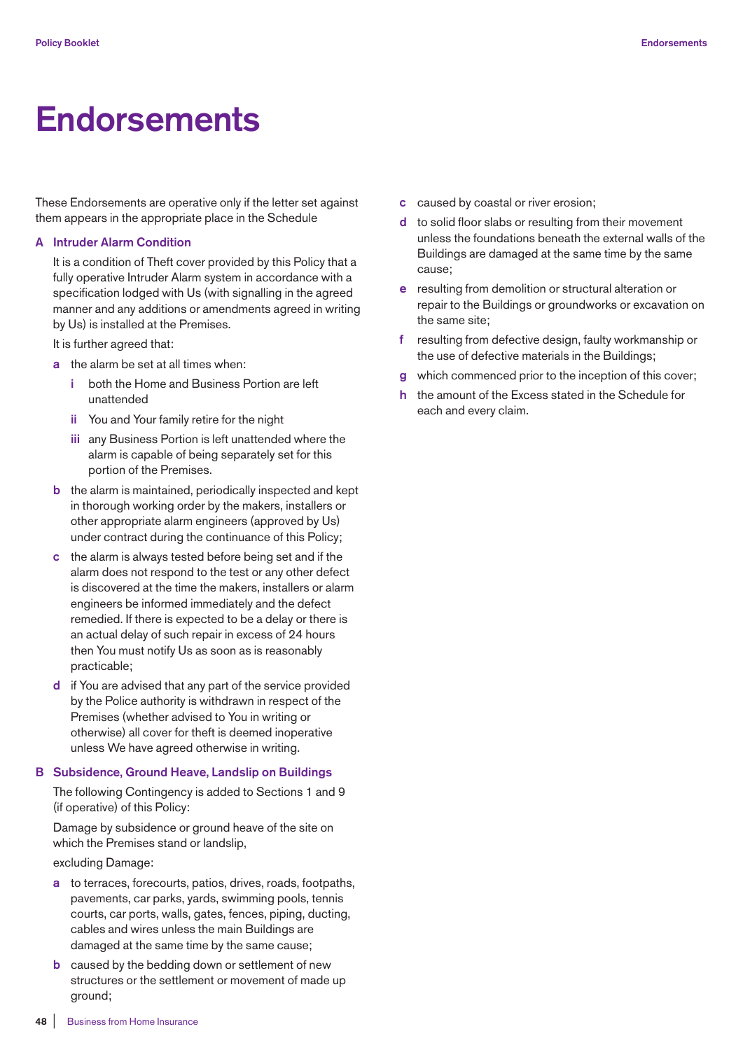# Endorsements

These Endorsements are operative only if the letter set against them appears in the appropriate place in the Schedule

## A Intruder Alarm Condition

It is a condition of Theft cover provided by this Policy that a fully operative Intruder Alarm system in accordance with a specification lodged with Us (with signalling in the agreed manner and any additions or amendments agreed in writing by Us) is installed at the Premises.

It is further agreed that:

- **a** the alarm be set at all times when:
  - **i** both the Home and Business Portion are left unattended
  - **ii** You and Your family retire for the night
  - **iii** any Business Portion is left unattended where the alarm is capable of being separately set for this portion of the Premises.
- **b** the alarm is maintained, periodically inspected and kept in thorough working order by the makers, installers or other appropriate alarm engineers (approved by Us) under contract during the continuance of this Policy;
- **c** the alarm is always tested before being set and if the alarm does not respond to the test or any other defect is discovered at the time the makers, installers or alarm engineers be informed immediately and the defect remedied. If there is expected to be a delay or there is an actual delay of such repair in excess of 24 hours then You must notify Us as soon as is reasonably practicable;
- **d** if You are advised that any part of the service provided by the Police authority is withdrawn in respect of the Premises (whether advised to You in writing or otherwise) all cover for theft is deemed inoperative unless We have agreed otherwise in writing.

## B Subsidence, Ground Heave, Landslip on Buildings

The following Contingency is added to Sections 1 and 9 (if operative) of this Policy:

Damage by subsidence or ground heave of the site on which the Premises stand or landslip,

excluding Damage:

- **a** to terraces, forecourts, patios, drives, roads, footpaths, pavements, car parks, yards, swimming pools, tennis courts, car ports, walls, gates, fences, piping, ducting, cables and wires unless the main Buildings are damaged at the same time by the same cause;
- **b** caused by the bedding down or settlement of new structures or the settlement or movement of made up ground;
- **c** caused by coastal or river erosion;
- **d** to solid floor slabs or resulting from their movement unless the foundations beneath the external walls of the Buildings are damaged at the same time by the same cause;
- **e** resulting from demolition or structural alteration or repair to the Buildings or groundworks or excavation on the same site;
- **f** resulting from defective design, faulty workmanship or the use of defective materials in the Buildings;
- **g** which commenced prior to the inception of this cover;
- **h** the amount of the Excess stated in the Schedule for each and every claim.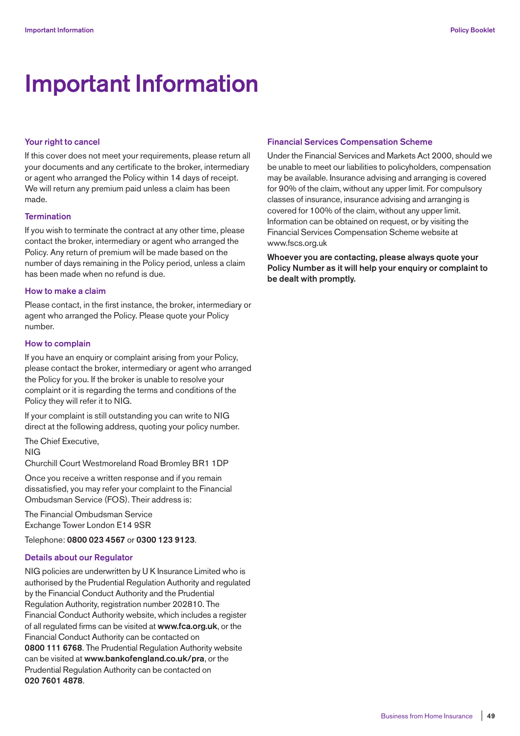# Important Information

### Your right to cancel

If this cover does not meet your requirements, please return all your documents and any certificate to the broker, intermediary or agent who arranged the Policy within 14 days of receipt. We will return any premium paid unless a claim has been made.

### Termination

If you wish to terminate the contract at any other time, please contact the broker, intermediary or agent who arranged the Policy. Any return of premium will be made based on the number of days remaining in the Policy period, unless a claim has been made when no refund is due.

### How to make a claim

Please contact, in the first instance, the broker, intermediary or agent who arranged the Policy. Please quote your Policy number.

### How to complain

If you have an enquiry or complaint arising from your Policy, please contact the broker, intermediary or agent who arranged the Policy for you. If the broker is unable to resolve your complaint or it is regarding the terms and conditions of the Policy they will refer it to NIG.

If your complaint is still outstanding you can write to NIG direct at the following address, quoting your policy number.

The Chief Executive,
NIG
Churchill Court Westmoreland Road Bromley BR1 1DP

Once you receive a written response and if you remain dissatisfied, you may refer your complaint to the Financial Ombudsman Service (FOS). Their address is:

The Financial Ombudsman Service
Exchange Tower London E14 9SR

Telephone: **0800 023 4567** or **0300 123 9123**.

### Details about our Regulator

NIG policies are underwritten by U K Insurance Limited who is authorised by the Prudential Regulation Authority and regulated by the Financial Conduct Authority and the Prudential Regulation Authority, registration number 202810. The Financial Conduct Authority website, which includes a register of all regulated firms can be visited at **www.fca.org.uk**, or the Financial Conduct Authority can be contacted on **0800 111 6768**. The Prudential Regulation Authority website can be visited at **www.bankofengland.co.uk/pra**, or the Prudential Regulation Authority can be contacted on **020 7601 4878**.

### Financial Services Compensation Scheme

Under the Financial Services and Markets Act 2000, should we be unable to meet our liabilities to policyholders, compensation may be available. Insurance advising and arranging is covered for 90% of the claim, without any upper limit. For compulsory classes of insurance, insurance advising and arranging is covered for 100% of the claim, without any upper limit. Information can be obtained on request, or by visiting the Financial Services Compensation Scheme website at www.fscs.org.uk

**Whoever you are contacting, please always quote your Policy Number as it will help your enquiry or complaint to be dealt with promptly.**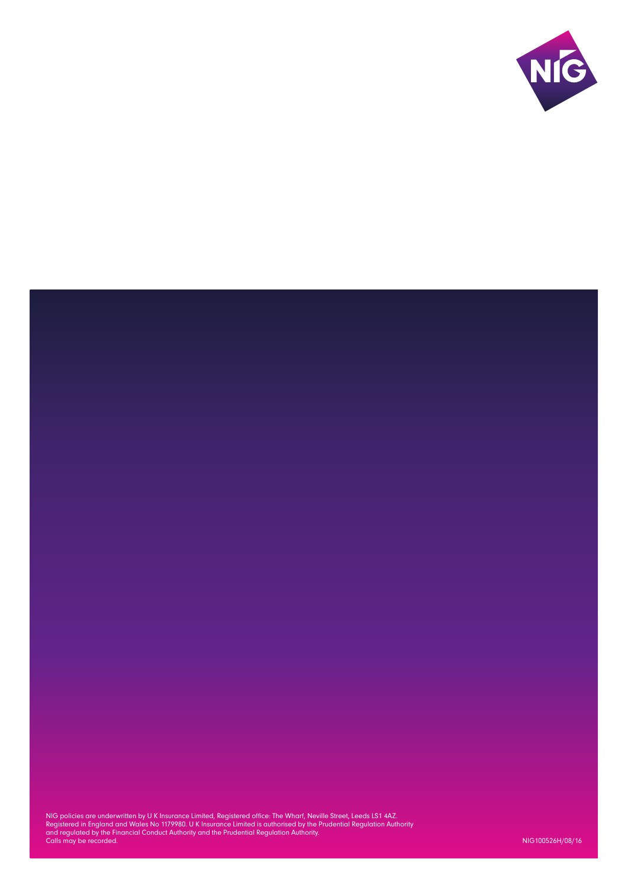NIG policies are underwritten by U K Insurance Limited, Registered office: The Wharf, Neville Street, Leeds LS1 4AZ.
Registered in England and Wales No 1179980. U K Insurance Limited is authorised by the Prudential Regulation Authority
and regulated by the Financial Conduct Authority and the Prudential Regulation Authority.
Calls may be recorded.

NIG100526H/08/16